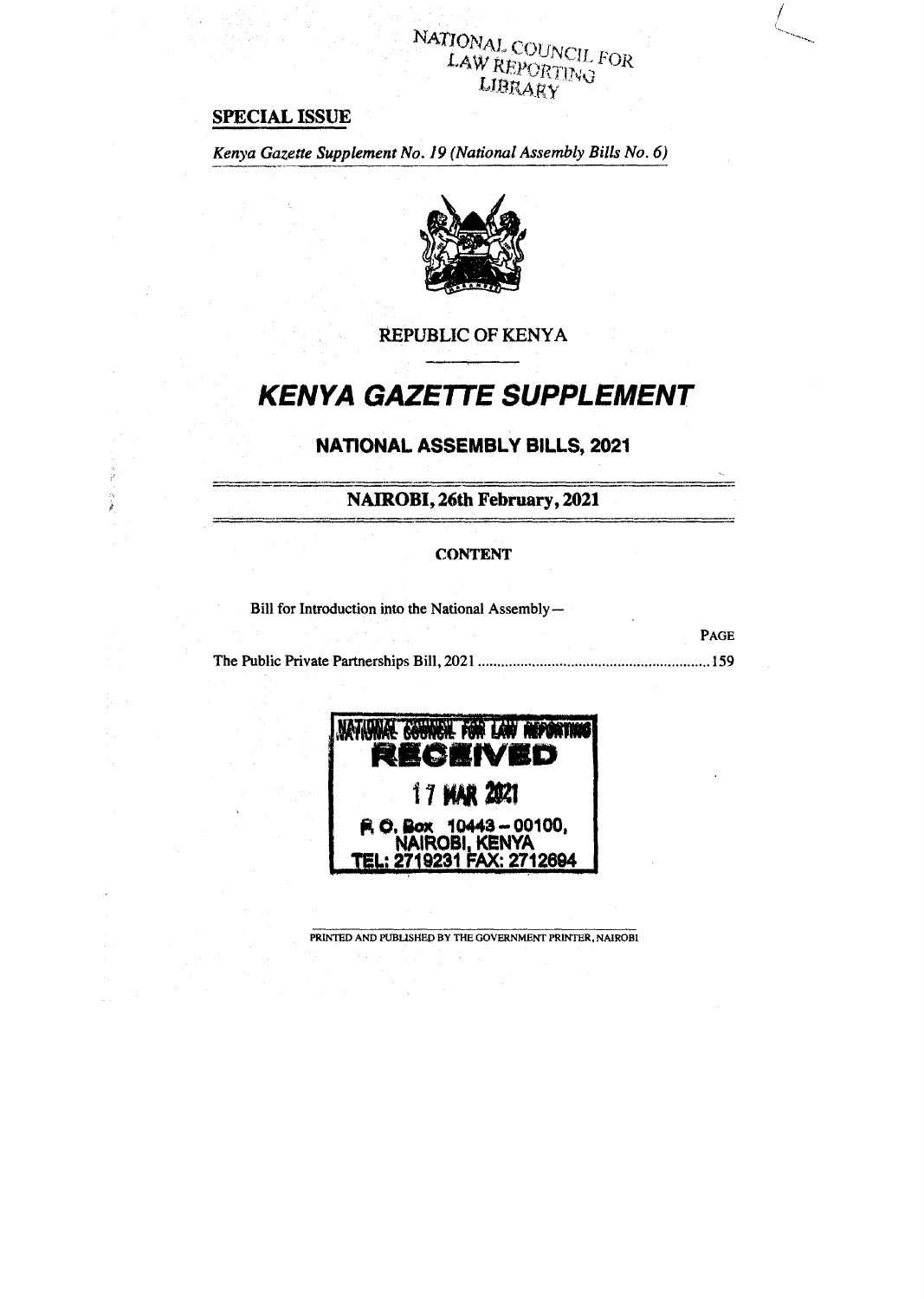NATIONAL COUNCIL FOR LAW REPORTING LIBRARY

**SPECIAL ISSUE**

*Kenya Gazette Supplement No. 19 (National Assembly Bills No. 6)*

REPUBLIC OF KENYA

# KENYA GAZETTE SUPPLEMENT

## NATIONAL ASSEMBLY BILLS, 2021

### NAIROBI, 26th February, 2021

#### CONTENT

Bill for Introduction into the National Assembly—

| | PAGE |
|---|---|
| The Public Private Partnerships Bill, 2021 | 159 |

NATIONAL COUNCIL FOR LAW REPORTING
RECEIVED
17 MAR 2021
P. O. Box 10443 – 00100,
NAIROBI, KENYA
TEL: 2719231 FAX: 2712694

PRINTED AND PUBLISHED BY THE GOVERNMENT PRINTER, NAIROBI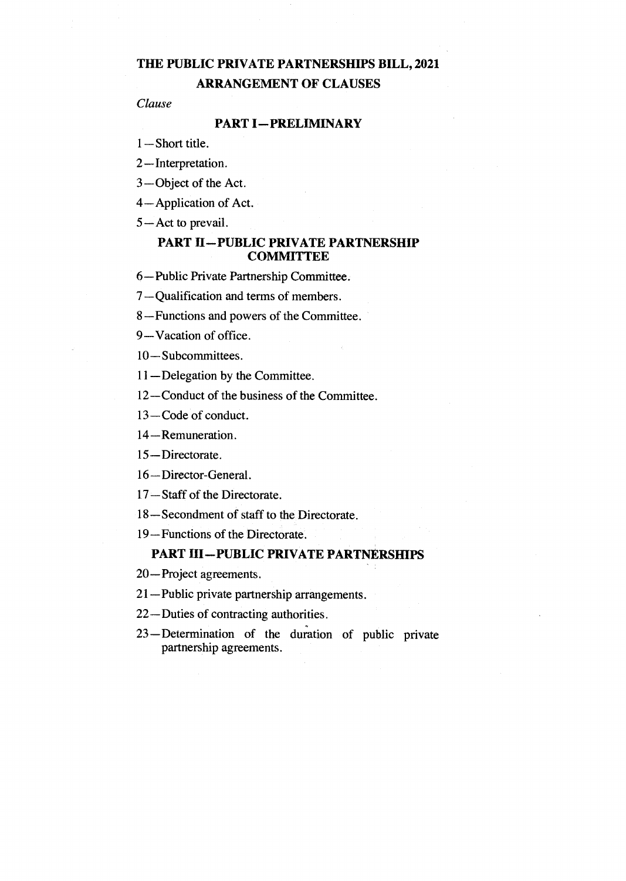# THE PUBLIC PRIVATE PARTNERSHIPS BILL, 2021

## ARRANGEMENT OF CLAUSES

*Clause*

### PART I—PRELIMINARY

1—Short title.

2—Interpretation.

3—Object of the Act.

4—Application of Act.

5—Act to prevail.

### PART II—PUBLIC PRIVATE PARTNERSHIP COMMITTEE

6—Public Private Partnership Committee.

7—Qualification and terms of members.

8—Functions and powers of the Committee.

9—Vacation of office.

10—Subcommittees.

11—Delegation by the Committee.

12—Conduct of the business of the Committee.

13—Code of conduct.

14—Remuneration.

15—Directorate.

16—Director-General.

17—Staff of the Directorate.

18—Secondment of staff to the Directorate.

19—Functions of the Directorate.

### PART III—PUBLIC PRIVATE PARTNERSHIPS

20—Project agreements.

21—Public private partnership arrangements.

22—Duties of contracting authorities.

23—Determination of the duration of public private partnership agreements.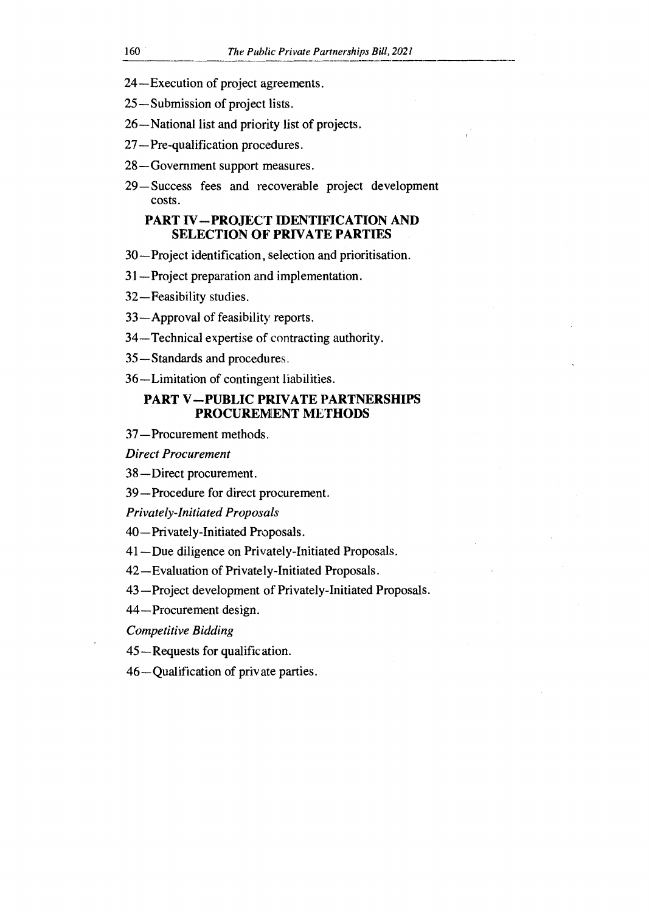24—Execution of project agreements.

25—Submission of project lists.

26—National list and priority list of projects.

27—Pre-qualification procedures.

28—Government support measures.

29—Success fees and recoverable project development costs.

## PART IV—PROJECT IDENTIFICATION AND SELECTION OF PRIVATE PARTIES

30—Project identification, selection and prioritisation.

31—Project preparation and implementation.

32—Feasibility studies.

33—Approval of feasibility reports.

34—Technical expertise of contracting authority.

35—Standards and procedures.

36—Limitation of contingent liabilities.

## PART V—PUBLIC PRIVATE PARTNERSHIPS PROCUREMENT METHODS

37—Procurement methods.

*Direct Procurement*

38—Direct procurement.

39—Procedure for direct procurement.

*Privately-Initiated Proposals*

40—Privately-Initiated Proposals.

41—Due diligence on Privately-Initiated Proposals.

42—Evaluation of Privately-Initiated Proposals.

43—Project development of Privately-Initiated Proposals.

44—Procurement design.

*Competitive Bidding*

45—Requests for qualification.

46—Qualification of private parties.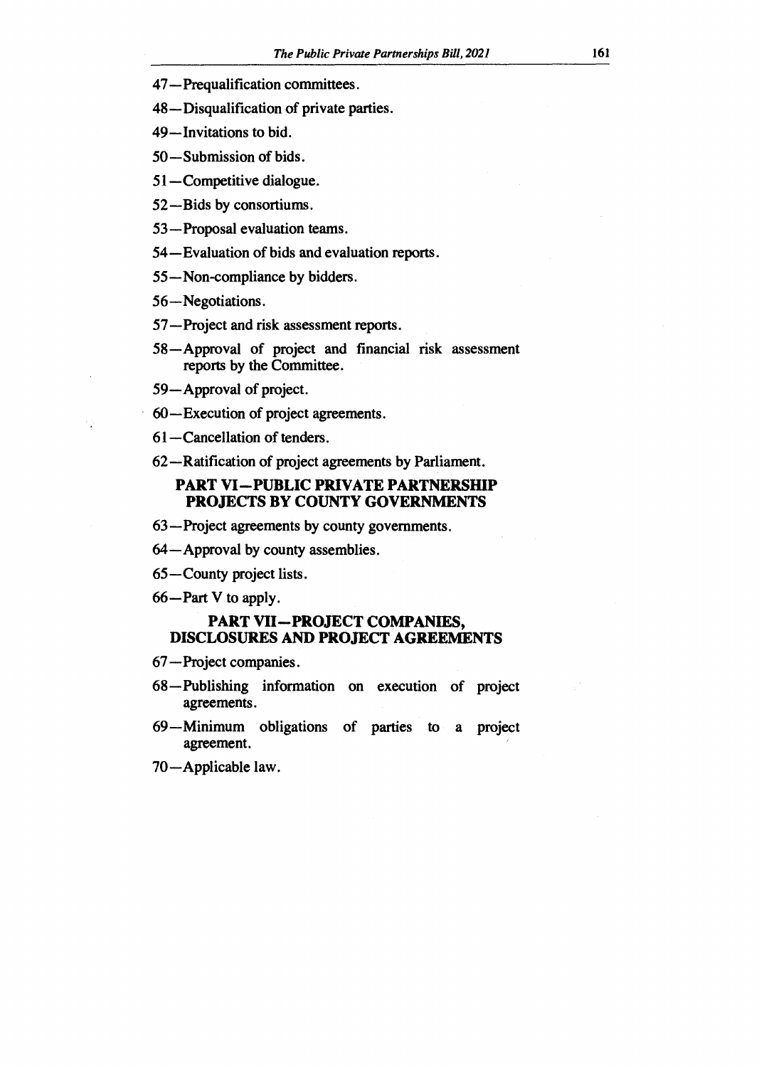47—Prequalification committees.

48—Disqualification of private parties.

49—Invitations to bid.

50—Submission of bids.

51—Competitive dialogue.

52—Bids by consortiums.

53—Proposal evaluation teams.

54—Evaluation of bids and evaluation reports.

55—Non-compliance by bidders.

56—Negotiations.

57—Project and risk assessment reports.

58—Approval of project and financial risk assessment reports by the Committee.

59—Approval of project.

60—Execution of project agreements.

61—Cancellation of tenders.

62—Ratification of project agreements by Parliament.

## PART VI—PUBLIC PRIVATE PARTNERSHIP PROJECTS BY COUNTY GOVERNMENTS

63—Project agreements by county governments.

64—Approval by county assemblies.

65—County project lists.

66—Part V to apply.

## PART VII—PROJECT COMPANIES, DISCLOSURES AND PROJECT AGREEMENTS

67—Project companies.

68—Publishing information on execution of project agreements.

69—Minimum obligations of parties to a project agreement.

70—Applicable law.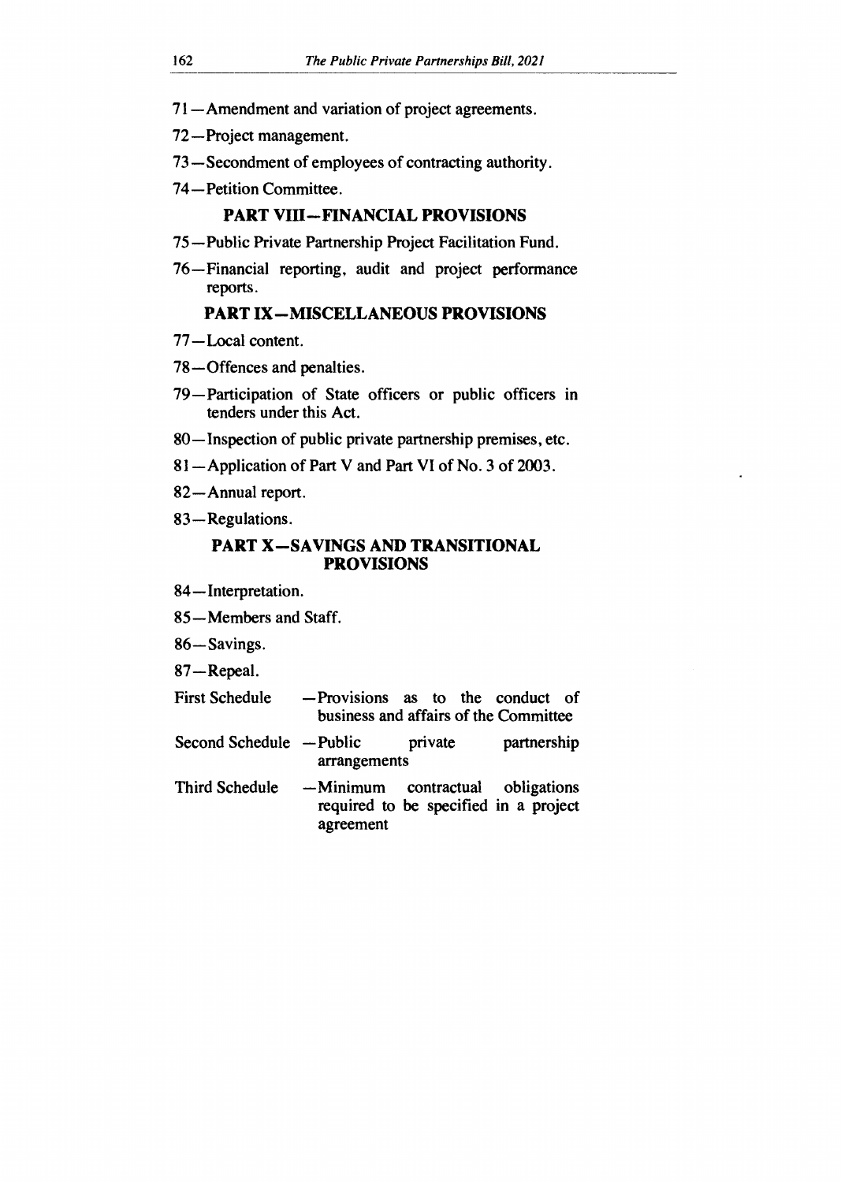71—Amendment and variation of project agreements.

72—Project management.

73—Secondment of employees of contracting authority.

74—Petition Committee.

## PART VIII—FINANCIAL PROVISIONS

75—Public Private Partnership Project Facilitation Fund.

76—Financial reporting, audit and project performance reports.

## PART IX—MISCELLANEOUS PROVISIONS

77—Local content.

78—Offences and penalties.

79—Participation of State officers or public officers in tenders under this Act.

80—Inspection of public private partnership premises, etc.

81—Application of Part V and Part VI of No. 3 of 2003.

82—Annual report.

83—Regulations.

## PART X—SAVINGS AND TRANSITIONAL PROVISIONS

84—Interpretation.

85—Members and Staff.

86—Savings.

87—Repeal.

| | |
|---|---|
| First Schedule | —Provisions as to the conduct of business and affairs of the Committee |
| Second Schedule | —Public private partnership arrangements |
| Third Schedule | —Minimum contractual obligations required to be specified in a project agreement |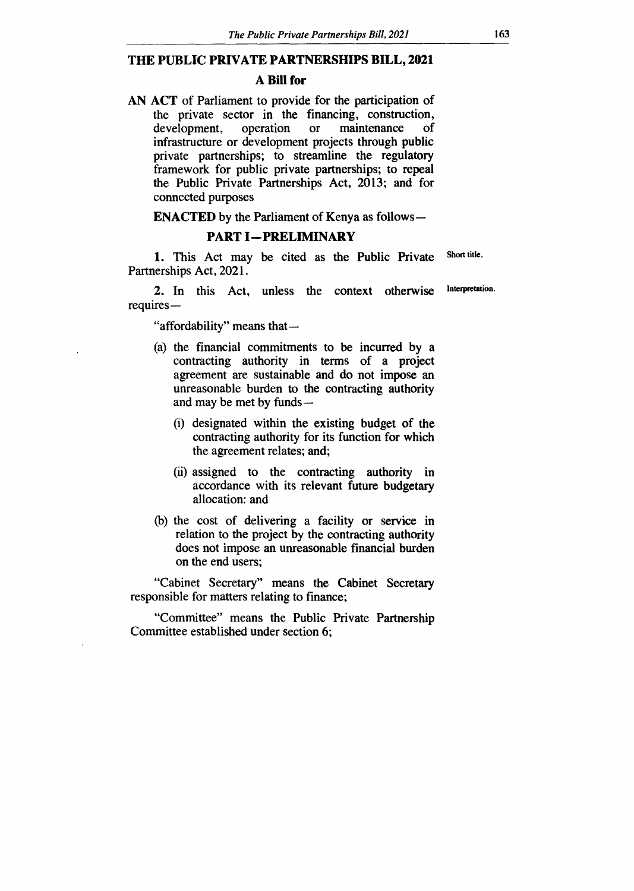# THE PUBLIC PRIVATE PARTNERSHIPS BILL, 2021

## A Bill for

**AN ACT** of Parliament to provide for the participation of the private sector in the financing, construction, development, operation or maintenance of infrastructure or development projects through public private partnerships; to streamline the regulatory framework for public private partnerships; to repeal the Public Private Partnerships Act, 2013; and for connected purposes

**ENACTED** by the Parliament of Kenya as follows—

## PART I—PRELIMINARY

**1.** This Act may be cited as the Public Private Partnerships Act, 2021. *Short title.*

**2.** In this Act, unless the context otherwise requires— *Interpretation.*

"affordability" means that—

(a) the financial commitments to be incurred by a contracting authority in terms of a project agreement are sustainable and do not impose an unreasonable burden to the contracting authority and may be met by funds—

  (i) designated within the existing budget of the contracting authority for its function for which the agreement relates; and;

  (ii) assigned to the contracting authority in accordance with its relevant future budgetary allocation: and

(b) the cost of delivering a facility or service in relation to the project by the contracting authority does not impose an unreasonable financial burden on the end users;

"Cabinet Secretary" means the Cabinet Secretary responsible for matters relating to finance;

"Committee" means the Public Private Partnership Committee established under section 6;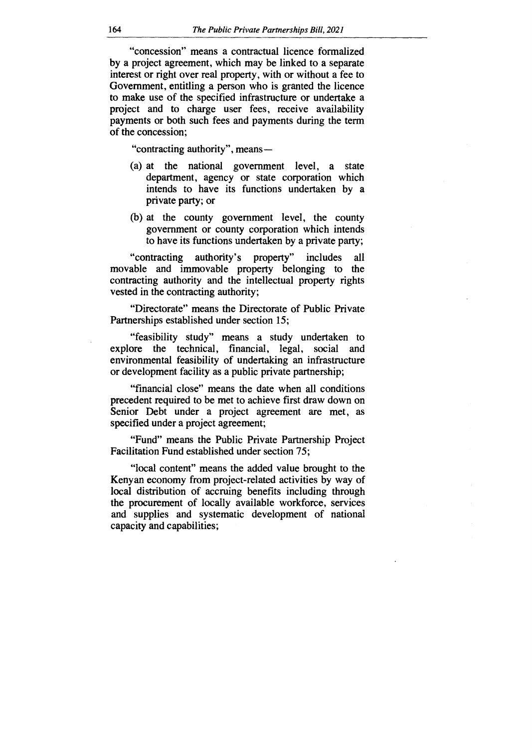"concession" means a contractual licence formalized by a project agreement, which may be linked to a separate interest or right over real property, with or without a fee to Government, entitling a person who is granted the licence to make use of the specified infrastructure or undertake a project and to charge user fees, receive availability payments or both such fees and payments during the term of the concession;

"contracting authority", means—

(a) at the national government level, a state department, agency or state corporation which intends to have its functions undertaken by a private party; or

(b) at the county government level, the county government or county corporation which intends to have its functions undertaken by a private party;

"contracting authority's property" includes all movable and immovable property belonging to the contracting authority and the intellectual property rights vested in the contracting authority;

"Directorate" means the Directorate of Public Private Partnerships established under section 15;

"feasibility study" means a study undertaken to explore the technical, financial, legal, social and environmental feasibility of undertaking an infrastructure or development facility as a public private partnership;

"financial close" means the date when all conditions precedent required to be met to achieve first draw down on Senior Debt under a project agreement are met, as specified under a project agreement;

"Fund" means the Public Private Partnership Project Facilitation Fund established under section 75;

"local content" means the added value brought to the Kenyan economy from project-related activities by way of local distribution of accruing benefits including through the procurement of locally available workforce, services and supplies and systematic development of national capacity and capabilities;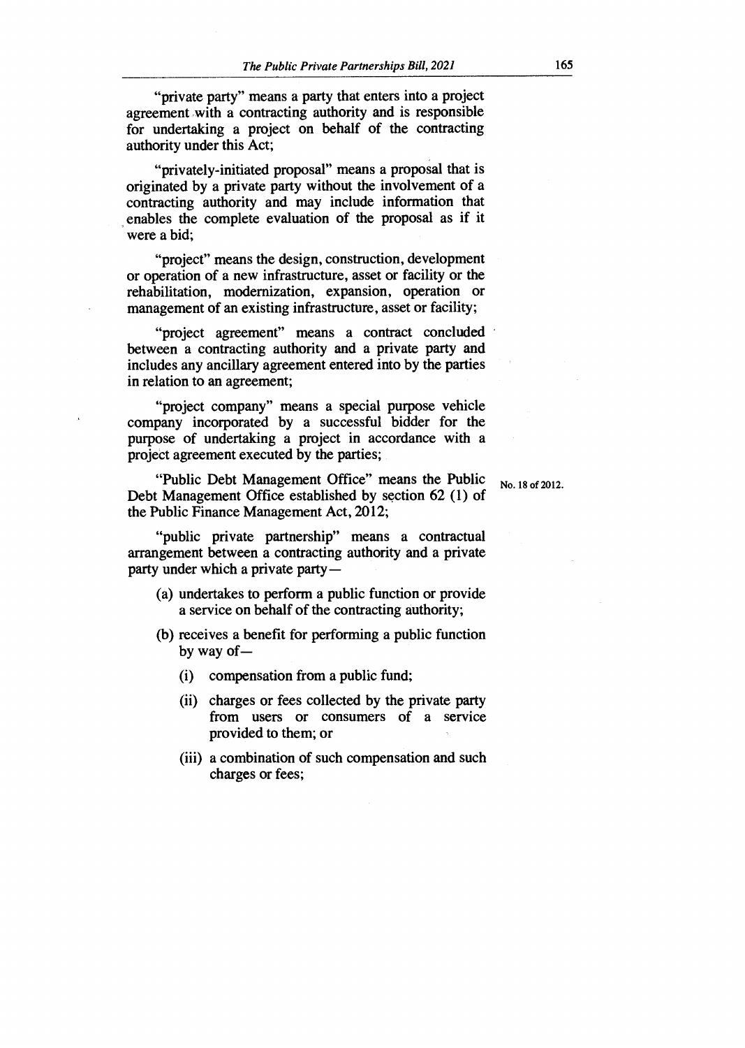"private party" means a party that enters into a project agreement with a contracting authority and is responsible for undertaking a project on behalf of the contracting authority under this Act;

"privately-initiated proposal" means a proposal that is originated by a private party without the involvement of a contracting authority and may include information that enables the complete evaluation of the proposal as if it were a bid;

"project" means the design, construction, development or operation of a new infrastructure, asset or facility or the rehabilitation, modernization, expansion, operation or management of an existing infrastructure, asset or facility;

"project agreement" means a contract concluded between a contracting authority and a private party and includes any ancillary agreement entered into by the parties in relation to an agreement;

"project company" means a special purpose vehicle company incorporated by a successful bidder for the purpose of undertaking a project in accordance with a project agreement executed by the parties;

"Public Debt Management Office" means the Public Debt Management Office established by section 62 (1) of the Public Finance Management Act, 2012;

No. 18 of 2012.

"public private partnership" means a contractual arrangement between a contracting authority and a private party under which a private party—

(a) undertakes to perform a public function or provide a service on behalf of the contracting authority;

(b) receives a benefit for performing a public function by way of—

(i) compensation from a public fund;

(ii) charges or fees collected by the private party from users or consumers of a service provided to them; or

(iii) a combination of such compensation and such charges or fees;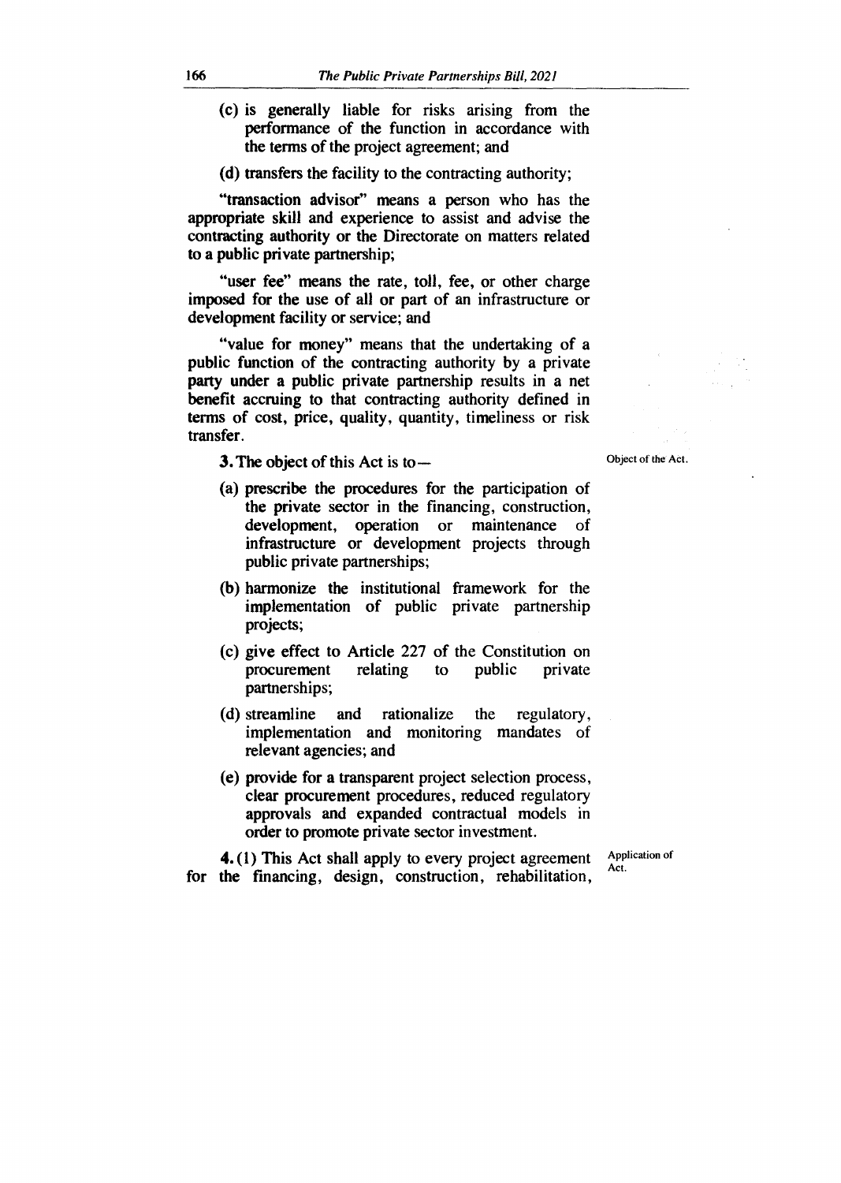(c) is generally liable for risks arising from the performance of the function in accordance with the terms of the project agreement; and

(d) transfers the facility to the contracting authority;

"transaction advisor" means a person who has the appropriate skill and experience to assist and advise the contracting authority or the Directorate on matters related to a public private partnership;

"user fee" means the rate, toll, fee, or other charge imposed for the use of all or part of an infrastructure or development facility or service; and

"value for money" means that the undertaking of a public function of the contracting authority by a private party under a public private partnership results in a net benefit accruing to that contracting authority defined in terms of cost, price, quality, quantity, timeliness or risk transfer.

Object of the Act.

**3.** The object of this Act is to—

(a) prescribe the procedures for the participation of the private sector in the financing, construction, development, operation or maintenance of infrastructure or development projects through public private partnerships;

(b) harmonize the institutional framework for the implementation of public private partnership projects;

(c) give effect to Article 227 of the Constitution on procurement relating to public private partnerships;

(d) streamline and rationalize the regulatory, implementation and monitoring mandates of relevant agencies; and

(e) provide for a transparent project selection process, clear procurement procedures, reduced regulatory approvals and expanded contractual models in order to promote private sector investment.

Application of Act.

**4.** (1) This Act shall apply to every project agreement for the financing, design, construction, rehabilitation,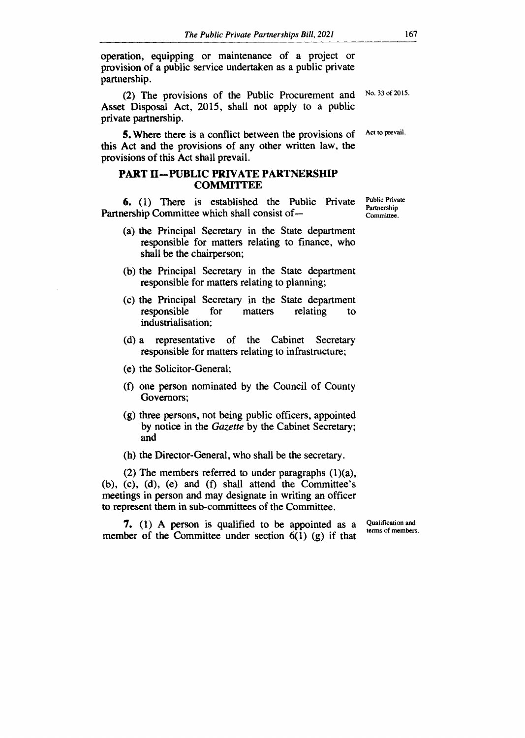operation, equipping or maintenance of a project or provision of a public service undertaken as a public private partnership.

(2) The provisions of the Public Procurement and Asset Disposal Act, 2015, shall not apply to a public private partnership.

No. 33 of 2015.

Act to prevail.

**5.** Where there is a conflict between the provisions of this Act and the provisions of any other written law, the provisions of this Act shall prevail.

## PART II—PUBLIC PRIVATE PARTNERSHIP COMMITTEE

Public Private Partnership Committee.

**6.** (1) There is established the Public Private Partnership Committee which shall consist of—

(a) the Principal Secretary in the State department responsible for matters relating to finance, who shall be the chairperson;

(b) the Principal Secretary in the State department responsible for matters relating to planning;

(c) the Principal Secretary in the State department responsible for matters relating to industrialisation;

(d) a representative of the Cabinet Secretary responsible for matters relating to infrastructure;

(e) the Solicitor-General;

(f) one person nominated by the Council of County Governors;

(g) three persons, not being public officers, appointed by notice in the *Gazette* by the Cabinet Secretary; and

(h) the Director-General, who shall be the secretary.

(2) The members referred to under paragraphs (1)(a), (b), (c), (d), (e) and (f) shall attend the Committee's meetings in person and may designate in writing an officer to represent them in sub-committees of the Committee.

Qualification and terms of members.

**7.** (1) A person is qualified to be appointed as a member of the Committee under section 6(1) (g) if that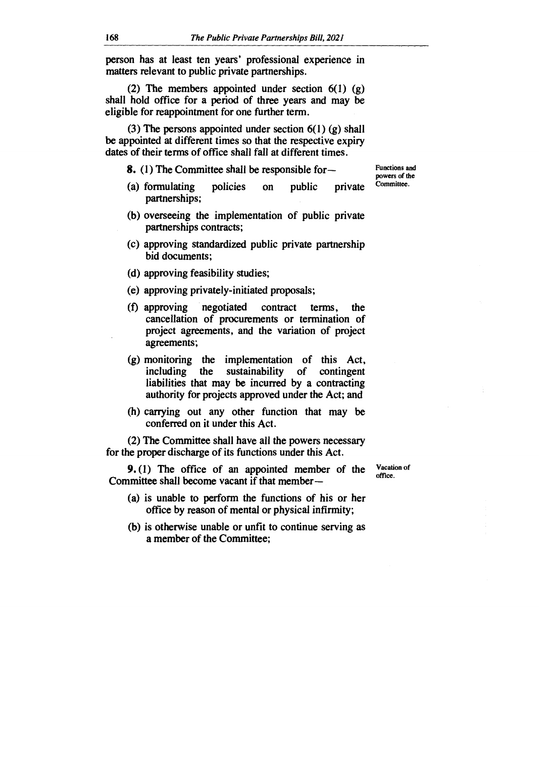person has at least ten years' professional experience in matters relevant to public private partnerships.

(2) The members appointed under section 6(1) (g) shall hold office for a period of three years and may be eligible for reappointment for one further term.

(3) The persons appointed under section 6(1) (g) shall be appointed at different times so that the respective expiry dates of their terms of office shall fall at different times.

**Functions and powers of the Committee.**

**8.** (1) The Committee shall be responsible for—

(a) formulating policies on public private partnerships;

(b) overseeing the implementation of public private partnerships contracts;

(c) approving standardized public private partnership bid documents;

(d) approving feasibility studies;

(e) approving privately-initiated proposals;

(f) approving negotiated contract terms, the cancellation of procurements or termination of project agreements, and the variation of project agreements;

(g) monitoring the implementation of this Act, including the sustainability of contingent liabilities that may be incurred by a contracting authority for projects approved under the Act; and

(h) carrying out any other function that may be conferred on it under this Act.

(2) The Committee shall have all the powers necessary for the proper discharge of its functions under this Act.

**Vacation of office.**

**9.** (1) The office of an appointed member of the Committee shall become vacant if that member—

(a) is unable to perform the functions of his or her office by reason of mental or physical infirmity;

(b) is otherwise unable or unfit to continue serving as a member of the Committee;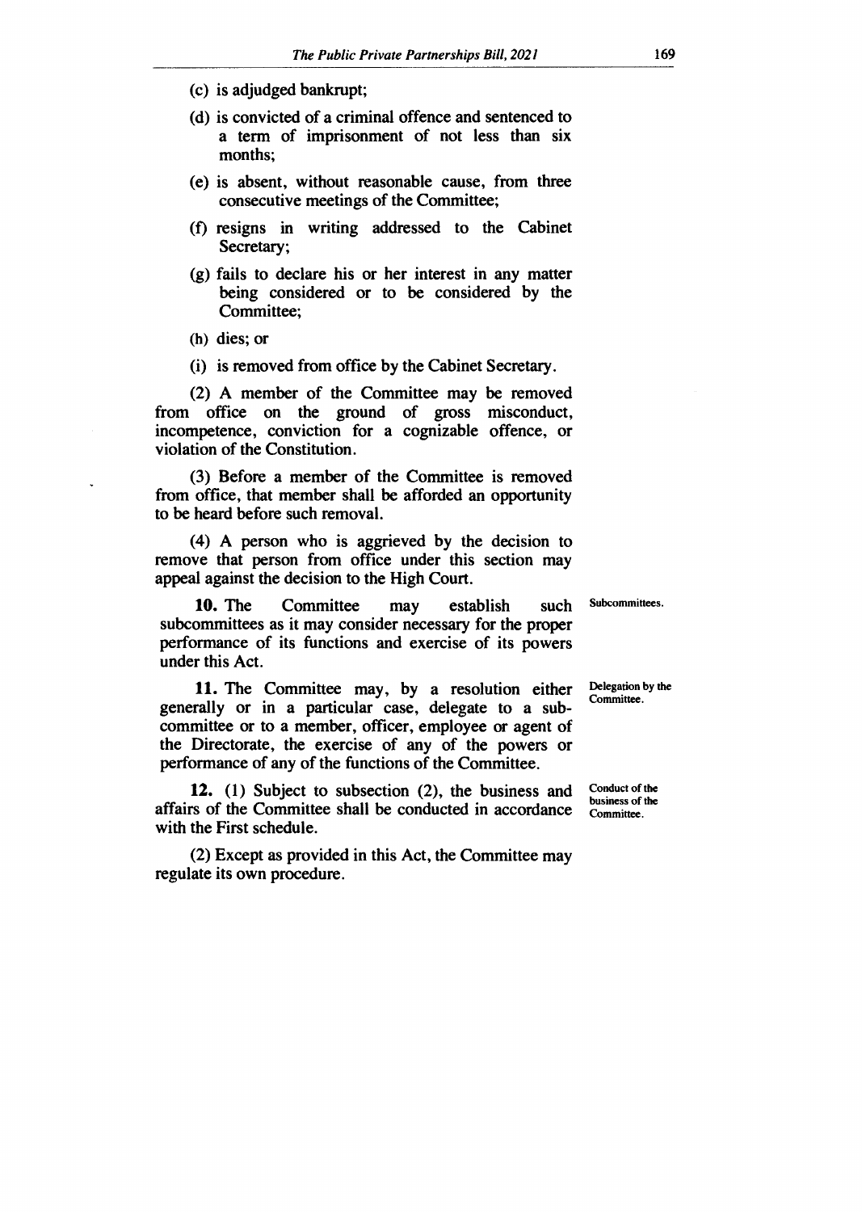(c) is adjudged bankrupt;

(d) is convicted of a criminal offence and sentenced to a term of imprisonment of not less than six months;

(e) is absent, without reasonable cause, from three consecutive meetings of the Committee;

(f) resigns in writing addressed to the Cabinet Secretary;

(g) fails to declare his or her interest in any matter being considered or to be considered by the Committee;

(h) dies; or

(i) is removed from office by the Cabinet Secretary.

(2) A member of the Committee may be removed from office on the ground of gross misconduct, incompetence, conviction for a cognizable offence, or violation of the Constitution.

(3) Before a member of the Committee is removed from office, that member shall be afforded an opportunity to be heard before such removal.

(4) A person who is aggrieved by the decision to remove that person from office under this section may appeal against the decision to the High Court.

**Subcommittees.**

**10.** The Committee may establish such subcommittees as it may consider necessary for the proper performance of its functions and exercise of its powers under this Act.

**Delegation by the Committee.**

**11.** The Committee may, by a resolution either generally or in a particular case, delegate to a sub-committee or to a member, officer, employee or agent of the Directorate, the exercise of any of the powers or performance of any of the functions of the Committee.

**Conduct of the business of the Committee.**

**12.** (1) Subject to subsection (2), the business and affairs of the Committee shall be conducted in accordance with the First schedule.

(2) Except as provided in this Act, the Committee may regulate its own procedure.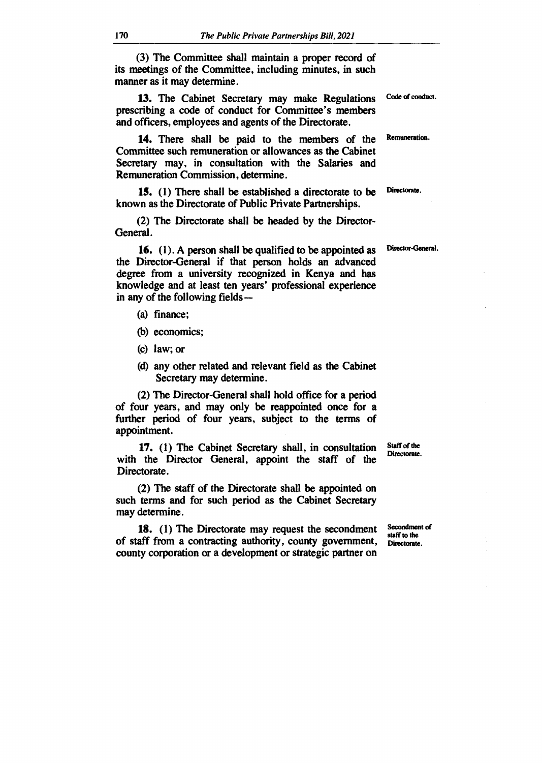(3) The Committee shall maintain a proper record of its meetings of the Committee, including minutes, in such manner as it may determine.

**Code of conduct.**

**13.** The Cabinet Secretary may make Regulations prescribing a code of conduct for Committee's members and officers, employees and agents of the Directorate.

**Remuneration.**

**14.** There shall be paid to the members of the Committee such remuneration or allowances as the Cabinet Secretary may, in consultation with the Salaries and Remuneration Commission, determine.

**Directorate.**

**15.** (1) There shall be established a directorate to be known as the Directorate of Public Private Partnerships.

(2) The Directorate shall be headed by the Director-General.

**Director-General.**

**16.** (1). A person shall be qualified to be appointed as the Director-General if that person holds an advanced degree from a university recognized in Kenya and has knowledge and at least ten years' professional experience in any of the following fields—

(a) finance;

(b) economics;

(c) law; or

(d) any other related and relevant field as the Cabinet Secretary may determine.

(2) The Director-General shall hold office for a period of four years, and may only be reappointed once for a further period of four years, subject to the terms of appointment.

**Staff of the Directorate.**

**17.** (1) The Cabinet Secretary shall, in consultation with the Director General, appoint the staff of the Directorate.

(2) The staff of the Directorate shall be appointed on such terms and for such period as the Cabinet Secretary may determine.

**Secondment of staff to the Directorate.**

**18.** (1) The Directorate may request the secondment of staff from a contracting authority, county government, county corporation or a development or strategic partner on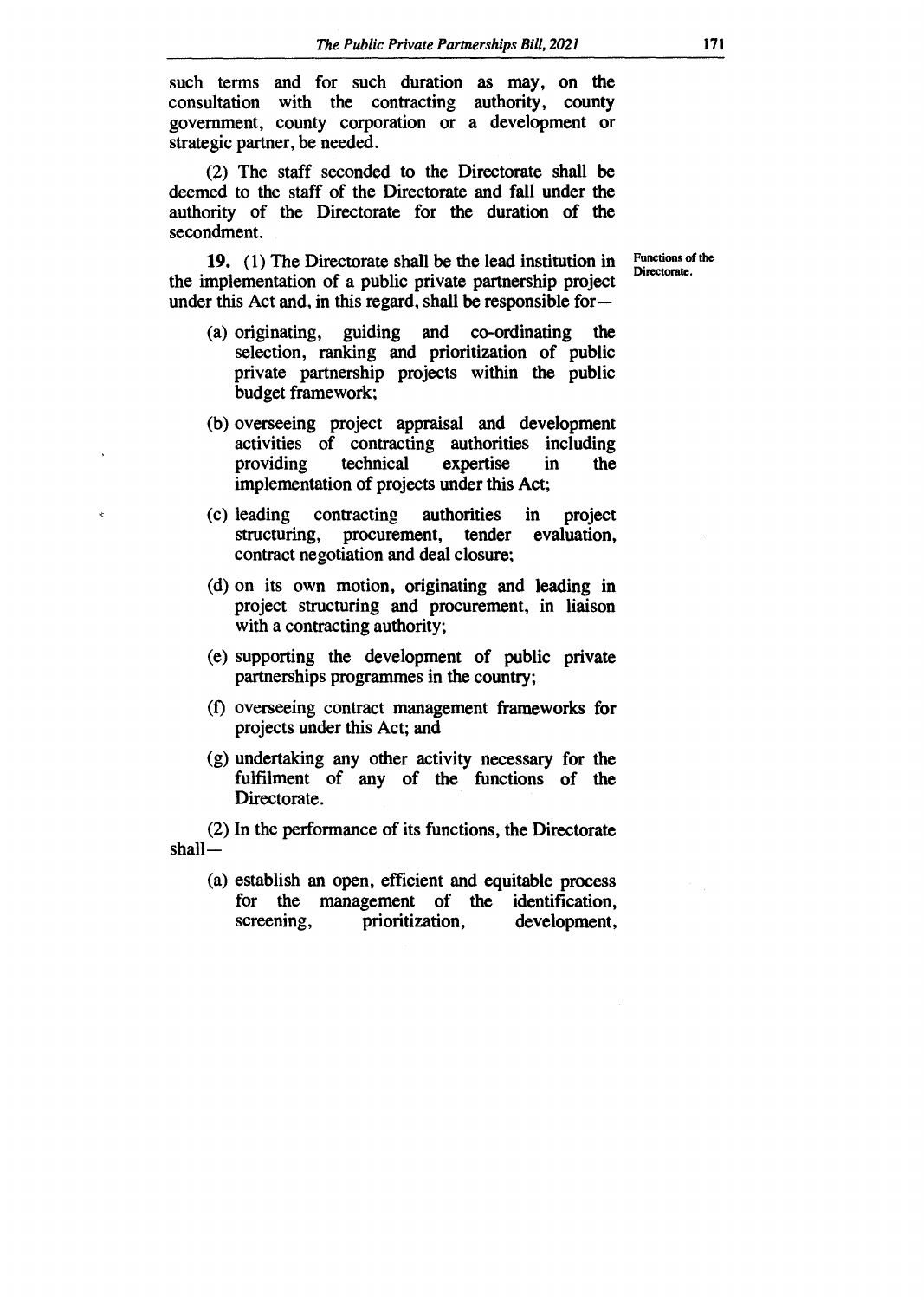such terms and for such duration as may, on the consultation with the contracting authority, county government, county corporation or a development or strategic partner, be needed.

(2) The staff seconded to the Directorate shall be deemed to the staff of the Directorate and fall under the authority of the Directorate for the duration of the secondment.

**Functions of the Directorate.**

**19.** (1) The Directorate shall be the lead institution in the implementation of a public private partnership project under this Act and, in this regard, shall be responsible for—

(a) originating, guiding and co-ordinating the selection, ranking and prioritization of public private partnership projects within the public budget framework;

(b) overseeing project appraisal and development activities of contracting authorities including providing technical expertise in the implementation of projects under this Act;

(c) leading contracting authorities in project structuring, procurement, tender evaluation, contract negotiation and deal closure;

(d) on its own motion, originating and leading in project structuring and procurement, in liaison with a contracting authority;

(e) supporting the development of public private partnerships programmes in the country;

(f) overseeing contract management frameworks for projects under this Act; and

(g) undertaking any other activity necessary for the fulfilment of any of the functions of the Directorate.

(2) In the performance of its functions, the Directorate shall—

(a) establish an open, efficient and equitable process for the management of the identification, screening, prioritization, development,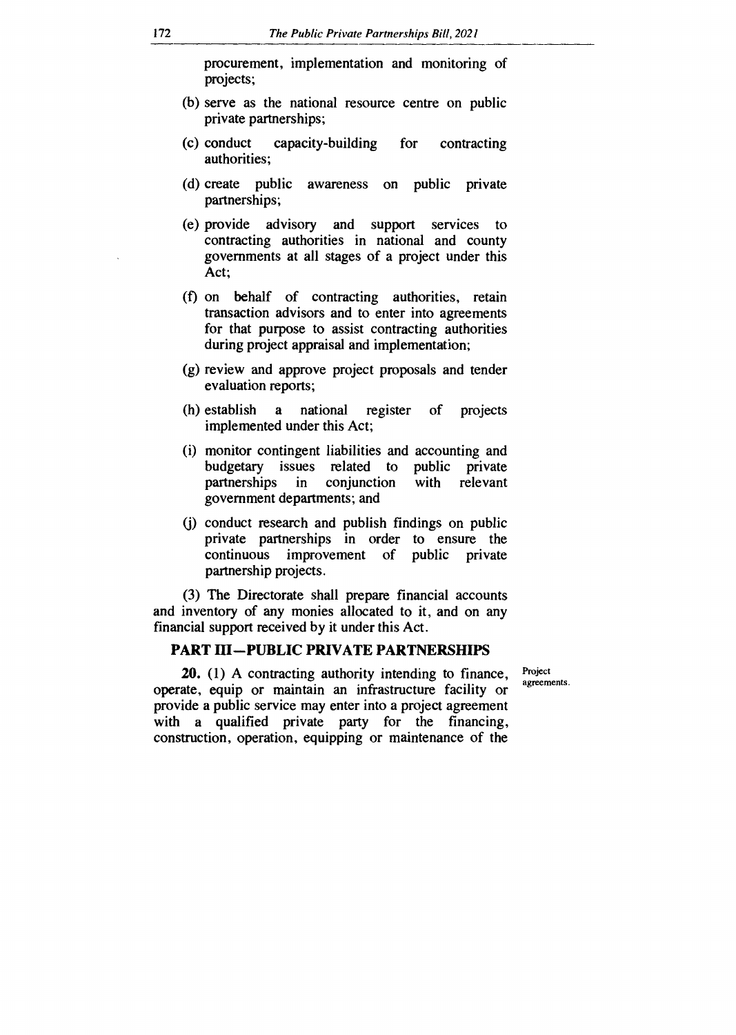procurement, implementation and monitoring of projects;

(b) serve as the national resource centre on public private partnerships;

(c) conduct capacity-building for contracting authorities;

(d) create public awareness on public private partnerships;

(e) provide advisory and support services to contracting authorities in national and county governments at all stages of a project under this Act;

(f) on behalf of contracting authorities, retain transaction advisors and to enter into agreements for that purpose to assist contracting authorities during project appraisal and implementation;

(g) review and approve project proposals and tender evaluation reports;

(h) establish a national register of projects implemented under this Act;

(i) monitor contingent liabilities and accounting and budgetary issues related to public private partnerships in conjunction with relevant government departments; and

(j) conduct research and publish findings on public private partnerships in order to ensure the continuous improvement of public private partnership projects.

(3) The Directorate shall prepare financial accounts and inventory of any monies allocated to it, and on any financial support received by it under this Act.

## PART III—PUBLIC PRIVATE PARTNERSHIPS

Project agreements.

**20.** (1) A contracting authority intending to finance, operate, equip or maintain an infrastructure facility or provide a public service may enter into a project agreement with a qualified private party for the financing, construction, operation, equipping or maintenance of the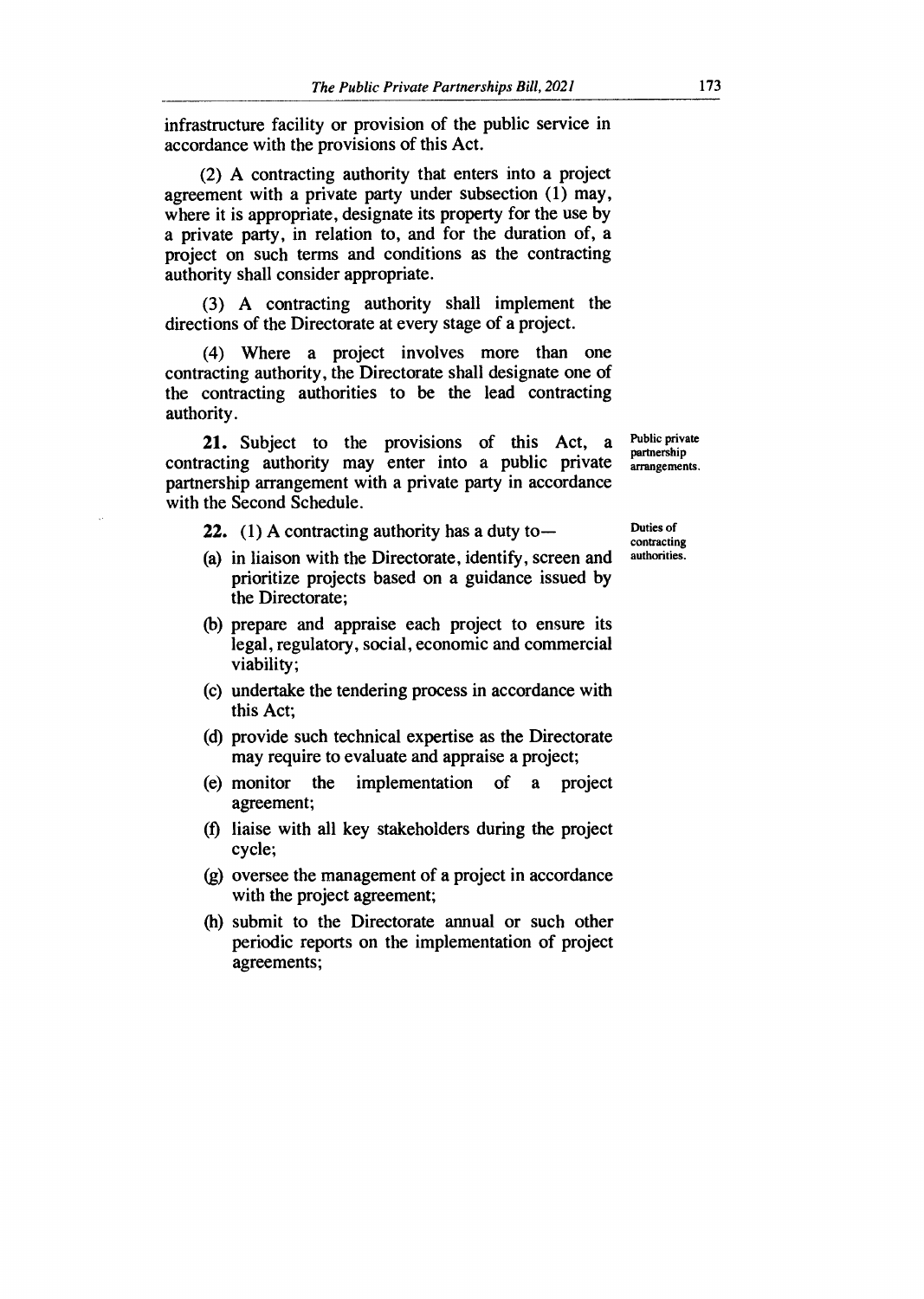infrastructure facility or provision of the public service in accordance with the provisions of this Act.

(2) A contracting authority that enters into a project agreement with a private party under subsection (1) may, where it is appropriate, designate its property for the use by a private party, in relation to, and for the duration of, a project on such terms and conditions as the contracting authority shall consider appropriate.

(3) A contracting authority shall implement the directions of the Directorate at every stage of a project.

(4) Where a project involves more than one contracting authority, the Directorate shall designate one of the contracting authorities to be the lead contracting authority.

Public private partnership arrangements.

**21.** Subject to the provisions of this Act, a contracting authority may enter into a public private partnership arrangement with a private party in accordance with the Second Schedule.

Duties of contracting authorities.

**22.** (1) A contracting authority has a duty to—

(a) in liaison with the Directorate, identify, screen and prioritize projects based on a guidance issued by the Directorate;

(b) prepare and appraise each project to ensure its legal, regulatory, social, economic and commercial viability;

(c) undertake the tendering process in accordance with this Act;

(d) provide such technical expertise as the Directorate may require to evaluate and appraise a project;

(e) monitor the implementation of a project agreement;

(f) liaise with all key stakeholders during the project cycle;

(g) oversee the management of a project in accordance with the project agreement;

(h) submit to the Directorate annual or such other periodic reports on the implementation of project agreements;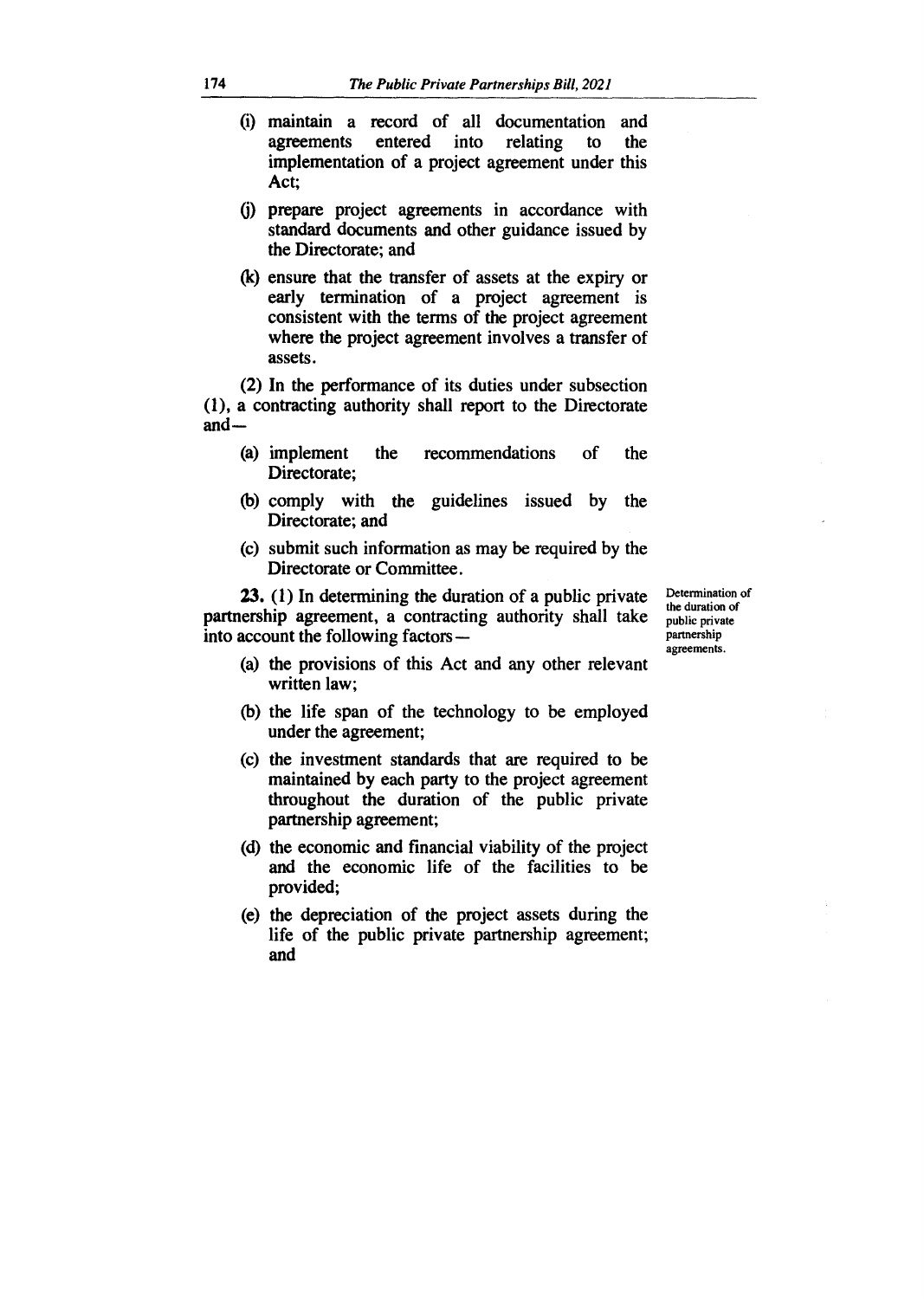(i) maintain a record of all documentation and agreements entered into relating to the implementation of a project agreement under this Act;

(j) prepare project agreements in accordance with standard documents and other guidance issued by the Directorate; and

(k) ensure that the transfer of assets at the expiry or early termination of a project agreement is consistent with the terms of the project agreement where the project agreement involves a transfer of assets.

(2) In the performance of its duties under subsection (1), a contracting authority shall report to the Directorate and—

(a) implement the recommendations of the Directorate;

(b) comply with the guidelines issued by the Directorate; and

(c) submit such information as may be required by the Directorate or Committee.

Determination of the duration of public private partnership agreements.

**23.** (1) In determining the duration of a public private partnership agreement, a contracting authority shall take into account the following factors—

(a) the provisions of this Act and any other relevant written law;

(b) the life span of the technology to be employed under the agreement;

(c) the investment standards that are required to be maintained by each party to the project agreement throughout the duration of the public private partnership agreement;

(d) the economic and financial viability of the project and the economic life of the facilities to be provided;

(e) the depreciation of the project assets during the life of the public private partnership agreement; and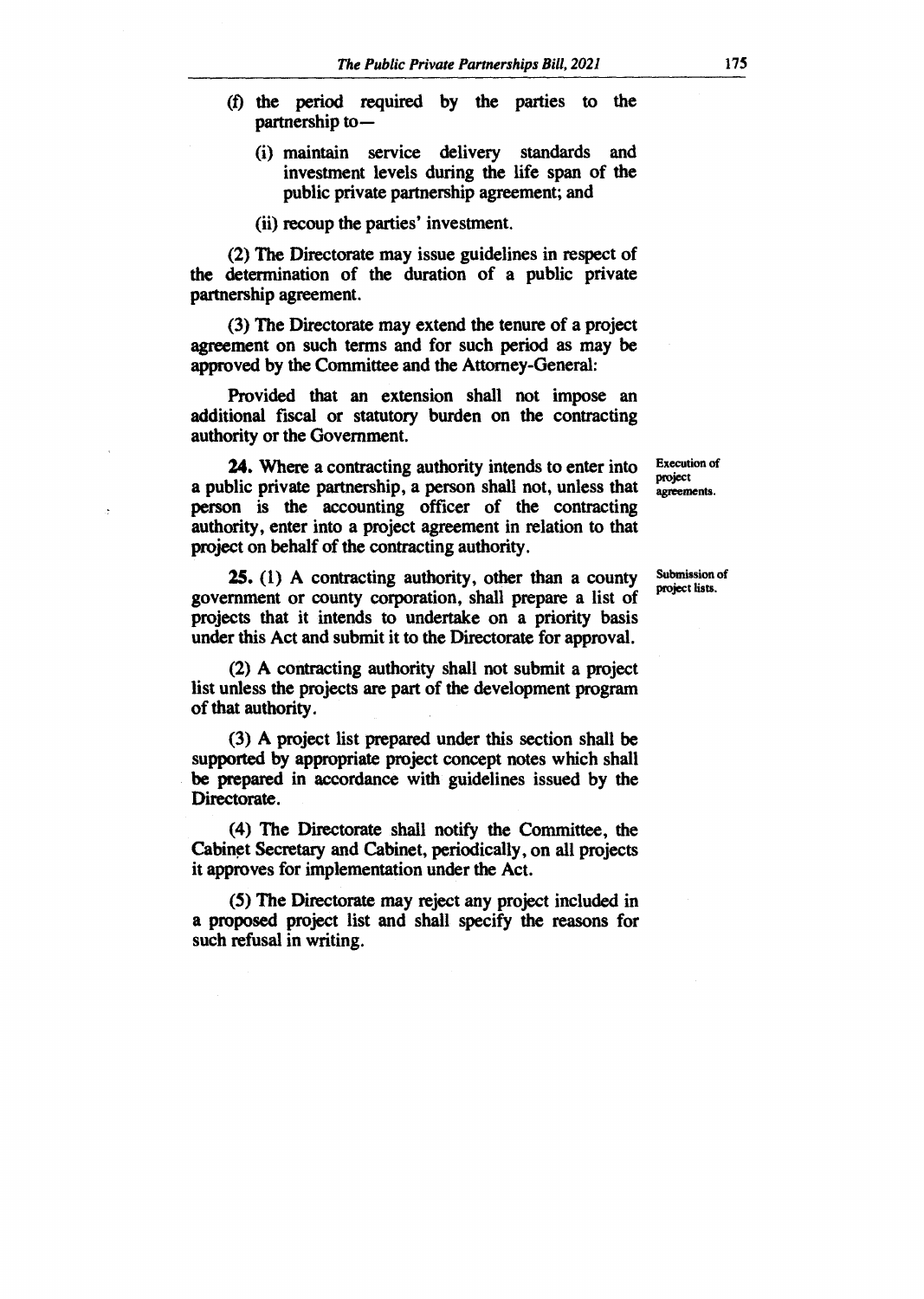(f) the period required by the parties to the partnership to—

(i) maintain service delivery standards and investment levels during the life span of the public private partnership agreement; and

(ii) recoup the parties' investment.

(2) The Directorate may issue guidelines in respect of the determination of the duration of a public private partnership agreement.

(3) The Directorate may extend the tenure of a project agreement on such terms and for such period as may be approved by the Committee and the Attorney-General:

Provided that an extension shall not impose an additional fiscal or statutory burden on the contracting authority or the Government.

**Execution of project agreements.**

**24.** Where a contracting authority intends to enter into a public private partnership, a person shall not, unless that person is the accounting officer of the contracting authority, enter into a project agreement in relation to that project on behalf of the contracting authority.

**Submission of project lists.**

**25.** (1) A contracting authority, other than a county government or county corporation, shall prepare a list of projects that it intends to undertake on a priority basis under this Act and submit it to the Directorate for approval.

(2) A contracting authority shall not submit a project list unless the projects are part of the development program of that authority.

(3) A project list prepared under this section shall be supported by appropriate project concept notes which shall be prepared in accordance with guidelines issued by the Directorate.

(4) The Directorate shall notify the Committee, the Cabinet Secretary and Cabinet, periodically, on all projects it approves for implementation under the Act.

(5) The Directorate may reject any project included in a proposed project list and shall specify the reasons for such refusal in writing.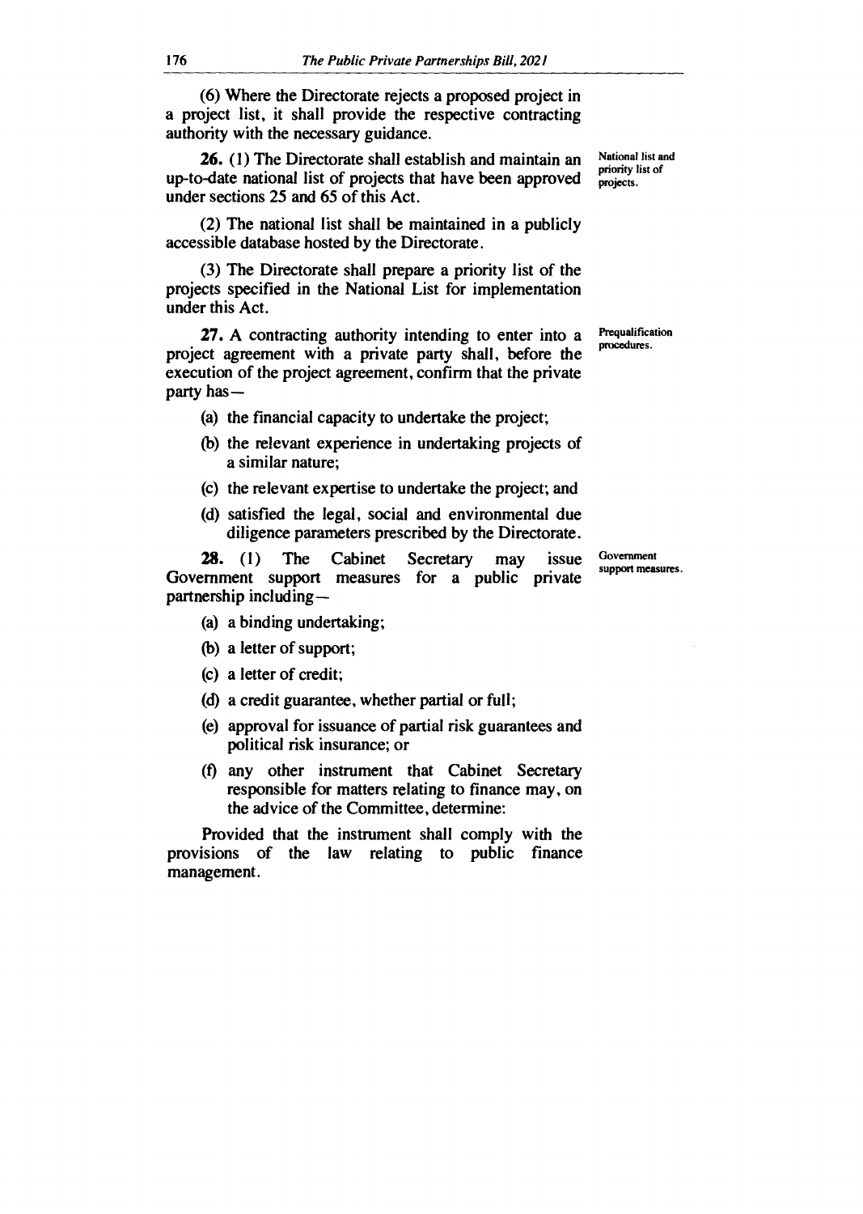(6) Where the Directorate rejects a proposed project in a project list, it shall provide the respective contracting authority with the necessary guidance.

National list and priority list of projects.

**26.** (1) The Directorate shall establish and maintain an up-to-date national list of projects that have been approved under sections 25 and 65 of this Act.

(2) The national list shall be maintained in a publicly accessible database hosted by the Directorate.

(3) The Directorate shall prepare a priority list of the projects specified in the National List for implementation under this Act.

Prequalification procedures.

**27.** A contracting authority intending to enter into a project agreement with a private party shall, before the execution of the project agreement, confirm that the private party has—

(a) the financial capacity to undertake the project;

(b) the relevant experience in undertaking projects of a similar nature;

(c) the relevant expertise to undertake the project; and

(d) satisfied the legal, social and environmental due diligence parameters prescribed by the Directorate.

Government support measures.

**28.** (1) The Cabinet Secretary may issue Government support measures for a public private partnership including—

(a) a binding undertaking;

(b) a letter of support;

(c) a letter of credit;

(d) a credit guarantee, whether partial or full;

(e) approval for issuance of partial risk guarantees and political risk insurance; or

(f) any other instrument that Cabinet Secretary responsible for matters relating to finance may, on the advice of the Committee, determine:

Provided that the instrument shall comply with the provisions of the law relating to public finance management.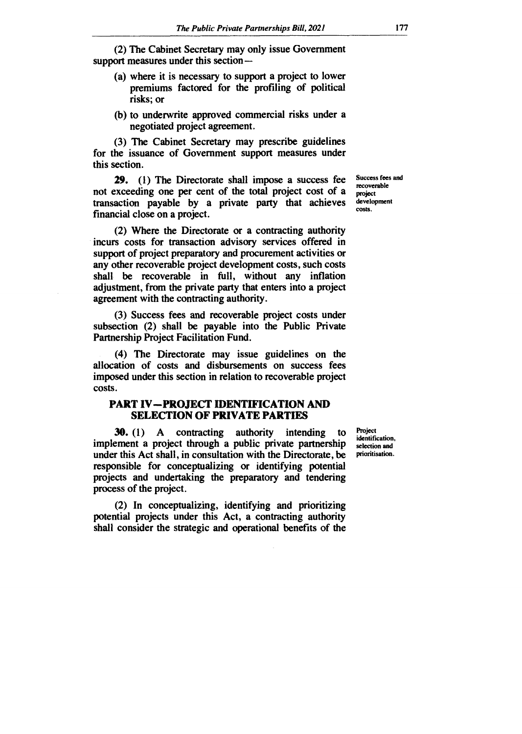(2) The Cabinet Secretary may only issue Government support measures under this section—

(a) where it is necessary to support a project to lower premiums factored for the profiling of political risks; or

(b) to underwrite approved commercial risks under a negotiated project agreement.

(3) The Cabinet Secretary may prescribe guidelines for the issuance of Government support measures under this section.

Success fees and recoverable project development costs.

**29.** (1) The Directorate shall impose a success fee not exceeding one per cent of the total project cost of a transaction payable by a private party that achieves financial close on a project.

(2) Where the Directorate or a contracting authority incurs costs for transaction advisory services offered in support of project preparatory and procurement activities or any other recoverable project development costs, such costs shall be recoverable in full, without any inflation adjustment, from the private party that enters into a project agreement with the contracting authority.

(3) Success fees and recoverable project costs under subsection (2) shall be payable into the Public Private Partnership Project Facilitation Fund.

(4) The Directorate may issue guidelines on the allocation of costs and disbursements on success fees imposed under this section in relation to recoverable project costs.

## PART IV—PROJECT IDENTIFICATION AND SELECTION OF PRIVATE PARTIES

Project identification, selection and prioritisation.

**30.** (1) A contracting authority intending to implement a project through a public private partnership under this Act shall, in consultation with the Directorate, be responsible for conceptualizing or identifying potential projects and undertaking the preparatory and tendering process of the project.

(2) In conceptualizing, identifying and prioritizing potential projects under this Act, a contracting authority shall consider the strategic and operational benefits of the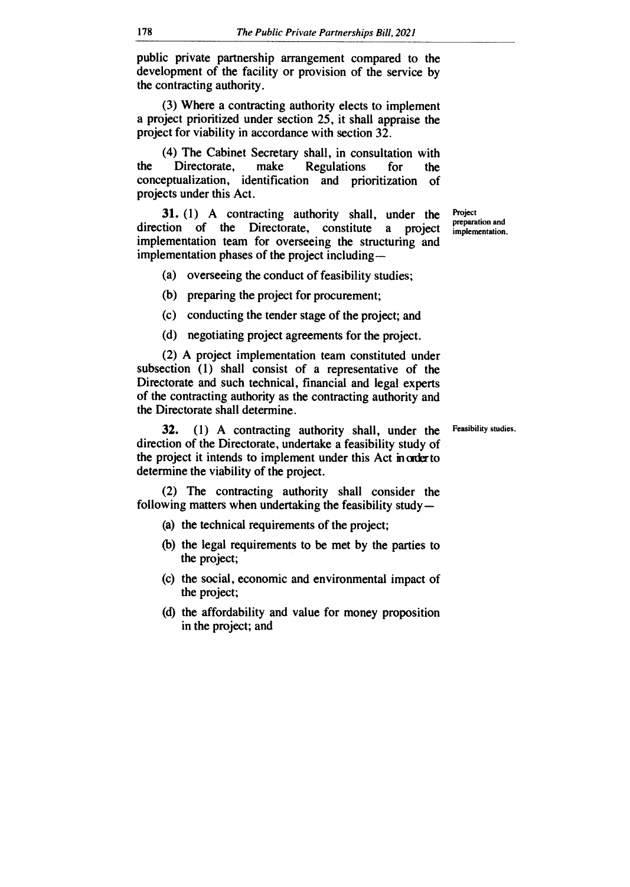public private partnership arrangement compared to the development of the facility or provision of the service by the contracting authority.

(3) Where a contracting authority elects to implement a project prioritized under section 25, it shall appraise the project for viability in accordance with section 32.

(4) The Cabinet Secretary shall, in consultation with the Directorate, make Regulations for the conceptualization, identification and prioritization of projects under this Act.

Project preparation and implementation.

**31.** (1) A contracting authority shall, under the direction of the Directorate, constitute a project implementation team for overseeing the structuring and implementation phases of the project including—

(a) overseeing the conduct of feasibility studies;

(b) preparing the project for procurement;

(c) conducting the tender stage of the project; and

(d) negotiating project agreements for the project.

(2) A project implementation team constituted under subsection (1) shall consist of a representative of the Directorate and such technical, financial and legal experts of the contracting authority as the contracting authority and the Directorate shall determine.

Feasibility studies.

**32.** (1) A contracting authority shall, under the direction of the Directorate, undertake a feasibility study of the project it intends to implement under this Act in order to determine the viability of the project.

(2) The contracting authority shall consider the following matters when undertaking the feasibility study—

(a) the technical requirements of the project;

(b) the legal requirements to be met by the parties to the project;

(c) the social, economic and environmental impact of the project;

(d) the affordability and value for money proposition in the project; and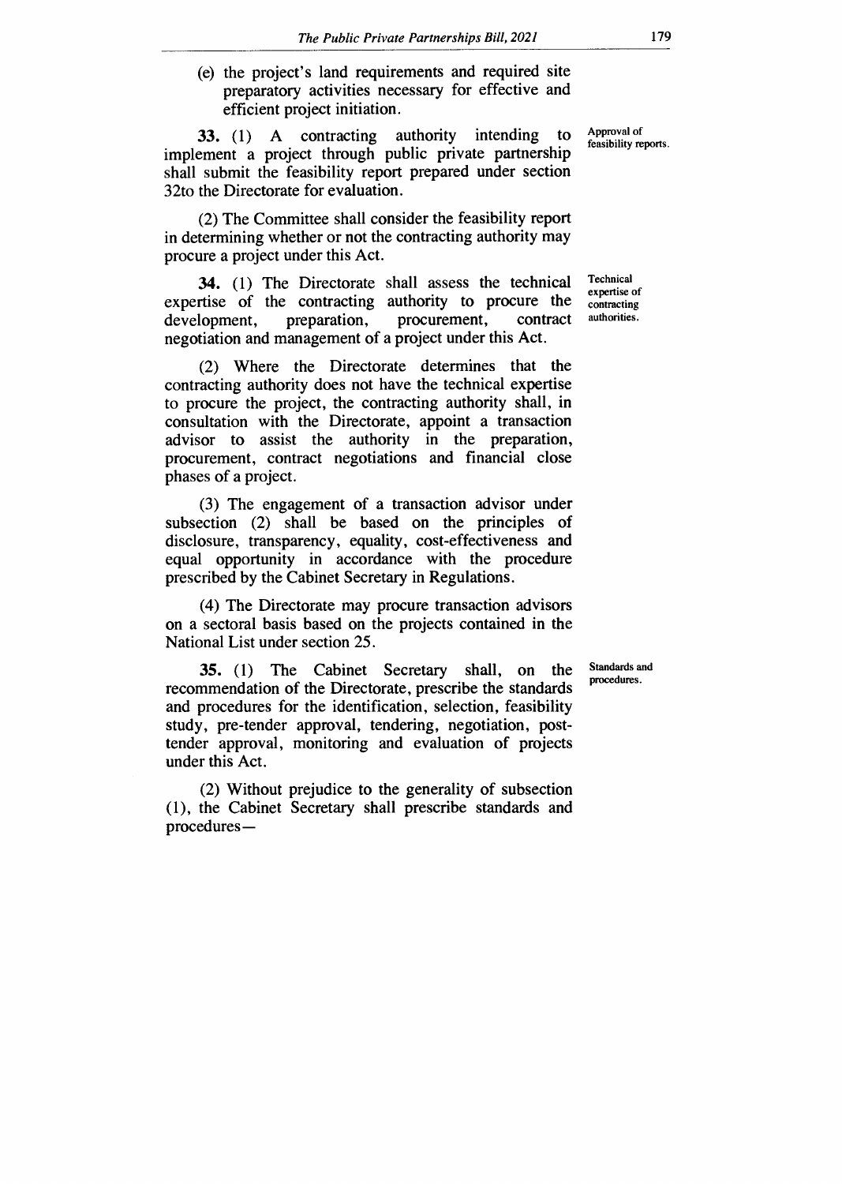(e) the project's land requirements and required site preparatory activities necessary for effective and efficient project initiation.

**33.** (1) A contracting authority intending to implement a project through public private partnership shall submit the feasibility report prepared under section 32to the Directorate for evaluation.

Approval of feasibility reports.

(2) The Committee shall consider the feasibility report in determining whether or not the contracting authority may procure a project under this Act.

**34.** (1) The Directorate shall assess the technical expertise of the contracting authority to procure the development, preparation, procurement, contract negotiation and management of a project under this Act.

Technical expertise of contracting authorities.

(2) Where the Directorate determines that the contracting authority does not have the technical expertise to procure the project, the contracting authority shall, in consultation with the Directorate, appoint a transaction advisor to assist the authority in the preparation, procurement, contract negotiations and financial close phases of a project.

(3) The engagement of a transaction advisor under subsection (2) shall be based on the principles of disclosure, transparency, equality, cost-effectiveness and equal opportunity in accordance with the procedure prescribed by the Cabinet Secretary in Regulations.

(4) The Directorate may procure transaction advisors on a sectoral basis based on the projects contained in the National List under section 25.

**35.** (1) The Cabinet Secretary shall, on the recommendation of the Directorate, prescribe the standards and procedures for the identification, selection, feasibility study, pre-tender approval, tendering, negotiation, post-tender approval, monitoring and evaluation of projects under this Act.

Standards and procedures.

(2) Without prejudice to the generality of subsection (1), the Cabinet Secretary shall prescribe standards and procedures—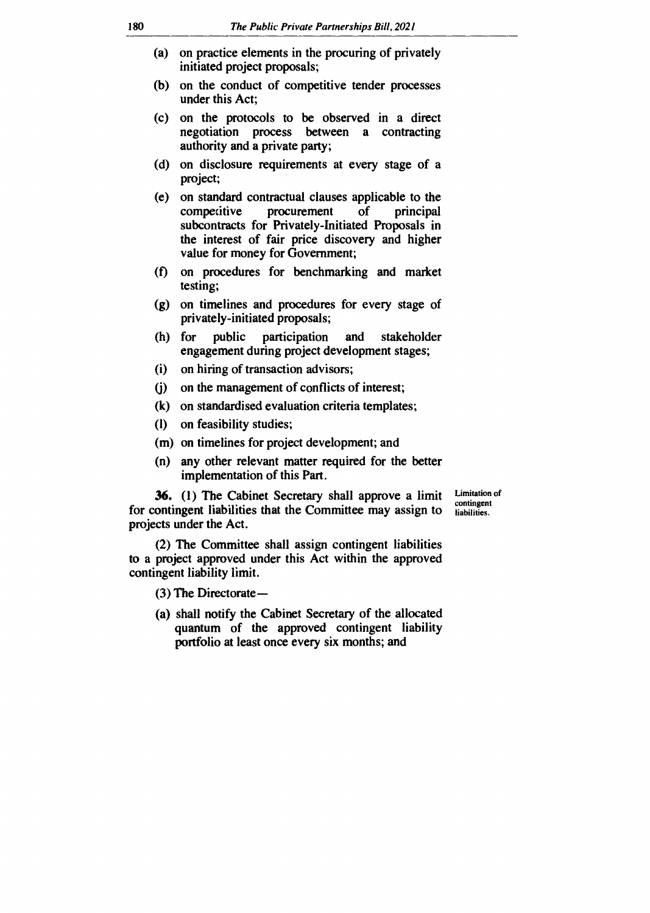(a) on practice elements in the procuring of privately initiated project proposals;

(b) on the conduct of competitive tender processes under this Act;

(c) on the protocols to be observed in a direct negotiation process between a contracting authority and a private party;

(d) on disclosure requirements at every stage of a project;

(e) on standard contractual clauses applicable to the competitive procurement of principal subcontracts for Privately-Initiated Proposals in the interest of fair price discovery and higher value for money for Government;

(f) on procedures for benchmarking and market testing;

(g) on timelines and procedures for every stage of privately-initiated proposals;

(h) for public participation and stakeholder engagement during project development stages;

(i) on hiring of transaction advisors;

(j) on the management of conflicts of interest;

(k) on standardised evaluation criteria templates;

(l) on feasibility studies;

(m) on timelines for project development; and

(n) any other relevant matter required for the better implementation of this Part.

Limitation of contingent liabilities.

**36.** (1) The Cabinet Secretary shall approve a limit for contingent liabilities that the Committee may assign to projects under the Act.

(2) The Committee shall assign contingent liabilities to a project approved under this Act within the approved contingent liability limit.

(3) The Directorate—

(a) shall notify the Cabinet Secretary of the allocated quantum of the approved contingent liability portfolio at least once every six months; and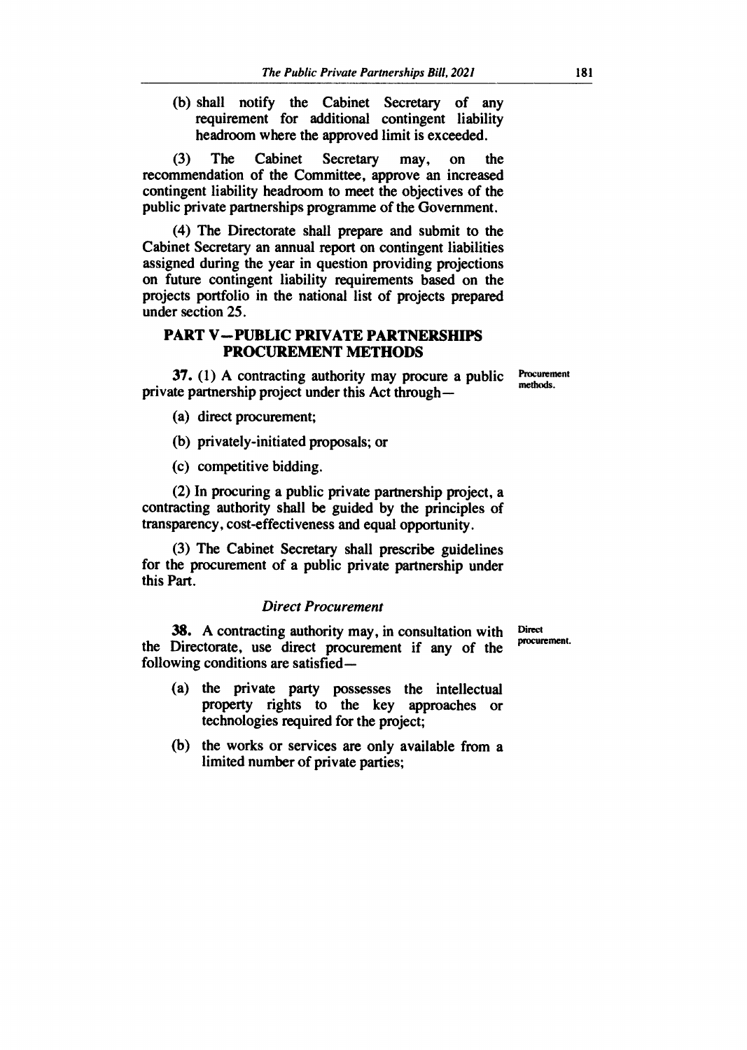(b) shall notify the Cabinet Secretary of any requirement for additional contingent liability headroom where the approved limit is exceeded.

(3) The Cabinet Secretary may, on the recommendation of the Committee, approve an increased contingent liability headroom to meet the objectives of the public private partnerships programme of the Government.

(4) The Directorate shall prepare and submit to the Cabinet Secretary an annual report on contingent liabilities assigned during the year in question providing projections on future contingent liability requirements based on the projects portfolio in the national list of projects prepared under section 25.

## PART V—PUBLIC PRIVATE PARTNERSHIPS PROCUREMENT METHODS

Procurement methods.

**37.** (1) A contracting authority may procure a public private partnership project under this Act through—

(a) direct procurement;

(b) privately-initiated proposals; or

(c) competitive bidding.

(2) In procuring a public private partnership project, a contracting authority shall be guided by the principles of transparency, cost-effectiveness and equal opportunity.

(3) The Cabinet Secretary shall prescribe guidelines for the procurement of a public private partnership under this Part.

### *Direct Procurement*

Direct procurement.

**38.** A contracting authority may, in consultation with the Directorate, use direct procurement if any of the following conditions are satisfied—

(a) the private party possesses the intellectual property rights to the key approaches or technologies required for the project;

(b) the works or services are only available from a limited number of private parties;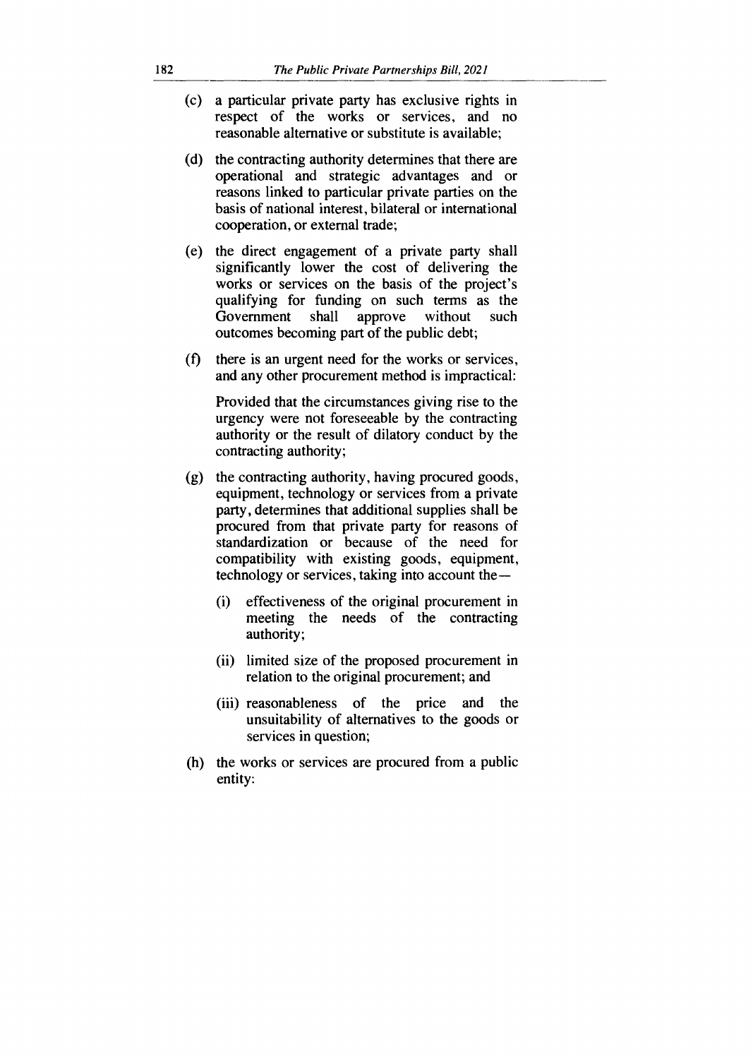(c) a particular private party has exclusive rights in respect of the works or services, and no reasonable alternative or substitute is available;

(d) the contracting authority determines that there are operational and strategic advantages and or reasons linked to particular private parties on the basis of national interest, bilateral or international cooperation, or external trade;

(e) the direct engagement of a private party shall significantly lower the cost of delivering the works or services on the basis of the project's qualifying for funding on such terms as the Government shall approve without such outcomes becoming part of the public debt;

(f) there is an urgent need for the works or services, and any other procurement method is impractical:

Provided that the circumstances giving rise to the urgency were not foreseeable by the contracting authority or the result of dilatory conduct by the contracting authority;

(g) the contracting authority, having procured goods, equipment, technology or services from a private party, determines that additional supplies shall be procured from that private party for reasons of standardization or because of the need for compatibility with existing goods, equipment, technology or services, taking into account the—

(i) effectiveness of the original procurement in meeting the needs of the contracting authority;

(ii) limited size of the proposed procurement in relation to the original procurement; and

(iii) reasonableness of the price and the unsuitability of alternatives to the goods or services in question;

(h) the works or services are procured from a public entity: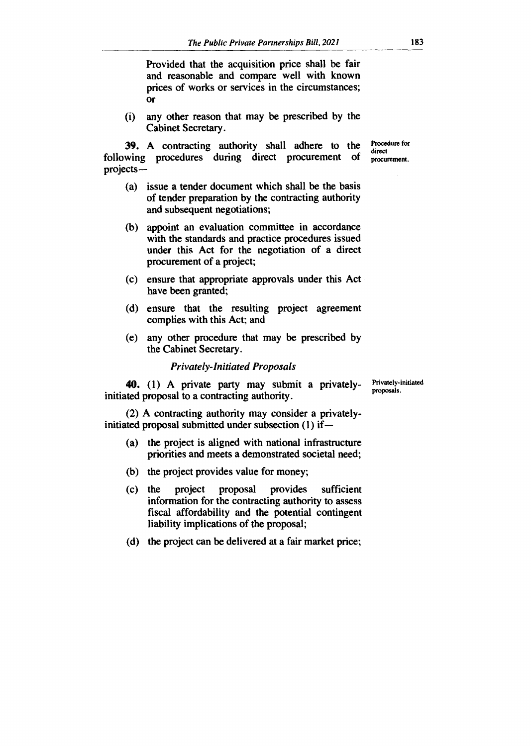Provided that the acquisition price shall be fair and reasonable and compare well with known prices of works or services in the circumstances; or

(i) any other reason that may be prescribed by the Cabinet Secretary.

**Procedure for direct procurement.**

**39.** A contracting authority shall adhere to the following procedures during direct procurement of projects—

(a) issue a tender document which shall be the basis of tender preparation by the contracting authority and subsequent negotiations;

(b) appoint an evaluation committee in accordance with the standards and practice procedures issued under this Act for the negotiation of a direct procurement of a project;

(c) ensure that appropriate approvals under this Act have been granted;

(d) ensure that the resulting project agreement complies with this Act; and

(e) any other procedure that may be prescribed by the Cabinet Secretary.

*Privately-Initiated Proposals*

**Privately-initiated proposals.**

**40.** (1) A private party may submit a privately-initiated proposal to a contracting authority.

(2) A contracting authority may consider a privately-initiated proposal submitted under subsection (1) if—

(a) the project is aligned with national infrastructure priorities and meets a demonstrated societal need;

(b) the project provides value for money;

(c) the project proposal provides sufficient information for the contracting authority to assess fiscal affordability and the potential contingent liability implications of the proposal;

(d) the project can be delivered at a fair market price;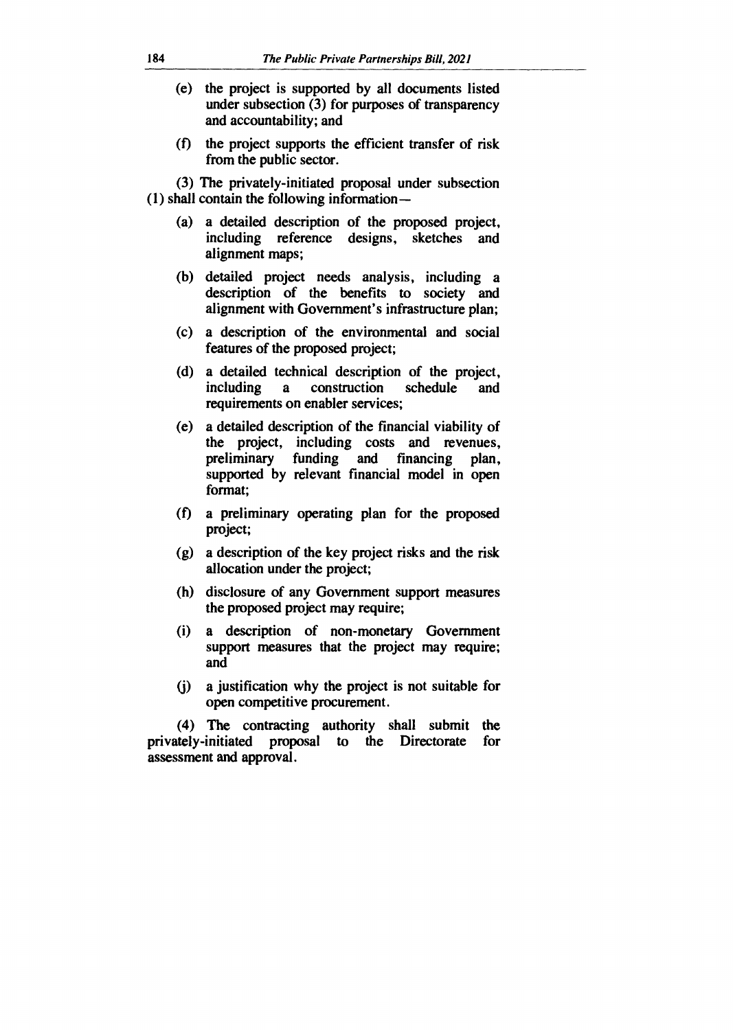(e) the project is supported by all documents listed under subsection (3) for purposes of transparency and accountability; and

(f) the project supports the efficient transfer of risk from the public sector.

(3) The privately-initiated proposal under subsection (1) shall contain the following information—

(a) a detailed description of the proposed project, including reference designs, sketches and alignment maps;

(b) detailed project needs analysis, including a description of the benefits to society and alignment with Government's infrastructure plan;

(c) a description of the environmental and social features of the proposed project;

(d) a detailed technical description of the project, including a construction schedule and requirements on enabler services;

(e) a detailed description of the financial viability of the project, including costs and revenues, preliminary funding and financing plan, supported by relevant financial model in open format;

(f) a preliminary operating plan for the proposed project;

(g) a description of the key project risks and the risk allocation under the project;

(h) disclosure of any Government support measures the proposed project may require;

(i) a description of non-monetary Government support measures that the project may require; and

(j) a justification why the project is not suitable for open competitive procurement.

(4) The contracting authority shall submit the privately-initiated proposal to the Directorate for assessment and approval.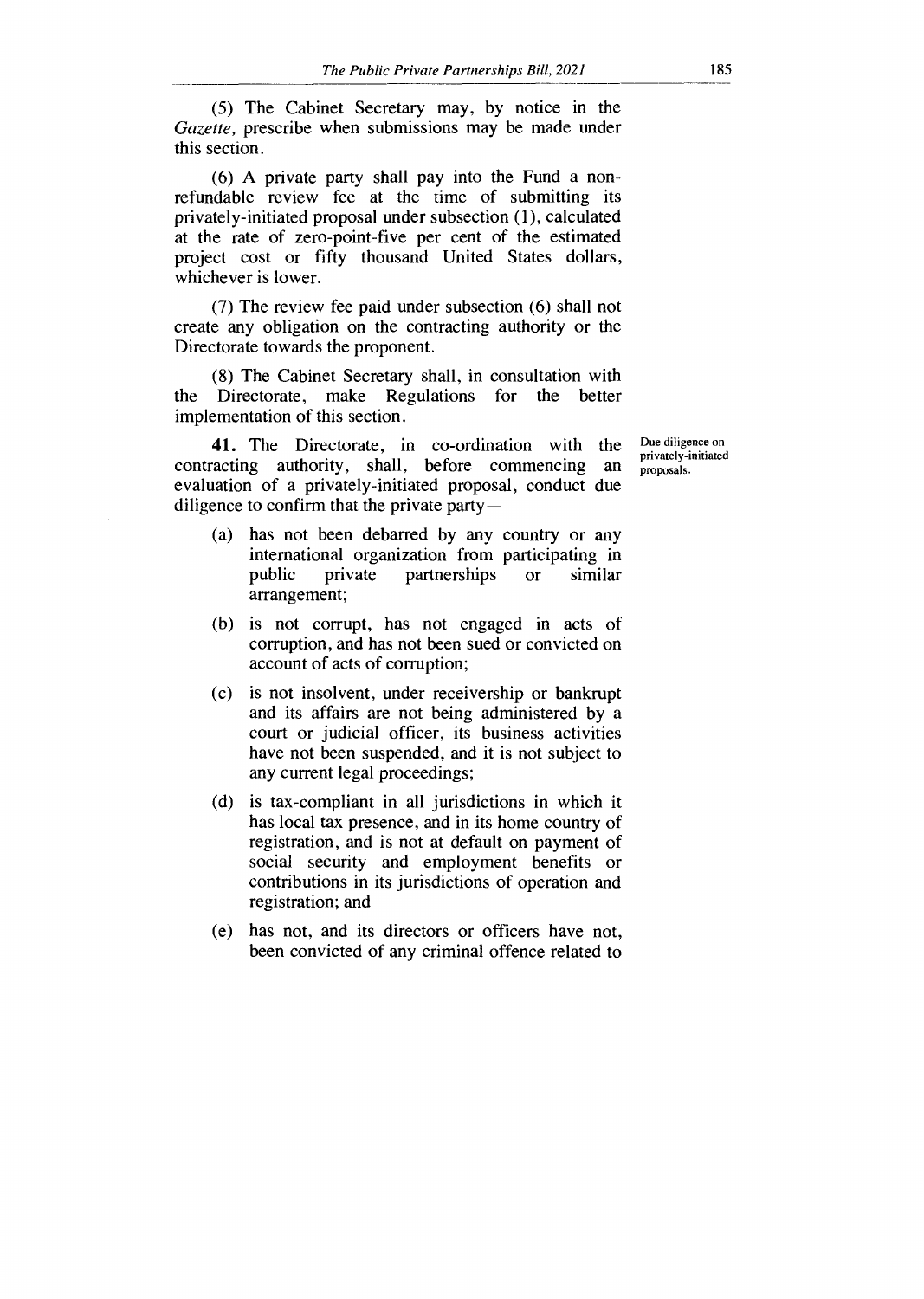(5) The Cabinet Secretary may, by notice in the *Gazette*, prescribe when submissions may be made under this section.

(6) A private party shall pay into the Fund a non-refundable review fee at the time of submitting its privately-initiated proposal under subsection (1), calculated at the rate of zero-point-five per cent of the estimated project cost or fifty thousand United States dollars, whichever is lower.

(7) The review fee paid under subsection (6) shall not create any obligation on the contracting authority or the Directorate towards the proponent.

(8) The Cabinet Secretary shall, in consultation with the Directorate, make Regulations for the better implementation of this section.

Due diligence on privately-initiated proposals.

**41.** The Directorate, in co-ordination with the contracting authority, shall, before commencing an evaluation of a privately-initiated proposal, conduct due diligence to confirm that the private party—

(a) has not been debarred by any country or any international organization from participating in public private partnerships or similar arrangement;

(b) is not corrupt, has not engaged in acts of corruption, and has not been sued or convicted on account of acts of corruption;

(c) is not insolvent, under receivership or bankrupt and its affairs are not being administered by a court or judicial officer, its business activities have not been suspended, and it is not subject to any current legal proceedings;

(d) is tax-compliant in all jurisdictions in which it has local tax presence, and in its home country of registration, and is not at default on payment of social security and employment benefits or contributions in its jurisdictions of operation and registration; and

(e) has not, and its directors or officers have not, been convicted of any criminal offence related to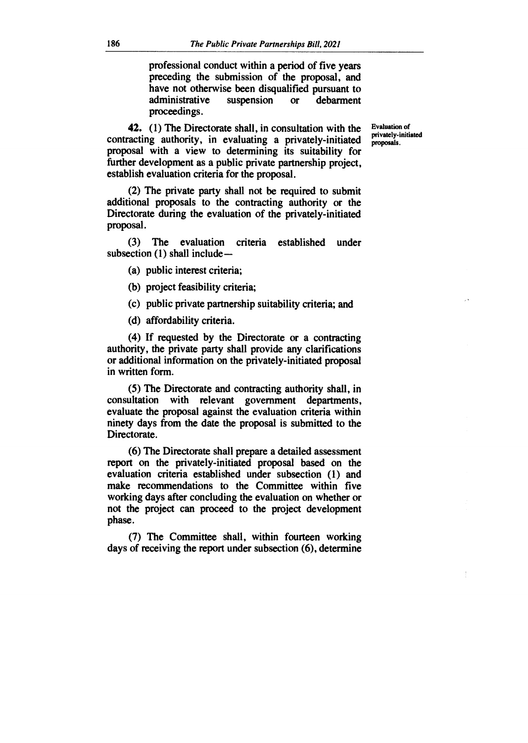professional conduct within a period of five years preceding the submission of the proposal, and have not otherwise been disqualified pursuant to administrative suspension or debarment proceedings.

**42.** (1) The Directorate shall, in consultation with the contracting authority, in evaluating a privately-initiated proposal with a view to determining its suitability for further development as a public private partnership project, establish evaluation criteria for the proposal.

Evaluation of privately-initiated proposals.

(2) The private party shall not be required to submit additional proposals to the contracting authority or the Directorate during the evaluation of the privately-initiated proposal.

(3) The evaluation criteria established under subsection (1) shall include—

(a) public interest criteria;

(b) project feasibility criteria;

(c) public private partnership suitability criteria; and

(d) affordability criteria.

(4) If requested by the Directorate or a contracting authority, the private party shall provide any clarifications or additional information on the privately-initiated proposal in written form.

(5) The Directorate and contracting authority shall, in consultation with relevant government departments, evaluate the proposal against the evaluation criteria within ninety days from the date the proposal is submitted to the Directorate.

(6) The Directorate shall prepare a detailed assessment report on the privately-initiated proposal based on the evaluation criteria established under subsection (1) and make recommendations to the Committee within five working days after concluding the evaluation on whether or not the project can proceed to the project development phase.

(7) The Committee shall, within fourteen working days of receiving the report under subsection (6), determine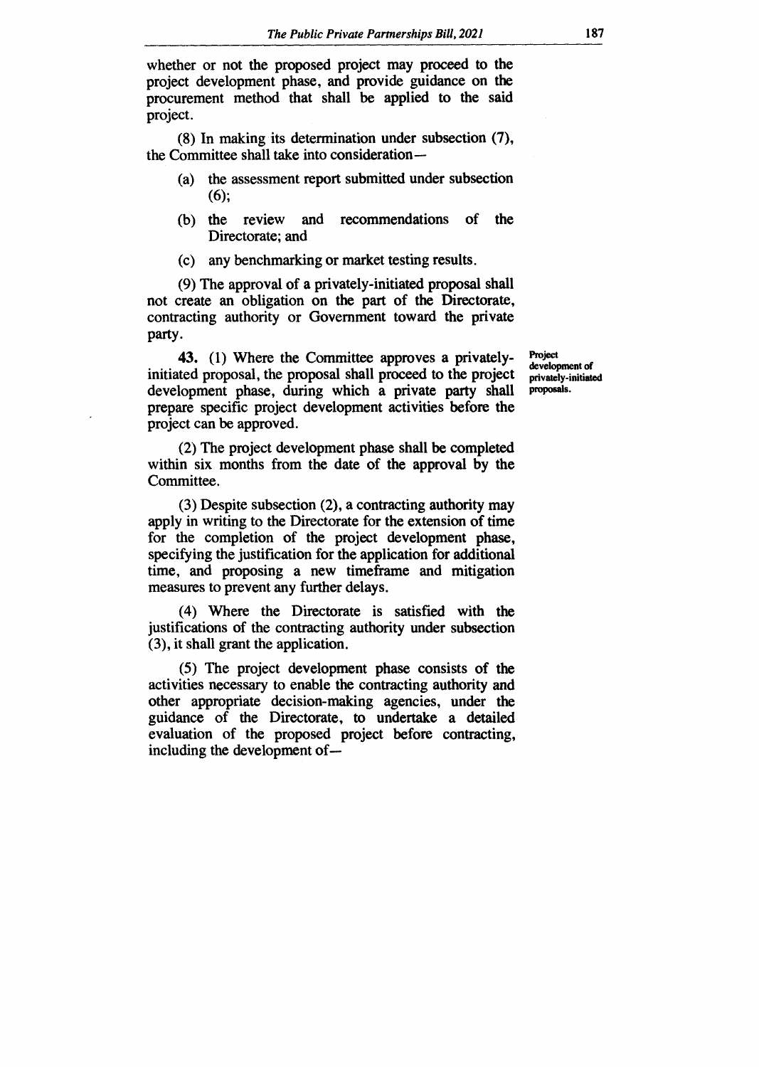whether or not the proposed project may proceed to the project development phase, and provide guidance on the procurement method that shall be applied to the said project.

(8) In making its determination under subsection (7), the Committee shall take into consideration—

(a) the assessment report submitted under subsection (6);

(b) the review and recommendations of the Directorate; and

(c) any benchmarking or market testing results.

(9) The approval of a privately-initiated proposal shall not create an obligation on the part of the Directorate, contracting authority or Government toward the private party.

**Project development of privately-initiated proposals.**

**43.** (1) Where the Committee approves a privately-initiated proposal, the proposal shall proceed to the project development phase, during which a private party shall prepare specific project development activities before the project can be approved.

(2) The project development phase shall be completed within six months from the date of the approval by the Committee.

(3) Despite subsection (2), a contracting authority may apply in writing to the Directorate for the extension of time for the completion of the project development phase, specifying the justification for the application for additional time, and proposing a new timeframe and mitigation measures to prevent any further delays.

(4) Where the Directorate is satisfied with the justifications of the contracting authority under subsection (3), it shall grant the application.

(5) The project development phase consists of the activities necessary to enable the contracting authority and other appropriate decision-making agencies, under the guidance of the Directorate, to undertake a detailed evaluation of the proposed project before contracting, including the development of—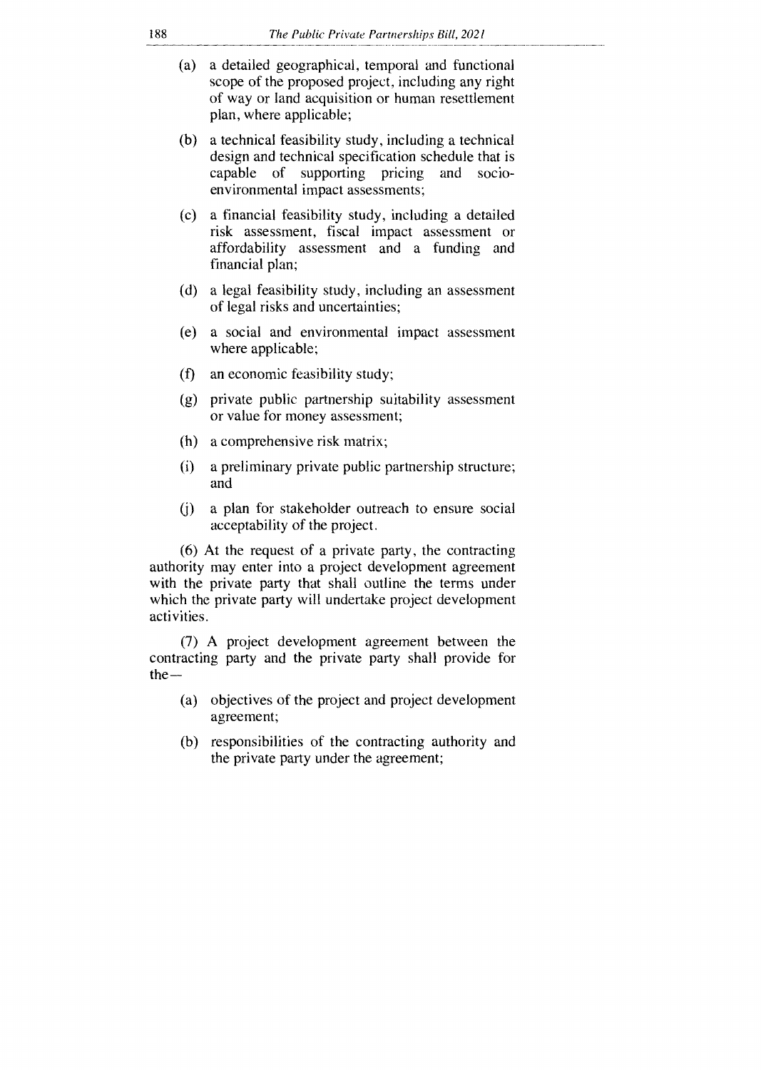(a) a detailed geographical, temporal and functional scope of the proposed project, including any right of way or land acquisition or human resettlement plan, where applicable;

(b) a technical feasibility study, including a technical design and technical specification schedule that is capable of supporting pricing and socio-environmental impact assessments;

(c) a financial feasibility study, including a detailed risk assessment, fiscal impact assessment or affordability assessment and a funding and financial plan;

(d) a legal feasibility study, including an assessment of legal risks and uncertainties;

(e) a social and environmental impact assessment where applicable;

(f) an economic feasibility study;

(g) private public partnership suitability assessment or value for money assessment;

(h) a comprehensive risk matrix;

(i) a preliminary private public partnership structure; and

(j) a plan for stakeholder outreach to ensure social acceptability of the project.

(6) At the request of a private party, the contracting authority may enter into a project development agreement with the private party that shall outline the terms under which the private party will undertake project development activities.

(7) A project development agreement between the contracting party and the private party shall provide for the—

(a) objectives of the project and project development agreement;

(b) responsibilities of the contracting authority and the private party under the agreement;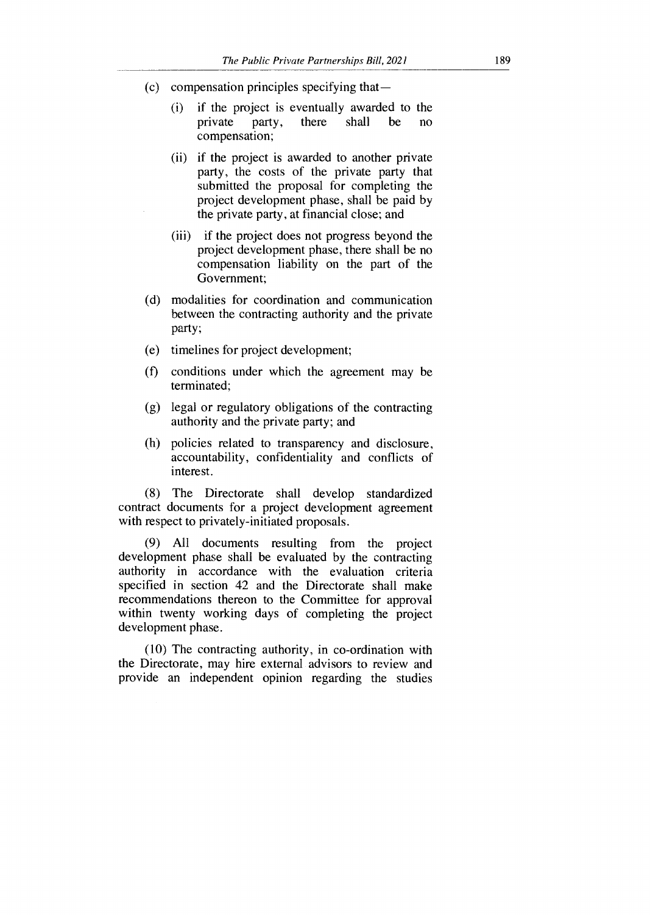(c) compensation principles specifying that—

  (i) if the project is eventually awarded to the private party, there shall be no compensation;

  (ii) if the project is awarded to another private party, the costs of the private party that submitted the proposal for completing the project development phase, shall be paid by the private party, at financial close; and

  (iii) if the project does not progress beyond the project development phase, there shall be no compensation liability on the part of the Government;

(d) modalities for coordination and communication between the contracting authority and the private party;

(e) timelines for project development;

(f) conditions under which the agreement may be terminated;

(g) legal or regulatory obligations of the contracting authority and the private party; and

(h) policies related to transparency and disclosure, accountability, confidentiality and conflicts of interest.

(8) The Directorate shall develop standardized contract documents for a project development agreement with respect to privately-initiated proposals.

(9) All documents resulting from the project development phase shall be evaluated by the contracting authority in accordance with the evaluation criteria specified in section 42 and the Directorate shall make recommendations thereon to the Committee for approval within twenty working days of completing the project development phase.

(10) The contracting authority, in co-ordination with the Directorate, may hire external advisors to review and provide an independent opinion regarding the studies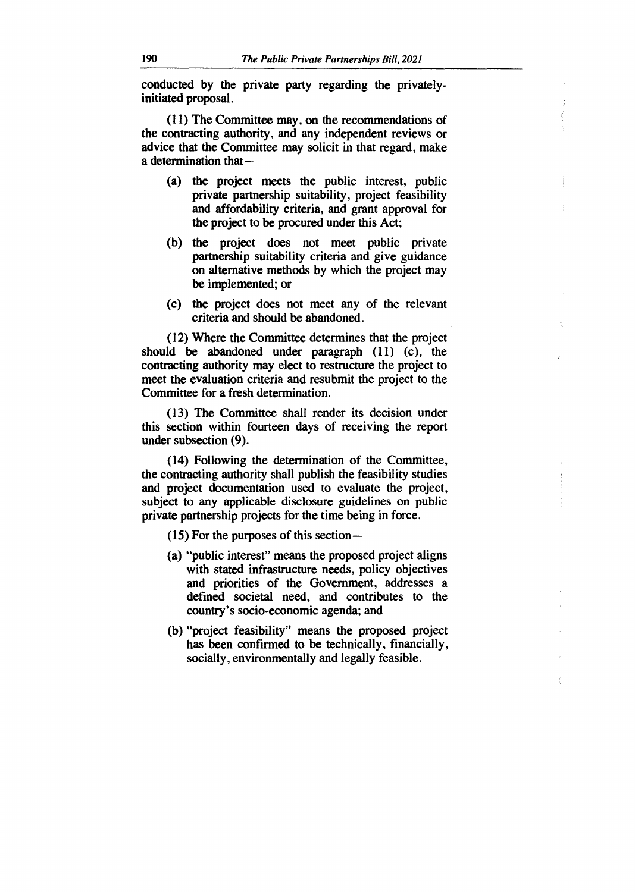conducted by the private party regarding the privately-initiated proposal.

(11) The Committee may, on the recommendations of the contracting authority, and any independent reviews or advice that the Committee may solicit in that regard, make a determination that—

(a) the project meets the public interest, public private partnership suitability, project feasibility and affordability criteria, and grant approval for the project to be procured under this Act;

(b) the project does not meet public private partnership suitability criteria and give guidance on alternative methods by which the project may be implemented; or

(c) the project does not meet any of the relevant criteria and should be abandoned.

(12) Where the Committee determines that the project should be abandoned under paragraph (11) (c), the contracting authority may elect to restructure the project to meet the evaluation criteria and resubmit the project to the Committee for a fresh determination.

(13) The Committee shall render its decision under this section within fourteen days of receiving the report under subsection (9).

(14) Following the determination of the Committee, the contracting authority shall publish the feasibility studies and project documentation used to evaluate the project, subject to any applicable disclosure guidelines on public private partnership projects for the time being in force.

(15) For the purposes of this section—

(a) "public interest" means the proposed project aligns with stated infrastructure needs, policy objectives and priorities of the Government, addresses a defined societal need, and contributes to the country's socio-economic agenda; and

(b) "project feasibility" means the proposed project has been confirmed to be technically, financially, socially, environmentally and legally feasible.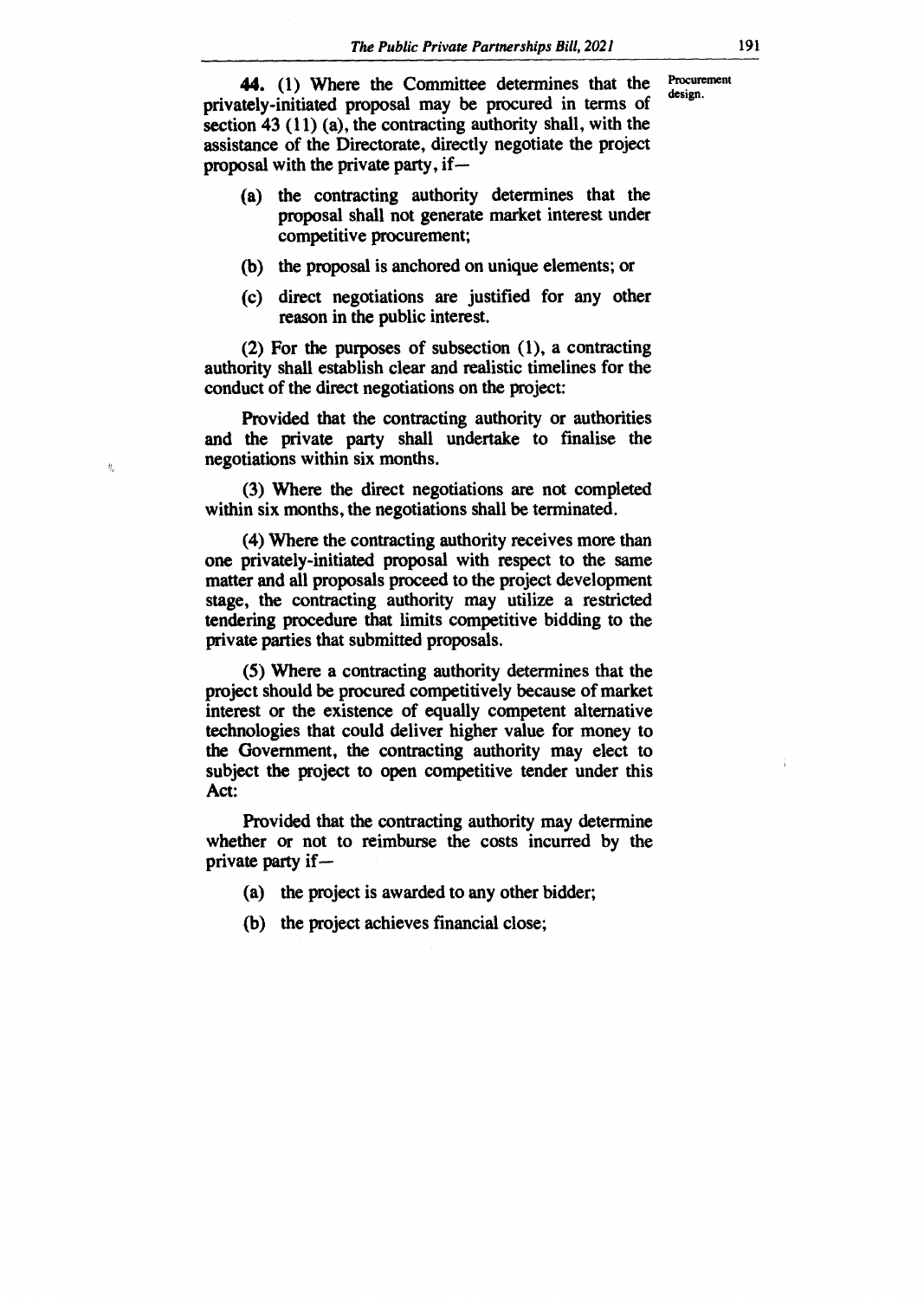**44.** (1) Where the Committee determines that the privately-initiated proposal may be procured in terms of section 43 (11) (a), the contracting authority shall, with the assistance of the Directorate, directly negotiate the project proposal with the private party, if—

Procurement design.

(a) the contracting authority determines that the proposal shall not generate market interest under competitive procurement;

(b) the proposal is anchored on unique elements; or

(c) direct negotiations are justified for any other reason in the public interest.

(2) For the purposes of subsection (1), a contracting authority shall establish clear and realistic timelines for the conduct of the direct negotiations on the project:

Provided that the contracting authority or authorities and the private party shall undertake to finalise the negotiations within six months.

(3) Where the direct negotiations are not completed within six months, the negotiations shall be terminated.

(4) Where the contracting authority receives more than one privately-initiated proposal with respect to the same matter and all proposals proceed to the project development stage, the contracting authority may utilize a restricted tendering procedure that limits competitive bidding to the private parties that submitted proposals.

(5) Where a contracting authority determines that the project should be procured competitively because of market interest or the existence of equally competent alternative technologies that could deliver higher value for money to the Government, the contracting authority may elect to subject the project to open competitive tender under this Act:

Provided that the contracting authority may determine whether or not to reimburse the costs incurred by the private party if—

(a) the project is awarded to any other bidder;

(b) the project achieves financial close;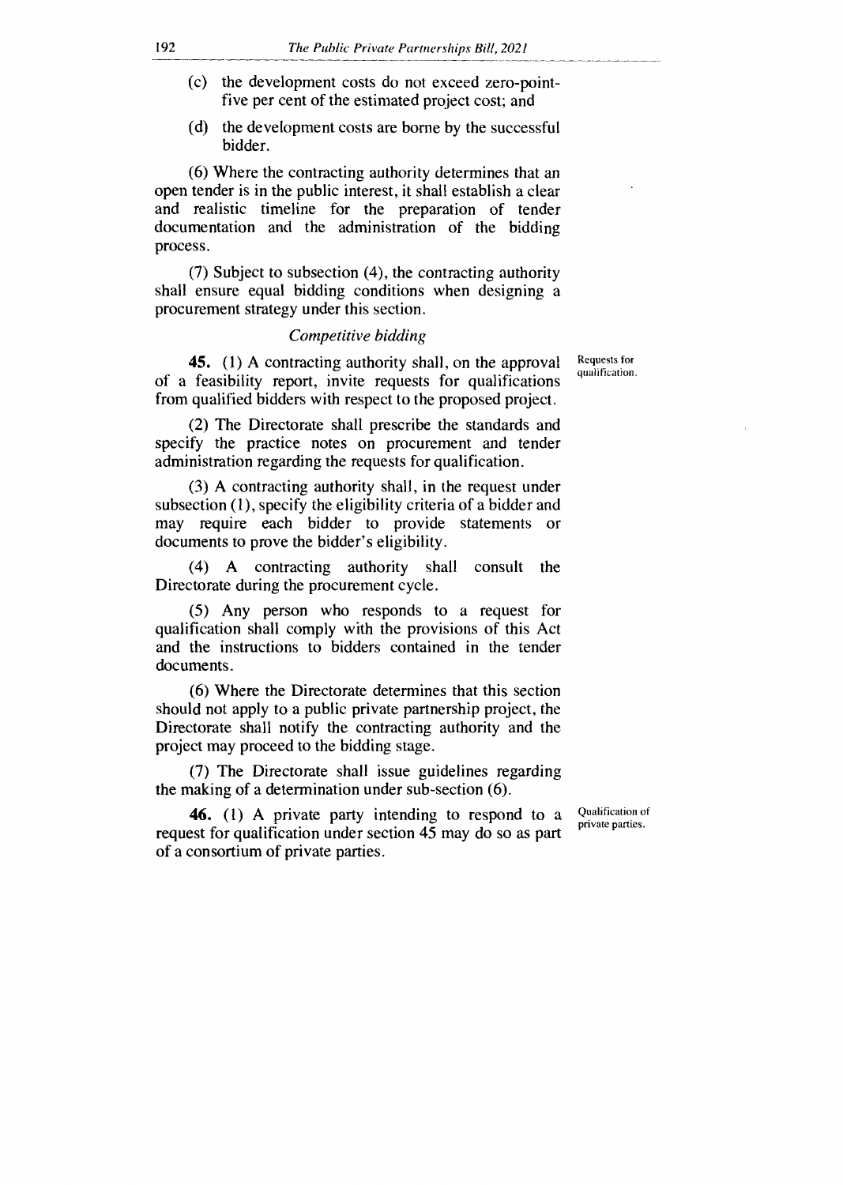(c) the development costs do not exceed zero-point-five per cent of the estimated project cost; and

(d) the development costs are borne by the successful bidder.

(6) Where the contracting authority determines that an open tender is in the public interest, it shall establish a clear and realistic timeline for the preparation of tender documentation and the administration of the bidding process.

(7) Subject to subsection (4), the contracting authority shall ensure equal bidding conditions when designing a procurement strategy under this section.

*Competitive bidding*

Requests for qualification.

**45.** (1) A contracting authority shall, on the approval of a feasibility report, invite requests for qualifications from qualified bidders with respect to the proposed project.

(2) The Directorate shall prescribe the standards and specify the practice notes on procurement and tender administration regarding the requests for qualification.

(3) A contracting authority shall, in the request under subsection (1), specify the eligibility criteria of a bidder and may require each bidder to provide statements or documents to prove the bidder's eligibility.

(4) A contracting authority shall consult the Directorate during the procurement cycle.

(5) Any person who responds to a request for qualification shall comply with the provisions of this Act and the instructions to bidders contained in the tender documents.

(6) Where the Directorate determines that this section should not apply to a public private partnership project, the Directorate shall notify the contracting authority and the project may proceed to the bidding stage.

(7) The Directorate shall issue guidelines regarding the making of a determination under sub-section (6).

Qualification of private parties.

**46.** (1) A private party intending to respond to a request for qualification under section 45 may do so as part of a consortium of private parties.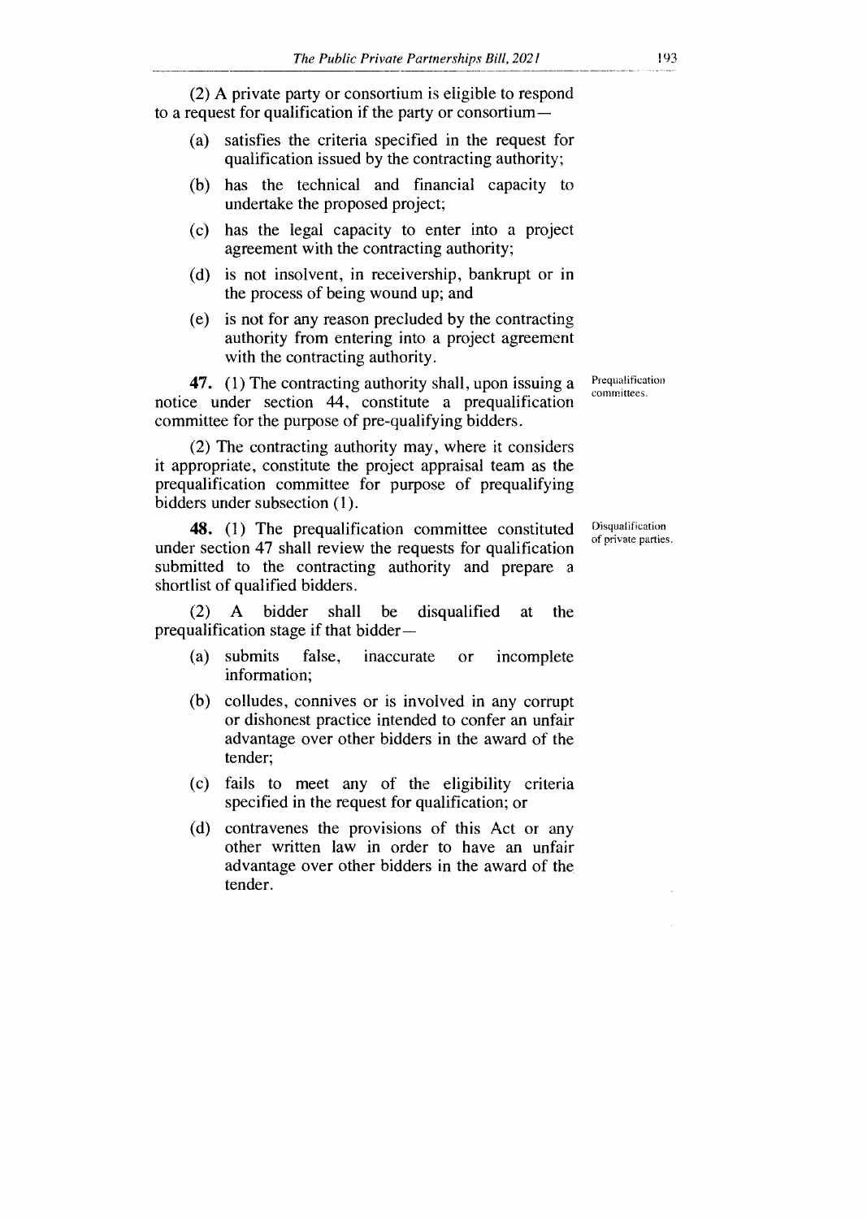(2) A private party or consortium is eligible to respond to a request for qualification if the party or consortium—

(a) satisfies the criteria specified in the request for qualification issued by the contracting authority;

(b) has the technical and financial capacity to undertake the proposed project;

(c) has the legal capacity to enter into a project agreement with the contracting authority;

(d) is not insolvent, in receivership, bankrupt or in the process of being wound up; and

(e) is not for any reason precluded by the contracting authority from entering into a project agreement with the contracting authority.

*Prequalification committees.*

**47.** (1) The contracting authority shall, upon issuing a notice under section 44, constitute a prequalification committee for the purpose of pre-qualifying bidders.

(2) The contracting authority may, where it considers it appropriate, constitute the project appraisal team as the prequalification committee for purpose of prequalifying bidders under subsection (1).

*Disqualification of private parties.*

**48.** (1) The prequalification committee constituted under section 47 shall review the requests for qualification submitted to the contracting authority and prepare a shortlist of qualified bidders.

(2) A bidder shall be disqualified at the prequalification stage if that bidder—

(a) submits false, inaccurate or incomplete information;

(b) colludes, connives or is involved in any corrupt or dishonest practice intended to confer an unfair advantage over other bidders in the award of the tender;

(c) fails to meet any of the eligibility criteria specified in the request for qualification; or

(d) contravenes the provisions of this Act or any other written law in order to have an unfair advantage over other bidders in the award of the tender.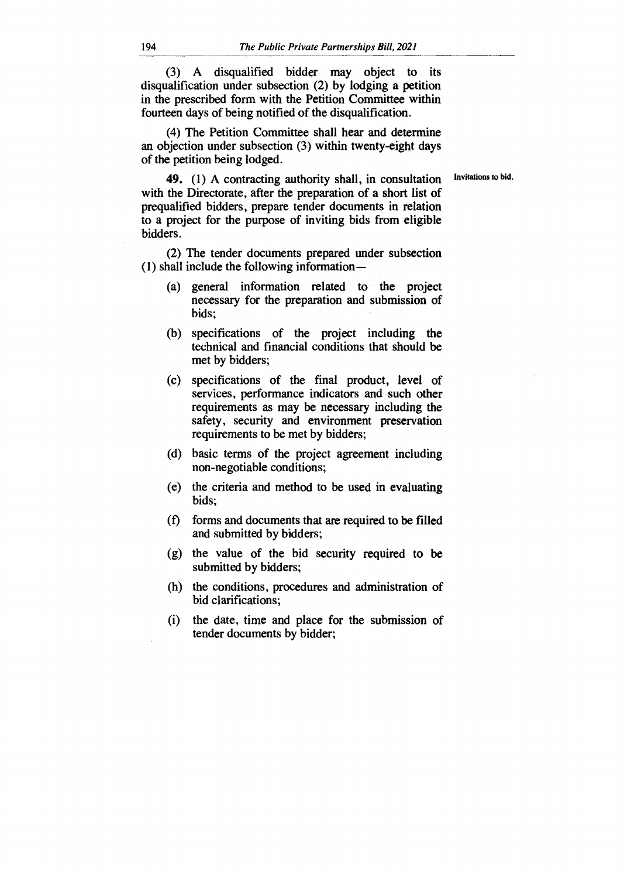(3) A disqualified bidder may object to its disqualification under subsection (2) by lodging a petition in the prescribed form with the Petition Committee within fourteen days of being notified of the disqualification.

(4) The Petition Committee shall hear and determine an objection under subsection (3) within twenty-eight days of the petition being lodged.

Invitations to bid.

**49.** (1) A contracting authority shall, in consultation with the Directorate, after the preparation of a short list of prequalified bidders, prepare tender documents in relation to a project for the purpose of inviting bids from eligible bidders.

(2) The tender documents prepared under subsection (1) shall include the following information—

(a) general information related to the project necessary for the preparation and submission of bids;

(b) specifications of the project including the technical and financial conditions that should be met by bidders;

(c) specifications of the final product, level of services, performance indicators and such other requirements as may be necessary including the safety, security and environment preservation requirements to be met by bidders;

(d) basic terms of the project agreement including non-negotiable conditions;

(e) the criteria and method to be used in evaluating bids;

(f) forms and documents that are required to be filled and submitted by bidders;

(g) the value of the bid security required to be submitted by bidders;

(h) the conditions, procedures and administration of bid clarifications;

(i) the date, time and place for the submission of tender documents by bidder;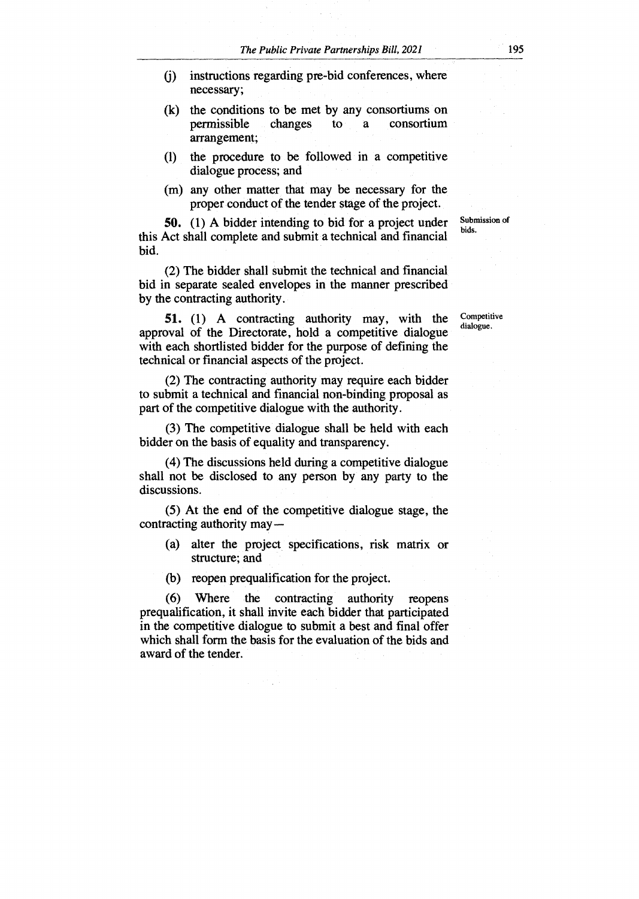(j) instructions regarding pre-bid conferences, where necessary;

(k) the conditions to be met by any consortiums on permissible changes to a consortium arrangement;

(l) the procedure to be followed in a competitive dialogue process; and

(m) any other matter that may be necessary for the proper conduct of the tender stage of the project.

**50.** (1) A bidder intending to bid for a project under this Act shall complete and submit a technical and financial bid.

Submission of bids.

(2) The bidder shall submit the technical and financial bid in separate sealed envelopes in the manner prescribed by the contracting authority.

**51.** (1) A contracting authority may, with the approval of the Directorate, hold a competitive dialogue with each shortlisted bidder for the purpose of defining the technical or financial aspects of the project.

Competitive dialogue.

(2) The contracting authority may require each bidder to submit a technical and financial non-binding proposal as part of the competitive dialogue with the authority.

(3) The competitive dialogue shall be held with each bidder on the basis of equality and transparency.

(4) The discussions held during a competitive dialogue shall not be disclosed to any person by any party to the discussions.

(5) At the end of the competitive dialogue stage, the contracting authority may—

(a) alter the project specifications, risk matrix or structure; and

(b) reopen prequalification for the project.

(6) Where the contracting authority reopens prequalification, it shall invite each bidder that participated in the competitive dialogue to submit a best and final offer which shall form the basis for the evaluation of the bids and award of the tender.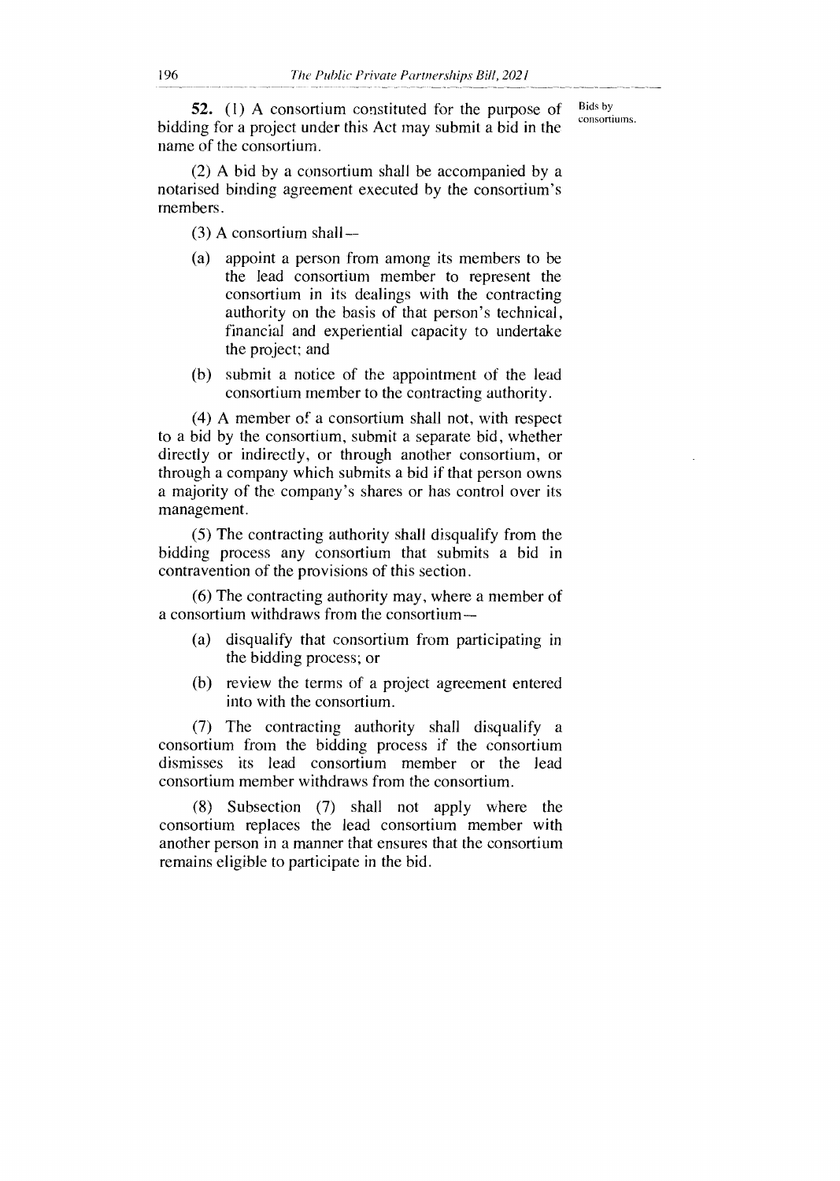**52.** (1) A consortium constituted for the purpose of bidding for a project under this Act may submit a bid in the name of the consortium.

Bids by consortiums.

(2) A bid by a consortium shall be accompanied by a notarised binding agreement executed by the consortium's members.

(3) A consortium shall—

(a) appoint a person from among its members to be the lead consortium member to represent the consortium in its dealings with the contracting authority on the basis of that person's technical, financial and experiential capacity to undertake the project; and

(b) submit a notice of the appointment of the lead consortium member to the contracting authority.

(4) A member of a consortium shall not, with respect to a bid by the consortium, submit a separate bid, whether directly or indirectly, or through another consortium, or through a company which submits a bid if that person owns a majority of the company's shares or has control over its management.

(5) The contracting authority shall disqualify from the bidding process any consortium that submits a bid in contravention of the provisions of this section.

(6) The contracting authority may, where a member of a consortium withdraws from the consortium—

(a) disqualify that consortium from participating in the bidding process; or

(b) review the terms of a project agreement entered into with the consortium.

(7) The contracting authority shall disqualify a consortium from the bidding process if the consortium dismisses its lead consortium member or the lead consortium member withdraws from the consortium.

(8) Subsection (7) shall not apply where the consortium replaces the lead consortium member with another person in a manner that ensures that the consortium remains eligible to participate in the bid.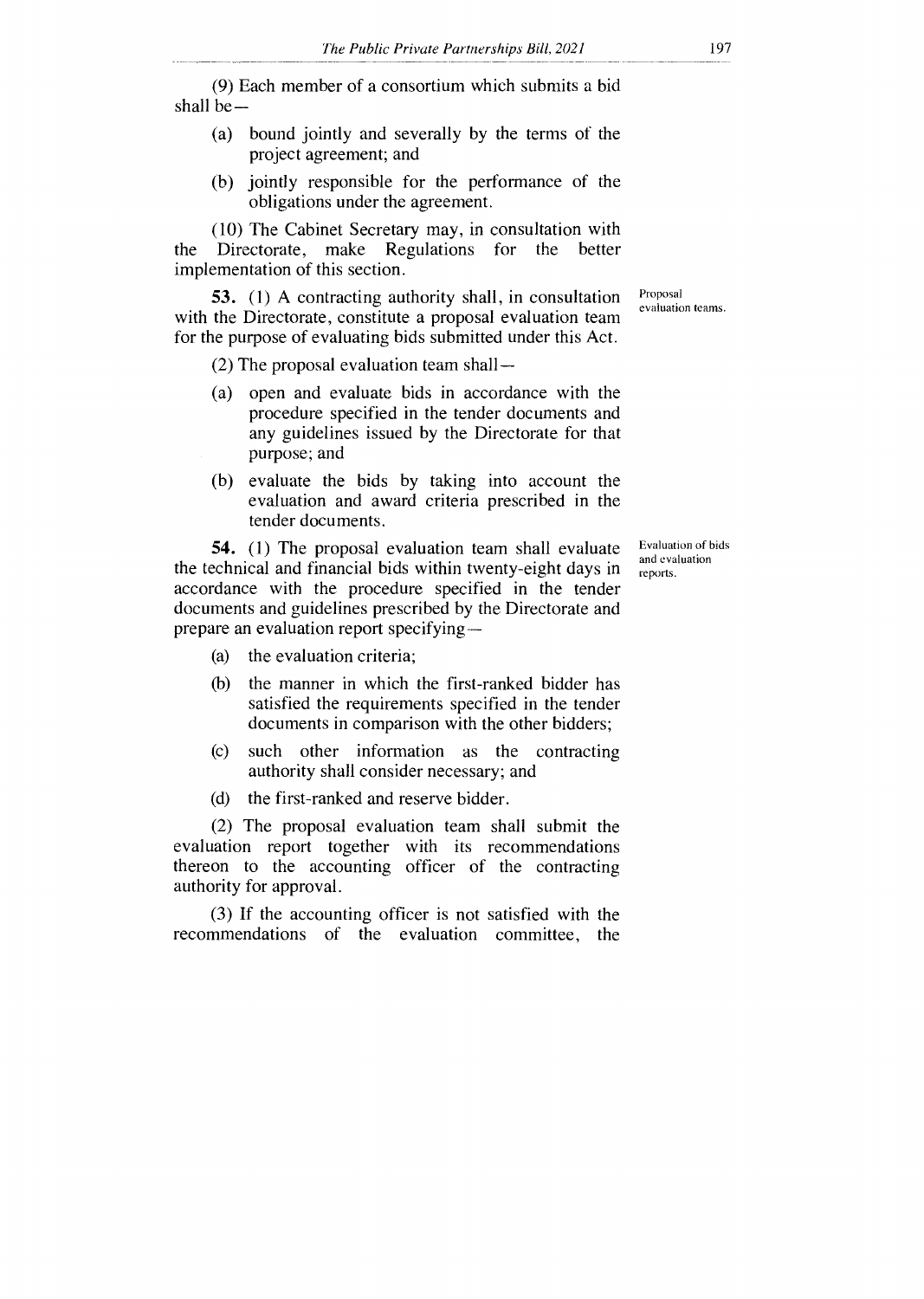(9) Each member of a consortium which submits a bid shall be—

(a) bound jointly and severally by the terms of the project agreement; and

(b) jointly responsible for the performance of the obligations under the agreement.

(10) The Cabinet Secretary may, in consultation with the Directorate, make Regulations for the better implementation of this section.

Proposal evaluation teams.

**53.** (1) A contracting authority shall, in consultation with the Directorate, constitute a proposal evaluation team for the purpose of evaluating bids submitted under this Act.

(2) The proposal evaluation team shall—

(a) open and evaluate bids in accordance with the procedure specified in the tender documents and any guidelines issued by the Directorate for that purpose; and

(b) evaluate the bids by taking into account the evaluation and award criteria prescribed in the tender documents.

Evaluation of bids and evaluation reports.

**54.** (1) The proposal evaluation team shall evaluate the technical and financial bids within twenty-eight days in accordance with the procedure specified in the tender documents and guidelines prescribed by the Directorate and prepare an evaluation report specifying—

(a) the evaluation criteria;

(b) the manner in which the first-ranked bidder has satisfied the requirements specified in the tender documents in comparison with the other bidders;

(c) such other information as the contracting authority shall consider necessary; and

(d) the first-ranked and reserve bidder.

(2) The proposal evaluation team shall submit the evaluation report together with its recommendations thereon to the accounting officer of the contracting authority for approval.

(3) If the accounting officer is not satisfied with the recommendations of the evaluation committee, the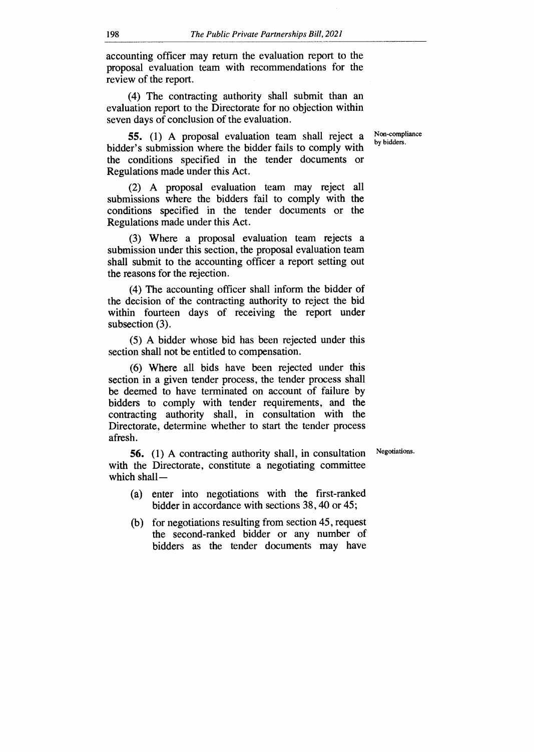accounting officer may return the evaluation report to the proposal evaluation team with recommendations for the review of the report.

(4) The contracting authority shall submit than an evaluation report to the Directorate for no objection within seven days of conclusion of the evaluation.

**Non-compliance by bidders.**

**55.** (1) A proposal evaluation team shall reject a bidder's submission where the bidder fails to comply with the conditions specified in the tender documents or Regulations made under this Act.

(2) A proposal evaluation team may reject all submissions where the bidders fail to comply with the conditions specified in the tender documents or the Regulations made under this Act.

(3) Where a proposal evaluation team rejects a submission under this section, the proposal evaluation team shall submit to the accounting officer a report setting out the reasons for the rejection.

(4) The accounting officer shall inform the bidder of the decision of the contracting authority to reject the bid within fourteen days of receiving the report under subsection (3).

(5) A bidder whose bid has been rejected under this section shall not be entitled to compensation.

(6) Where all bids have been rejected under this section in a given tender process, the tender process shall be deemed to have terminated on account of failure by bidders to comply with tender requirements, and the contracting authority shall, in consultation with the Directorate, determine whether to start the tender process afresh.

**Negotiations.**

**56.** (1) A contracting authority shall, in consultation with the Directorate, constitute a negotiating committee which shall—

(a) enter into negotiations with the first-ranked bidder in accordance with sections 38, 40 or 45;

(b) for negotiations resulting from section 45, request the second-ranked bidder or any number of bidders as the tender documents may have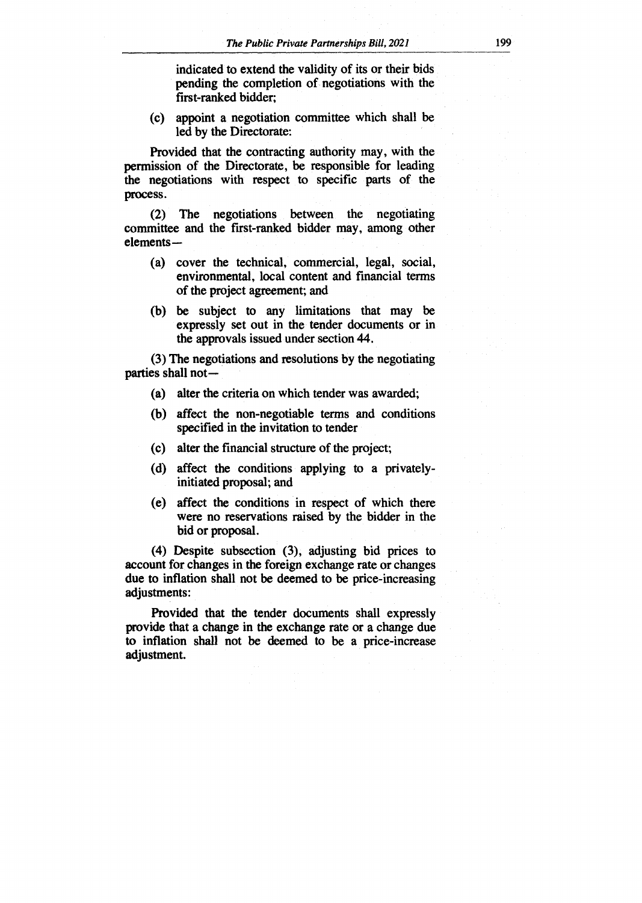indicated to extend the validity of its or their bids pending the completion of negotiations with the first-ranked bidder;

(c) appoint a negotiation committee which shall be led by the Directorate:

Provided that the contracting authority may, with the permission of the Directorate, be responsible for leading the negotiations with respect to specific parts of the process.

(2) The negotiations between the negotiating committee and the first-ranked bidder may, among other elements—

(a) cover the technical, commercial, legal, social, environmental, local content and financial terms of the project agreement; and

(b) be subject to any limitations that may be expressly set out in the tender documents or in the approvals issued under section 44.

(3) The negotiations and resolutions by the negotiating parties shall not—

(a) alter the criteria on which tender was awarded;

(b) affect the non-negotiable terms and conditions specified in the invitation to tender

(c) alter the financial structure of the project;

(d) affect the conditions applying to a privately-initiated proposal; and

(e) affect the conditions in respect of which there were no reservations raised by the bidder in the bid or proposal.

(4) Despite subsection (3), adjusting bid prices to account for changes in the foreign exchange rate or changes due to inflation shall not be deemed to be price-increasing adjustments:

Provided that the tender documents shall expressly provide that a change in the exchange rate or a change due to inflation shall not be deemed to be a price-increase adjustment.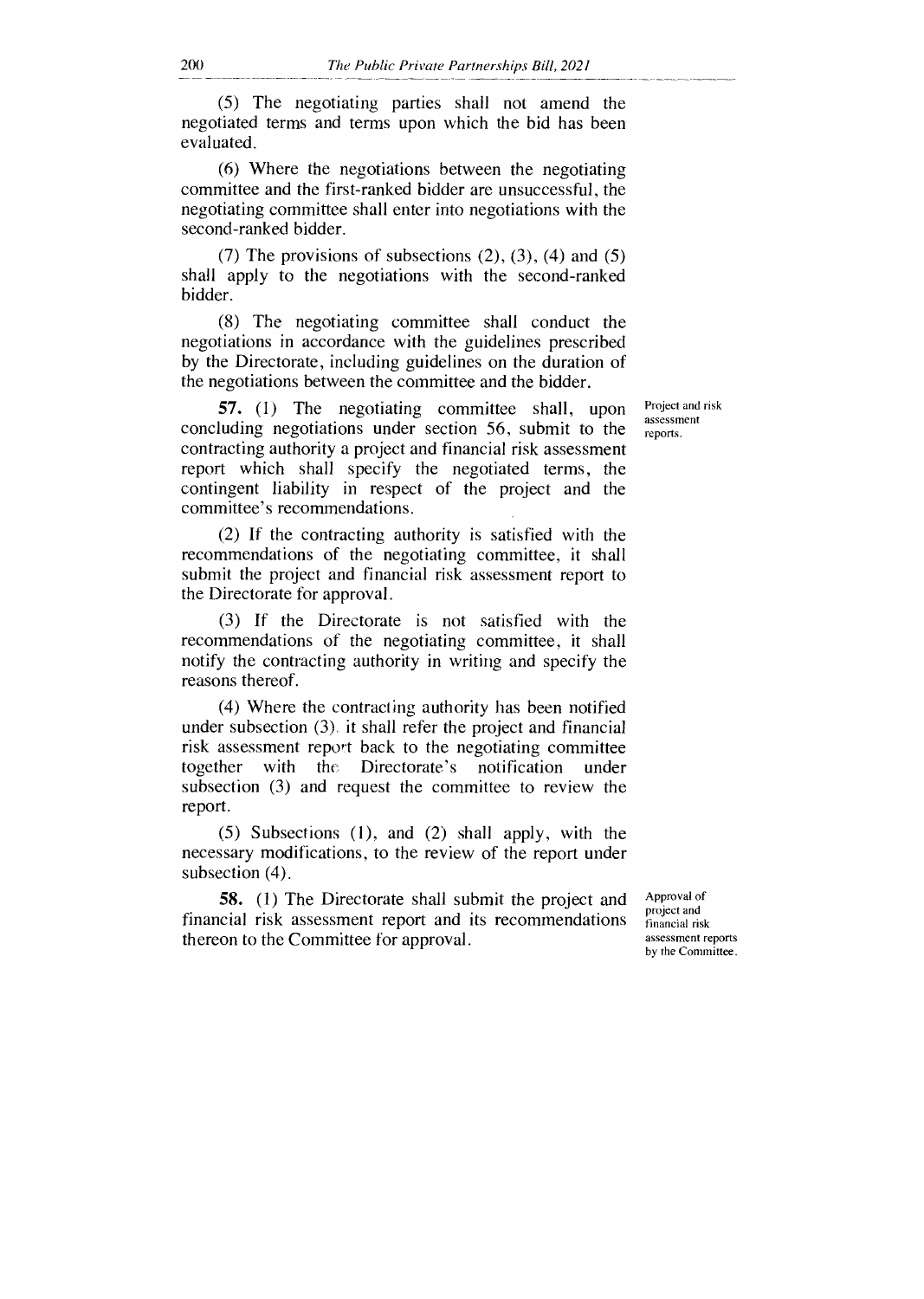(5) The negotiating parties shall not amend the negotiated terms and terms upon which the bid has been evaluated.

(6) Where the negotiations between the negotiating committee and the first-ranked bidder are unsuccessful, the negotiating committee shall enter into negotiations with the second-ranked bidder.

(7) The provisions of subsections (2), (3), (4) and (5) shall apply to the negotiations with the second-ranked bidder.

(8) The negotiating committee shall conduct the negotiations in accordance with the guidelines prescribed by the Directorate, including guidelines on the duration of the negotiations between the committee and the bidder.

*Project and risk assessment reports.*

**57.** (1) The negotiating committee shall, upon concluding negotiations under section 56, submit to the contracting authority a project and financial risk assessment report which shall specify the negotiated terms, the contingent liability in respect of the project and the committee's recommendations.

(2) If the contracting authority is satisfied with the recommendations of the negotiating committee, it shall submit the project and financial risk assessment report to the Directorate for approval.

(3) If the Directorate is not satisfied with the recommendations of the negotiating committee, it shall notify the contracting authority in writing and specify the reasons thereof.

(4) Where the contracting authority has been notified under subsection (3), it shall refer the project and financial risk assessment report back to the negotiating committee together with the Directorate's notification under subsection (3) and request the committee to review the report.

(5) Subsections (1), and (2) shall apply, with the necessary modifications, to the review of the report under subsection (4).

*Approval of project and financial risk assessment reports by the Committee.*

**58.** (1) The Directorate shall submit the project and financial risk assessment report and its recommendations thereon to the Committee for approval.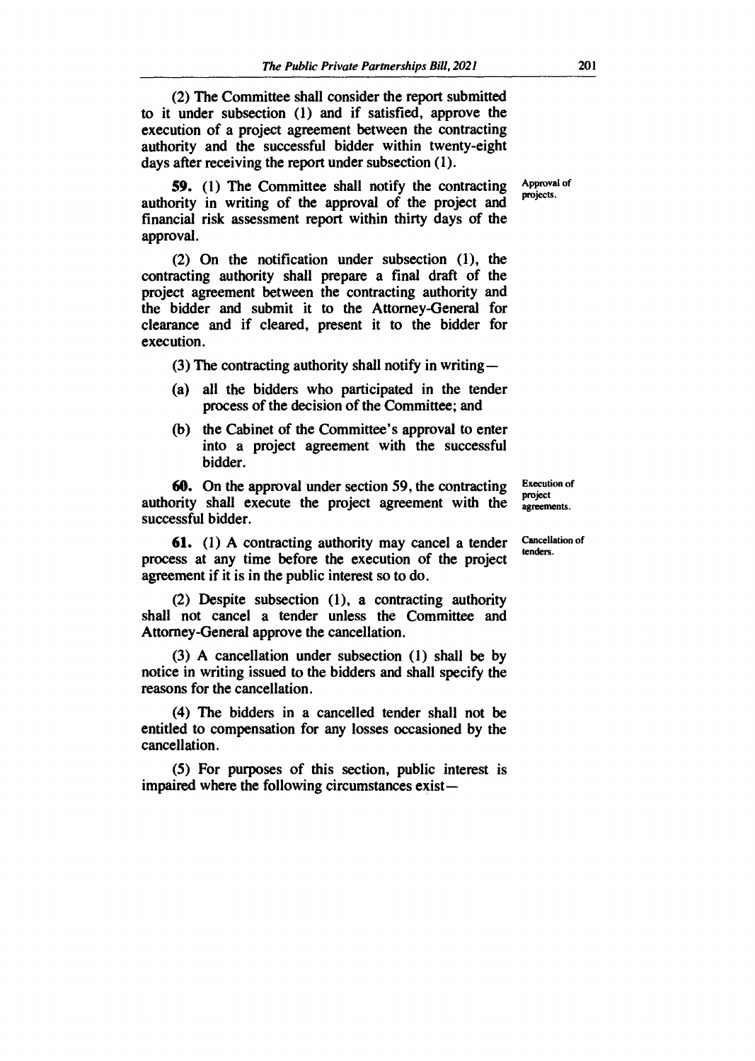(2) The Committee shall consider the report submitted to it under subsection (1) and if satisfied, approve the execution of a project agreement between the contracting authority and the successful bidder within twenty-eight days after receiving the report under subsection (1).

**59.** (1) The Committee shall notify the contracting authority in writing of the approval of the project and financial risk assessment report within thirty days of the approval. *Approval of projects.*

(2) On the notification under subsection (1), the contracting authority shall prepare a final draft of the project agreement between the contracting authority and the bidder and submit it to the Attorney-General for clearance and if cleared, present it to the bidder for execution.

(3) The contracting authority shall notify in writing—

- (a) all the bidders who participated in the tender process of the decision of the Committee; and
- (b) the Cabinet of the Committee's approval to enter into a project agreement with the successful bidder.

**60.** On the approval under section 59, the contracting authority shall execute the project agreement with the successful bidder. *Execution of project agreements.*

**61.** (1) A contracting authority may cancel a tender process at any time before the execution of the project agreement if it is in the public interest so to do. *Cancellation of tenders.*

(2) Despite subsection (1), a contracting authority shall not cancel a tender unless the Committee and Attorney-General approve the cancellation.

(3) A cancellation under subsection (1) shall be by notice in writing issued to the bidders and shall specify the reasons for the cancellation.

(4) The bidders in a cancelled tender shall not be entitled to compensation for any losses occasioned by the cancellation.

(5) For purposes of this section, public interest is impaired where the following circumstances exist—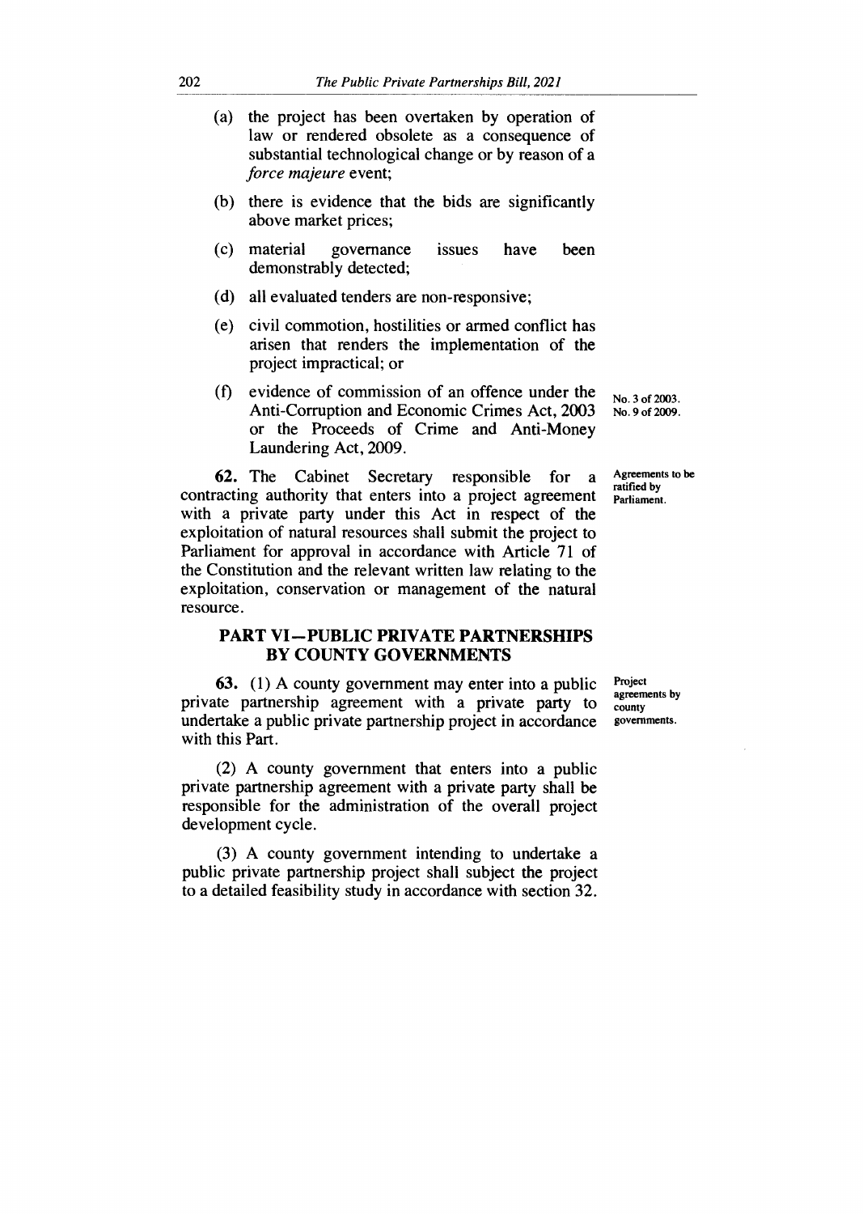(a) the project has been overtaken by operation of law or rendered obsolete as a consequence of substantial technological change or by reason of a *force majeure* event;

(b) there is evidence that the bids are significantly above market prices;

(c) material governance issues have been demonstrably detected;

(d) all evaluated tenders are non-responsive;

(e) civil commotion, hostilities or armed conflict has arisen that renders the implementation of the project impractical; or

(f) evidence of commission of an offence under the Anti-Corruption and Economic Crimes Act, 2003 or the Proceeds of Crime and Anti-Money Laundering Act, 2009.

No. 3 of 2003.
No. 9 of 2009.

Agreements to be ratified by Parliament.

**62.** The Cabinet Secretary responsible for a contracting authority that enters into a project agreement with a private party under this Act in respect of the exploitation of natural resources shall submit the project to Parliament for approval in accordance with Article 71 of the Constitution and the relevant written law relating to the exploitation, conservation or management of the natural resource.

## PART VI—PUBLIC PRIVATE PARTNERSHIPS BY COUNTY GOVERNMENTS

Project agreements by county governments.

**63.** (1) A county government may enter into a public private partnership agreement with a private party to undertake a public private partnership project in accordance with this Part.

(2) A county government that enters into a public private partnership agreement with a private party shall be responsible for the administration of the overall project development cycle.

(3) A county government intending to undertake a public private partnership project shall subject the project to a detailed feasibility study in accordance with section 32.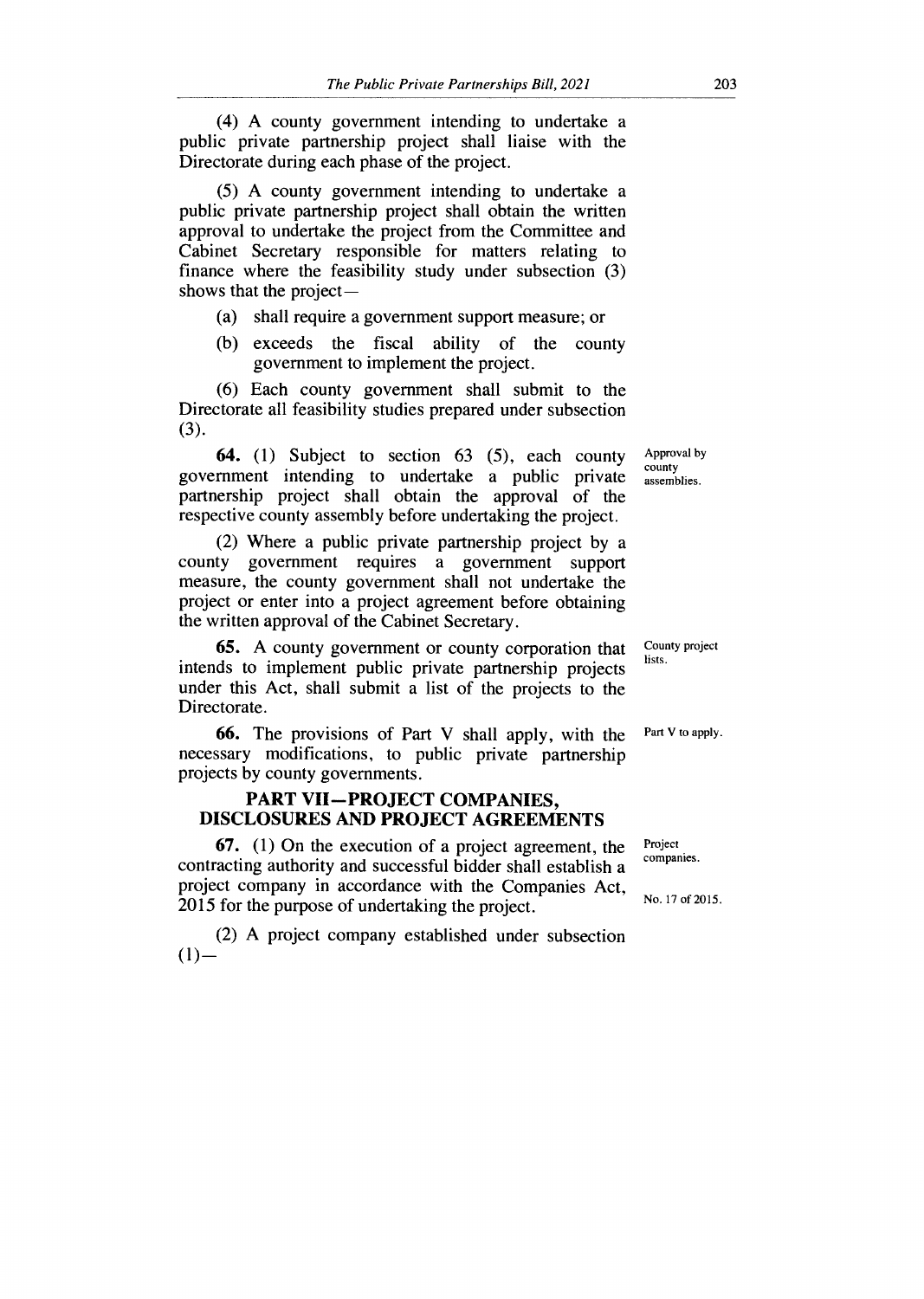(4) A county government intending to undertake a public private partnership project shall liaise with the Directorate during each phase of the project.

(5) A county government intending to undertake a public private partnership project shall obtain the written approval to undertake the project from the Committee and Cabinet Secretary responsible for matters relating to finance where the feasibility study under subsection (3) shows that the project—

- (a) shall require a government support measure; or
- (b) exceeds the fiscal ability of the county government to implement the project.

(6) Each county government shall submit to the Directorate all feasibility studies prepared under subsection (3).

*Approval by county assemblies.*

**64.** (1) Subject to section 63 (5), each county government intending to undertake a public private partnership project shall obtain the approval of the respective county assembly before undertaking the project.

(2) Where a public private partnership project by a county government requires a government support measure, the county government shall not undertake the project or enter into a project agreement before obtaining the written approval of the Cabinet Secretary.

*County project lists.*

**65.** A county government or county corporation that intends to implement public private partnership projects under this Act, shall submit a list of the projects to the Directorate.

*Part V to apply.*

**66.** The provisions of Part V shall apply, with the necessary modifications, to public private partnership projects by county governments.

## PART VII—PROJECT COMPANIES, DISCLOSURES AND PROJECT AGREEMENTS

*Project companies.*

**67.** (1) On the execution of a project agreement, the contracting authority and successful bidder shall establish a project company in accordance with the Companies Act, 2015 for the purpose of undertaking the project.

*No. 17 of 2015.*

(2) A project company established under subsection (1)—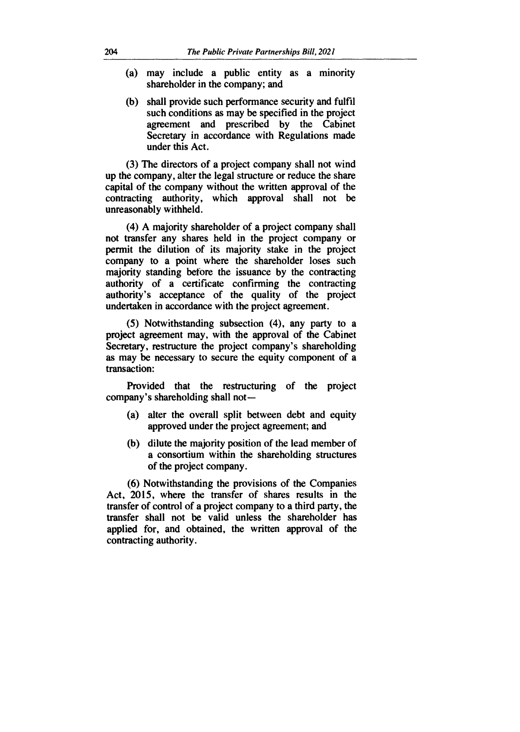(a) may include a public entity as a minority shareholder in the company; and

(b) shall provide such performance security and fulfil such conditions as may be specified in the project agreement and prescribed by the Cabinet Secretary in accordance with Regulations made under this Act.

(3) The directors of a project company shall not wind up the company, alter the legal structure or reduce the share capital of the company without the written approval of the contracting authority, which approval shall not be unreasonably withheld.

(4) A majority shareholder of a project company shall not transfer any shares held in the project company or permit the dilution of its majority stake in the project company to a point where the shareholder loses such majority standing before the issuance by the contracting authority of a certificate confirming the contracting authority's acceptance of the quality of the project undertaken in accordance with the project agreement.

(5) Notwithstanding subsection (4), any party to a project agreement may, with the approval of the Cabinet Secretary, restructure the project company's shareholding as may be necessary to secure the equity component of a transaction:

Provided that the restructuring of the project company's shareholding shall not—

(a) alter the overall split between debt and equity approved under the project agreement; and

(b) dilute the majority position of the lead member of a consortium within the shareholding structures of the project company.

(6) Notwithstanding the provisions of the Companies Act, 2015, where the transfer of shares results in the transfer of control of a project company to a third party, the transfer shall not be valid unless the shareholder has applied for, and obtained, the written approval of the contracting authority.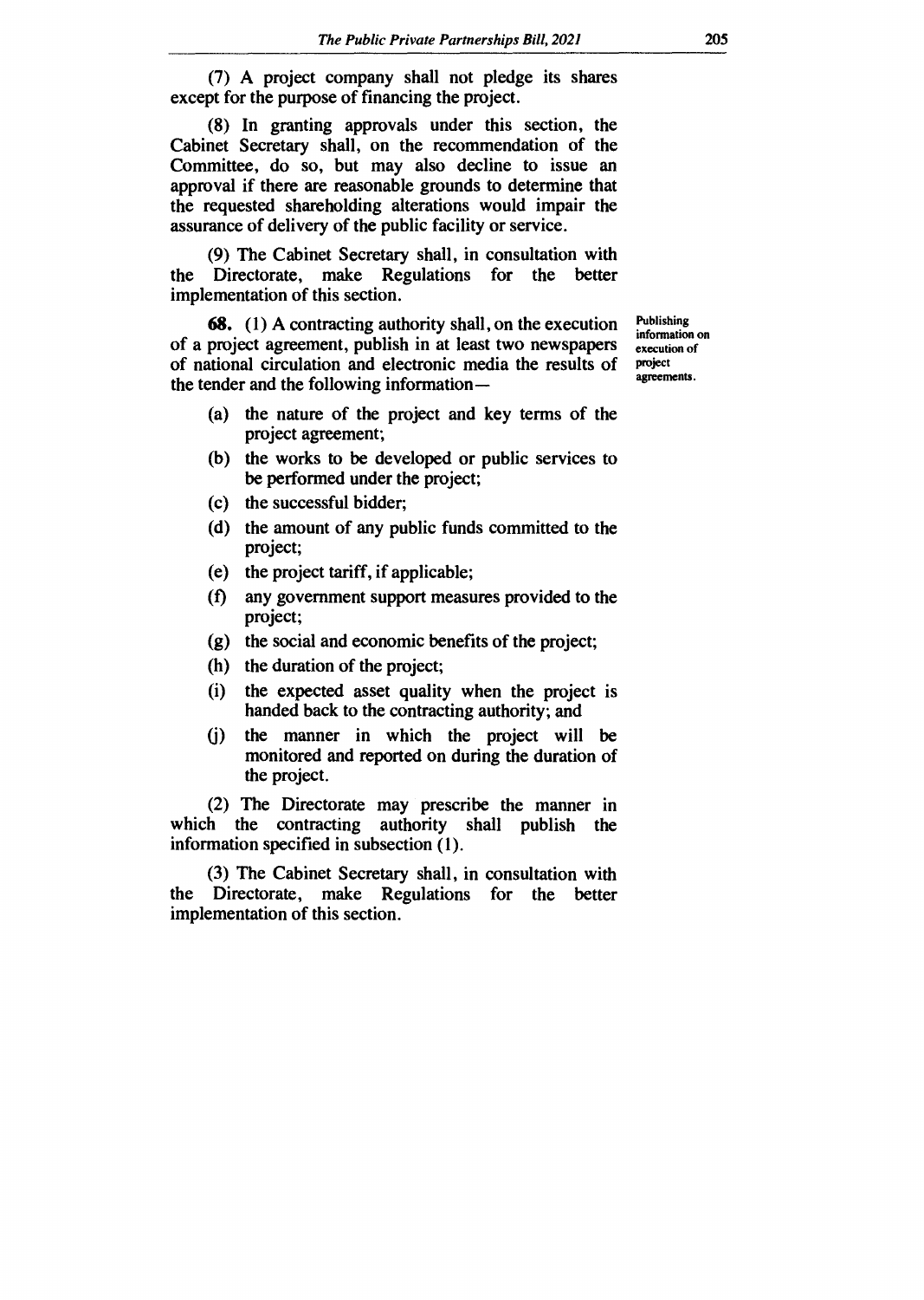(7) A project company shall not pledge its shares except for the purpose of financing the project.

(8) In granting approvals under this section, the Cabinet Secretary shall, on the recommendation of the Committee, do so, but may also decline to issue an approval if there are reasonable grounds to determine that the requested shareholding alterations would impair the assurance of delivery of the public facility or service.

(9) The Cabinet Secretary shall, in consultation with the Directorate, make Regulations for the better implementation of this section.

**68.** (1) A contracting authority shall, on the execution of a project agreement, publish in at least two newspapers of national circulation and electronic media the results of the tender and the following information—

*Publishing information on execution of project agreements.*

- (a) the nature of the project and key terms of the project agreement;
- (b) the works to be developed or public services to be performed under the project;
- (c) the successful bidder;
- (d) the amount of any public funds committed to the project;
- (e) the project tariff, if applicable;
- (f) any government support measures provided to the project;
- (g) the social and economic benefits of the project;
- (h) the duration of the project;
- (i) the expected asset quality when the project is handed back to the contracting authority; and
- (j) the manner in which the project will be monitored and reported on during the duration of the project.

(2) The Directorate may prescribe the manner in which the contracting authority shall publish the information specified in subsection (1).

(3) The Cabinet Secretary shall, in consultation with the Directorate, make Regulations for the better implementation of this section.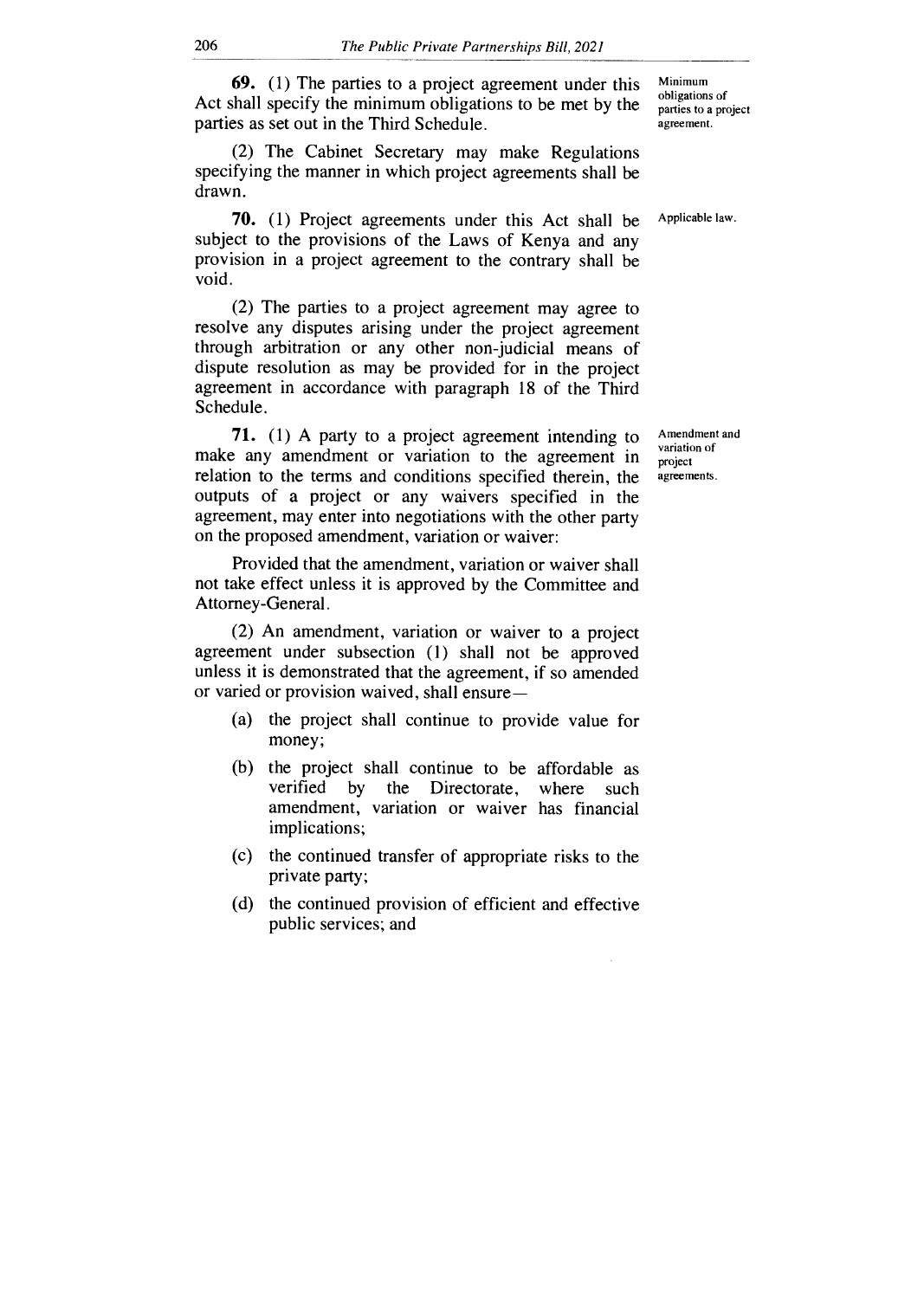**69.** (1) The parties to a project agreement under this Act shall specify the minimum obligations to be met by the parties as set out in the Third Schedule.

Minimum obligations of parties to a project agreement.

(2) The Cabinet Secretary may make Regulations specifying the manner in which project agreements shall be drawn.

**70.** (1) Project agreements under this Act shall be subject to the provisions of the Laws of Kenya and any provision in a project agreement to the contrary shall be void.

Applicable law.

(2) The parties to a project agreement may agree to resolve any disputes arising under the project agreement through arbitration or any other non-judicial means of dispute resolution as may be provided for in the project agreement in accordance with paragraph 18 of the Third Schedule.

**71.** (1) A party to a project agreement intending to make any amendment or variation to the agreement in relation to the terms and conditions specified therein, the outputs of a project or any waivers specified in the agreement, may enter into negotiations with the other party on the proposed amendment, variation or waiver:

Amendment and variation of project agreements.

Provided that the amendment, variation or waiver shall not take effect unless it is approved by the Committee and Attorney-General.

(2) An amendment, variation or waiver to a project agreement under subsection (1) shall not be approved unless it is demonstrated that the agreement, if so amended or varied or provision waived, shall ensure—

- (a) the project shall continue to provide value for money;
- (b) the project shall continue to be affordable as verified by the Directorate, where such amendment, variation or waiver has financial implications;
- (c) the continued transfer of appropriate risks to the private party;
- (d) the continued provision of efficient and effective public services; and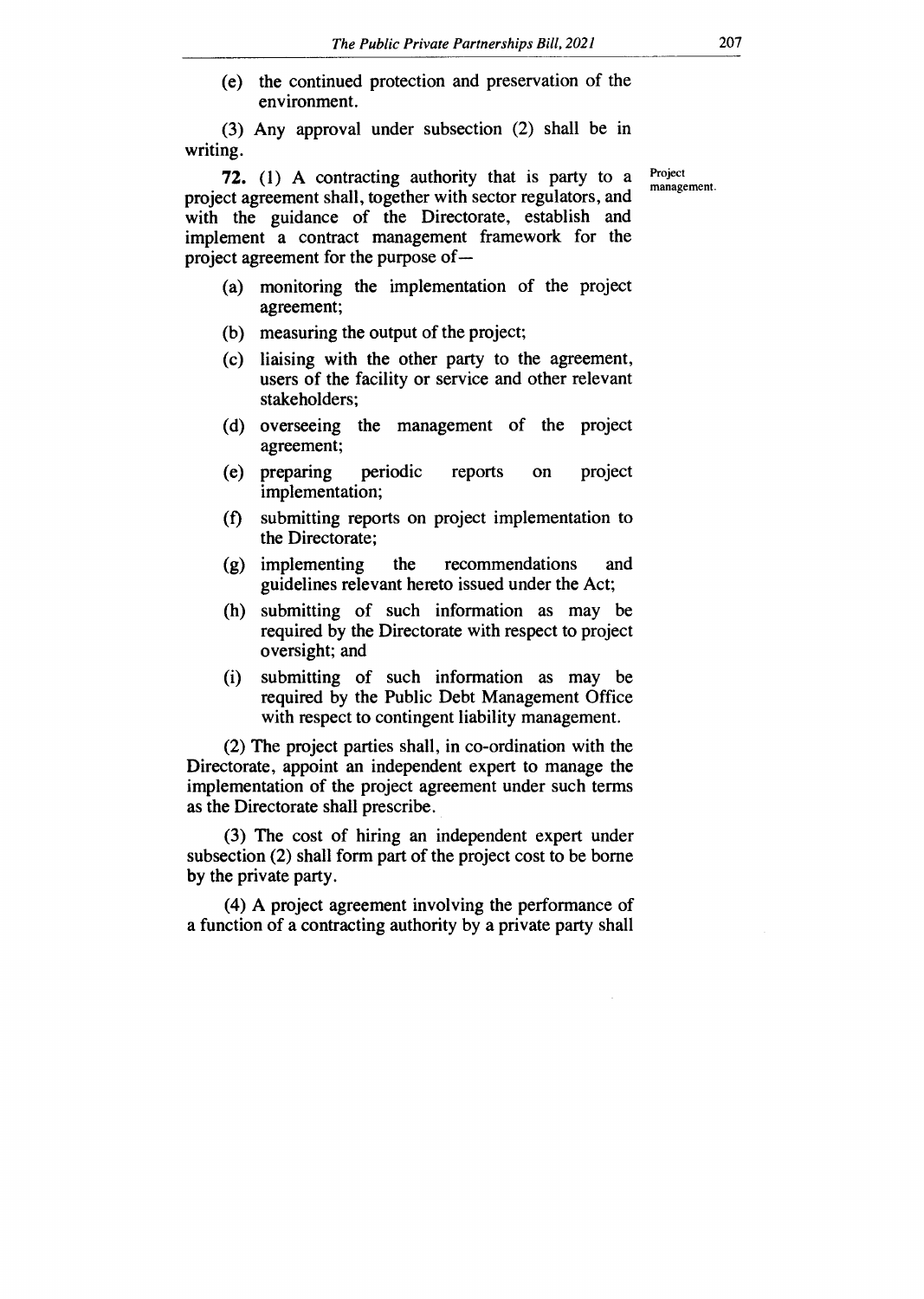(e) the continued protection and preservation of the environment.

(3) Any approval under subsection (2) shall be in writing.

Project management.

**72.** (1) A contracting authority that is party to a project agreement shall, together with sector regulators, and with the guidance of the Directorate, establish and implement a contract management framework for the project agreement for the purpose of—

(a) monitoring the implementation of the project agreement;

(b) measuring the output of the project;

(c) liaising with the other party to the agreement, users of the facility or service and other relevant stakeholders;

(d) overseeing the management of the project agreement;

(e) preparing periodic reports on project implementation;

(f) submitting reports on project implementation to the Directorate;

(g) implementing the recommendations and guidelines relevant hereto issued under the Act;

(h) submitting of such information as may be required by the Directorate with respect to project oversight; and

(i) submitting of such information as may be required by the Public Debt Management Office with respect to contingent liability management.

(2) The project parties shall, in co-ordination with the Directorate, appoint an independent expert to manage the implementation of the project agreement under such terms as the Directorate shall prescribe.

(3) The cost of hiring an independent expert under subsection (2) shall form part of the project cost to be borne by the private party.

(4) A project agreement involving the performance of a function of a contracting authority by a private party shall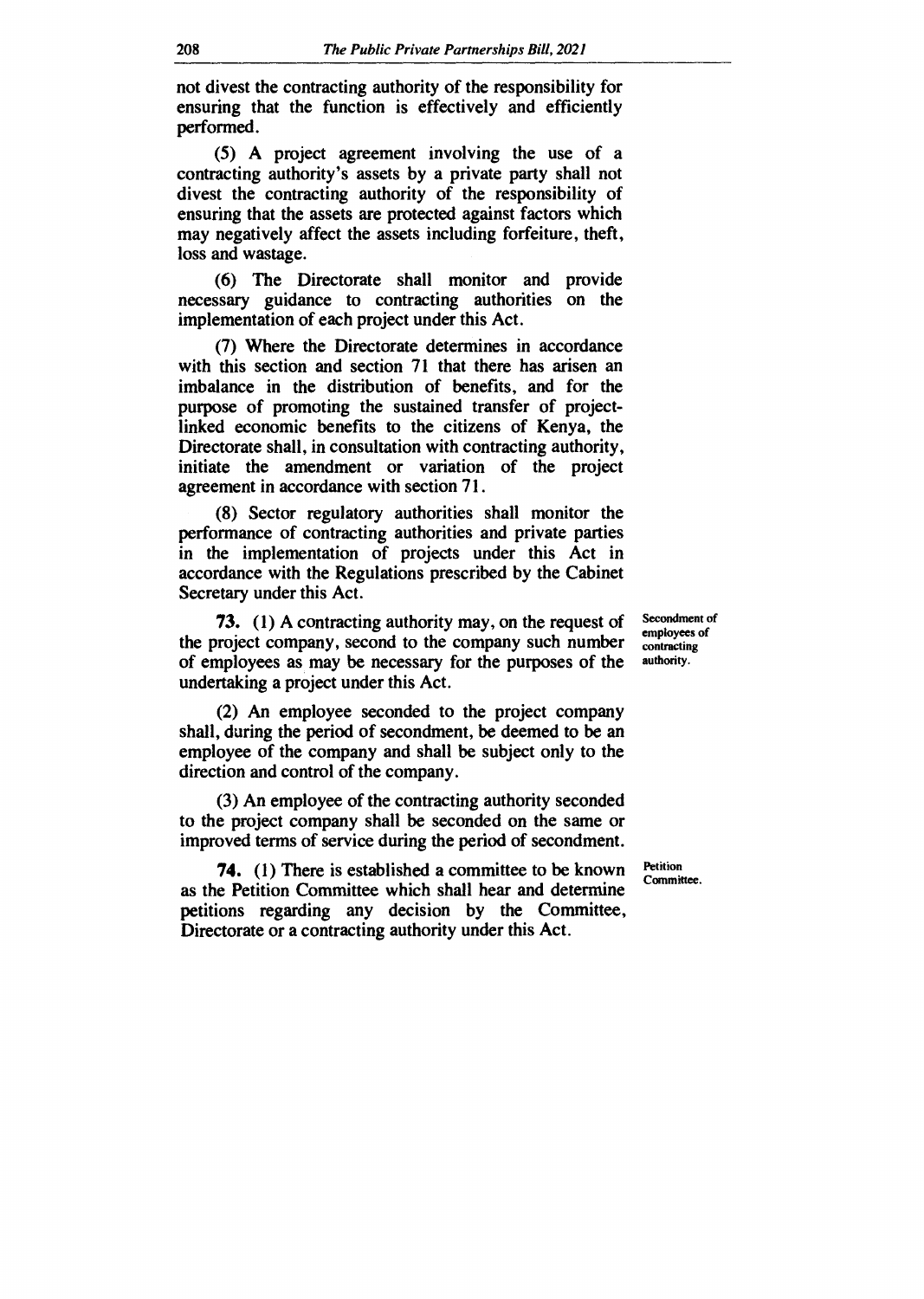not divest the contracting authority of the responsibility for ensuring that the function is effectively and efficiently performed.

(5) A project agreement involving the use of a contracting authority's assets by a private party shall not divest the contracting authority of the responsibility of ensuring that the assets are protected against factors which may negatively affect the assets including forfeiture, theft, loss and wastage.

(6) The Directorate shall monitor and provide necessary guidance to contracting authorities on the implementation of each project under this Act.

(7) Where the Directorate determines in accordance with this section and section 71 that there has arisen an imbalance in the distribution of benefits, and for the purpose of promoting the sustained transfer of project-linked economic benefits to the citizens of Kenya, the Directorate shall, in consultation with contracting authority, initiate the amendment or variation of the project agreement in accordance with section 71.

(8) Sector regulatory authorities shall monitor the performance of contracting authorities and private parties in the implementation of projects under this Act in accordance with the Regulations prescribed by the Cabinet Secretary under this Act.

**Secondment of employees of contracting authority.**

**73.** (1) A contracting authority may, on the request of the project company, second to the company such number of employees as may be necessary for the purposes of the undertaking a project under this Act.

(2) An employee seconded to the project company shall, during the period of secondment, be deemed to be an employee of the company and shall be subject only to the direction and control of the company.

(3) An employee of the contracting authority seconded to the project company shall be seconded on the same or improved terms of service during the period of secondment.

**Petition Committee.**

**74.** (1) There is established a committee to be known as the Petition Committee which shall hear and determine petitions regarding any decision by the Committee, Directorate or a contracting authority under this Act.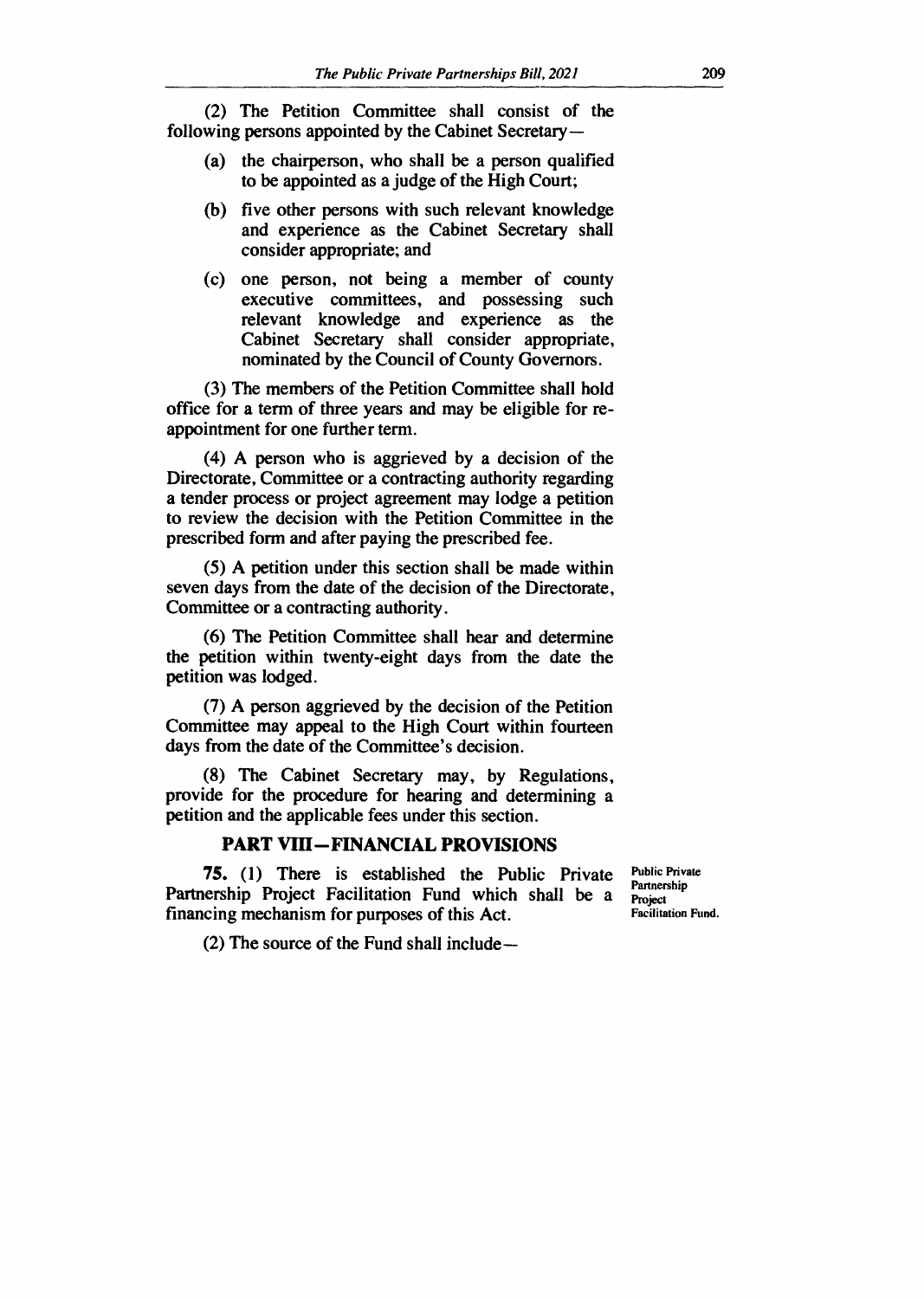(2) The Petition Committee shall consist of the following persons appointed by the Cabinet Secretary—

(a) the chairperson, who shall be a person qualified to be appointed as a judge of the High Court;

(b) five other persons with such relevant knowledge and experience as the Cabinet Secretary shall consider appropriate; and

(c) one person, not being a member of county executive committees, and possessing such relevant knowledge and experience as the Cabinet Secretary shall consider appropriate, nominated by the Council of County Governors.

(3) The members of the Petition Committee shall hold office for a term of three years and may be eligible for re-appointment for one further term.

(4) A person who is aggrieved by a decision of the Directorate, Committee or a contracting authority regarding a tender process or project agreement may lodge a petition to review the decision with the Petition Committee in the prescribed form and after paying the prescribed fee.

(5) A petition under this section shall be made within seven days from the date of the decision of the Directorate, Committee or a contracting authority.

(6) The Petition Committee shall hear and determine the petition within twenty-eight days from the date the petition was lodged.

(7) A person aggrieved by the decision of the Petition Committee may appeal to the High Court within fourteen days from the date of the Committee's decision.

(8) The Cabinet Secretary may, by Regulations, provide for the procedure for hearing and determining a petition and the applicable fees under this section.

## PART VIII—FINANCIAL PROVISIONS

**Public Private Partnership Project Facilitation Fund.**

**75.** (1) There is established the Public Private Partnership Project Facilitation Fund which shall be a financing mechanism for purposes of this Act.

(2) The source of the Fund shall include—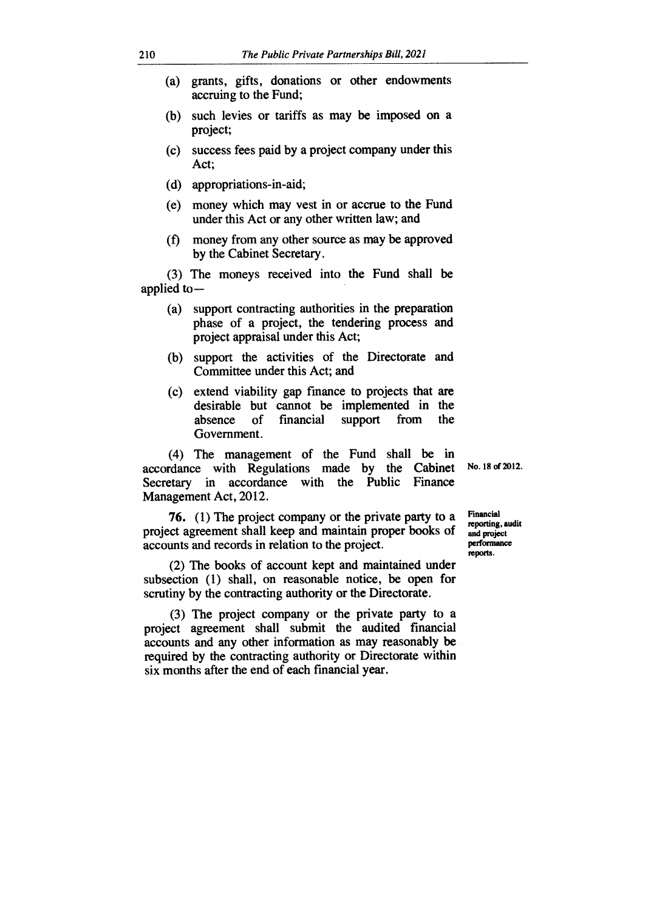(a) grants, gifts, donations or other endowments accruing to the Fund;

(b) such levies or tariffs as may be imposed on a project;

(c) success fees paid by a project company under this Act;

(d) appropriations-in-aid;

(e) money which may vest in or accrue to the Fund under this Act or any other written law; and

(f) money from any other source as may be approved by the Cabinet Secretary.

(3) The moneys received into the Fund shall be applied to—

(a) support contracting authorities in the preparation phase of a project, the tendering process and project appraisal under this Act;

(b) support the activities of the Directorate and Committee under this Act; and

(c) extend viability gap finance to projects that are desirable but cannot be implemented in the absence of financial support from the Government.

(4) The management of the Fund shall be in accordance with Regulations made by the Cabinet Secretary in accordance with the Public Finance Management Act, 2012.

No. 18 of 2012.

Financial reporting, audit and project performance reports.

**76.** (1) The project company or the private party to a project agreement shall keep and maintain proper books of accounts and records in relation to the project.

(2) The books of account kept and maintained under subsection (1) shall, on reasonable notice, be open for scrutiny by the contracting authority or the Directorate.

(3) The project company or the private party to a project agreement shall submit the audited financial accounts and any other information as may reasonably be required by the contracting authority or Directorate within six months after the end of each financial year.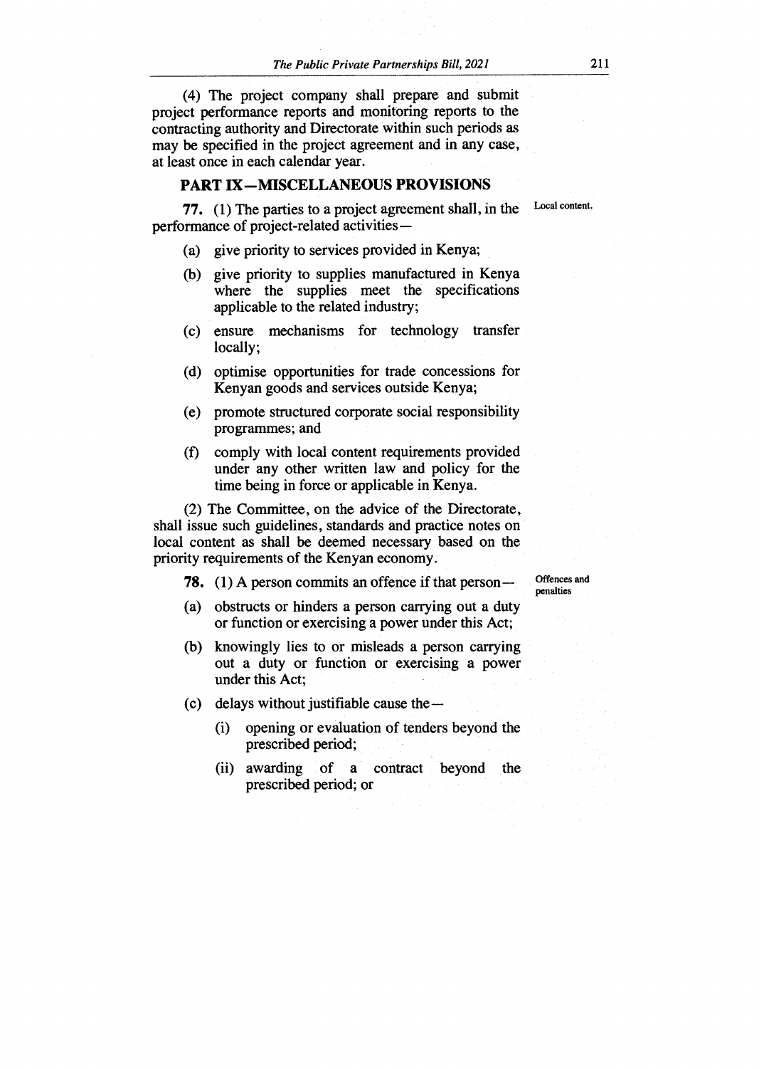(4) The project company shall prepare and submit project performance reports and monitoring reports to the contracting authority and Directorate within such periods as may be specified in the project agreement and in any case, at least once in each calendar year.

## PART IX—MISCELLANEOUS PROVISIONS

Local content.

**77.** (1) The parties to a project agreement shall, in the performance of project-related activities—

(a) give priority to services provided in Kenya;

(b) give priority to supplies manufactured in Kenya where the supplies meet the specifications applicable to the related industry;

(c) ensure mechanisms for technology transfer locally;

(d) optimise opportunities for trade concessions for Kenyan goods and services outside Kenya;

(e) promote structured corporate social responsibility programmes; and

(f) comply with local content requirements provided under any other written law and policy for the time being in force or applicable in Kenya.

(2) The Committee, on the advice of the Directorate, shall issue such guidelines, standards and practice notes on local content as shall be deemed necessary based on the priority requirements of the Kenyan economy.

Offences and penalties

**78.** (1) A person commits an offence if that person—

(a) obstructs or hinders a person carrying out a duty or function or exercising a power under this Act;

(b) knowingly lies to or misleads a person carrying out a duty or function or exercising a power under this Act;

(c) delays without justifiable cause the—

(i) opening or evaluation of tenders beyond the prescribed period;

(ii) awarding of a contract beyond the prescribed period; or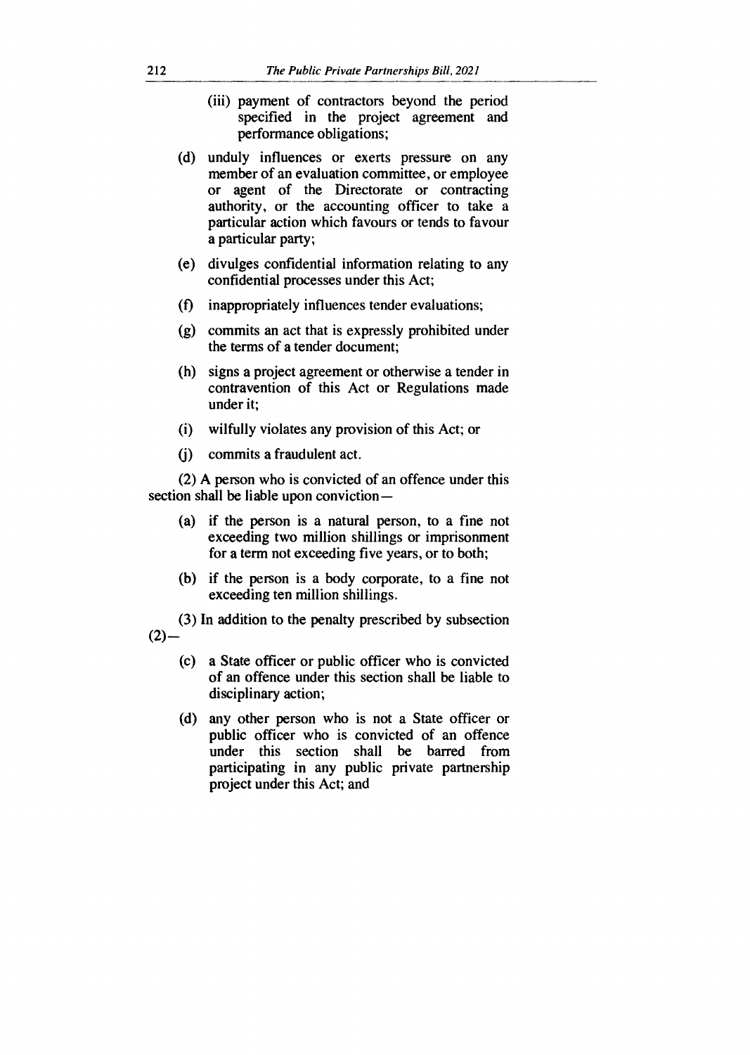(iii) payment of contractors beyond the period specified in the project agreement and performance obligations;

(d) unduly influences or exerts pressure on any member of an evaluation committee, or employee or agent of the Directorate or contracting authority, or the accounting officer to take a particular action which favours or tends to favour a particular party;

(e) divulges confidential information relating to any confidential processes under this Act;

(f) inappropriately influences tender evaluations;

(g) commits an act that is expressly prohibited under the terms of a tender document;

(h) signs a project agreement or otherwise a tender in contravention of this Act or Regulations made under it;

(i) wilfully violates any provision of this Act; or

(j) commits a fraudulent act.

(2) A person who is convicted of an offence under this section shall be liable upon conviction—

(a) if the person is a natural person, to a fine not exceeding two million shillings or imprisonment for a term not exceeding five years, or to both;

(b) if the person is a body corporate, to a fine not exceeding ten million shillings.

(3) In addition to the penalty prescribed by subsection (2)—

(c) a State officer or public officer who is convicted of an offence under this section shall be liable to disciplinary action;

(d) any other person who is not a State officer or public officer who is convicted of an offence under this section shall be barred from participating in any public private partnership project under this Act; and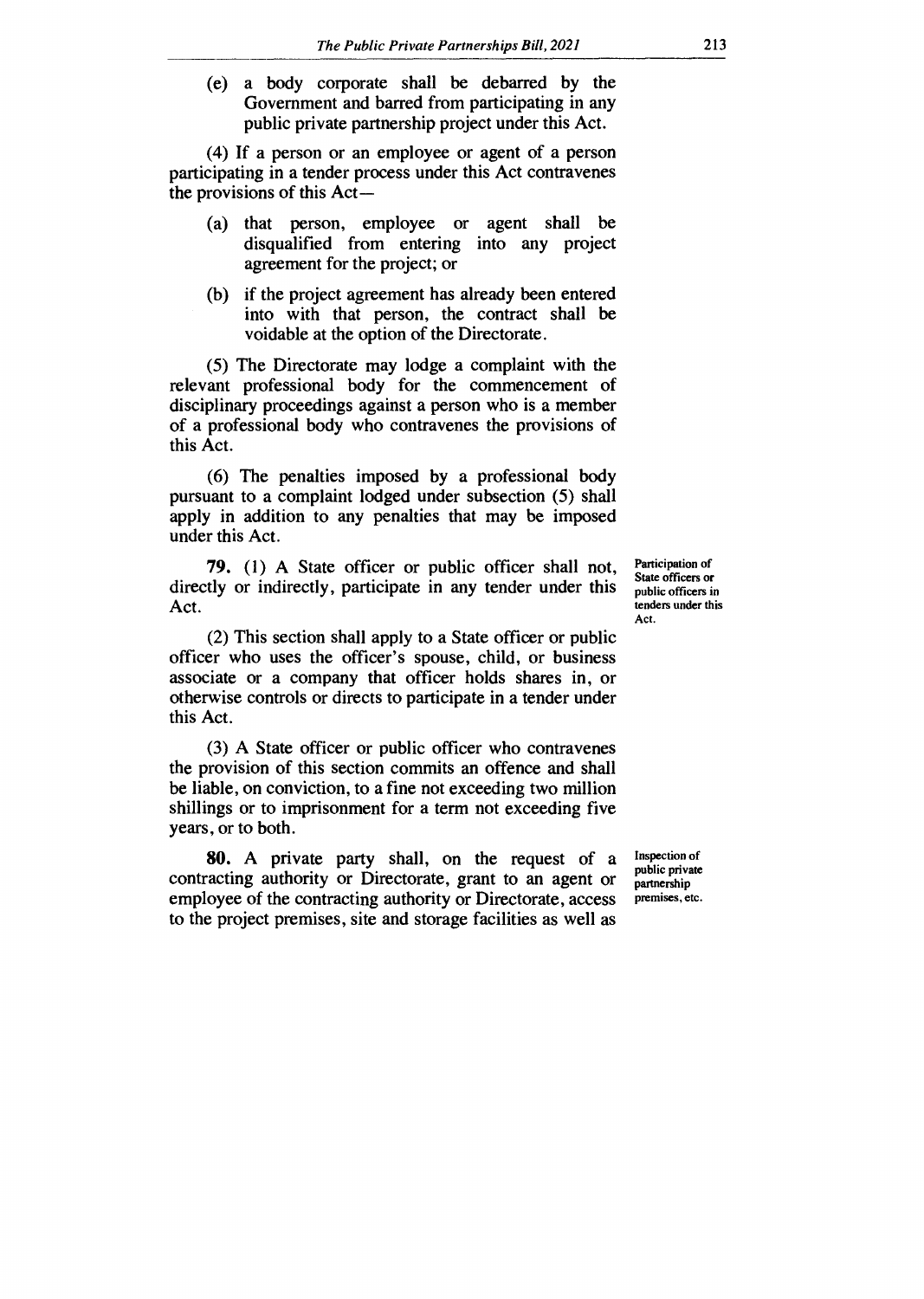(e) a body corporate shall be debarred by the Government and barred from participating in any public private partnership project under this Act.

(4) If a person or an employee or agent of a person participating in a tender process under this Act contravenes the provisions of this Act—

(a) that person, employee or agent shall be disqualified from entering into any project agreement for the project; or

(b) if the project agreement has already been entered into with that person, the contract shall be voidable at the option of the Directorate.

(5) The Directorate may lodge a complaint with the relevant professional body for the commencement of disciplinary proceedings against a person who is a member of a professional body who contravenes the provisions of this Act.

(6) The penalties imposed by a professional body pursuant to a complaint lodged under subsection (5) shall apply in addition to any penalties that may be imposed under this Act.

Participation of State officers or public officers in tenders under this Act.

**79.** (1) A State officer or public officer shall not, directly or indirectly, participate in any tender under this Act.

(2) This section shall apply to a State officer or public officer who uses the officer's spouse, child, or business associate or a company that officer holds shares in, or otherwise controls or directs to participate in a tender under this Act.

(3) A State officer or public officer who contravenes the provision of this section commits an offence and shall be liable, on conviction, to a fine not exceeding two million shillings or to imprisonment for a term not exceeding five years, or to both.

Inspection of public private partnership premises, etc.

**80.** A private party shall, on the request of a contracting authority or Directorate, grant to an agent or employee of the contracting authority or Directorate, access to the project premises, site and storage facilities as well as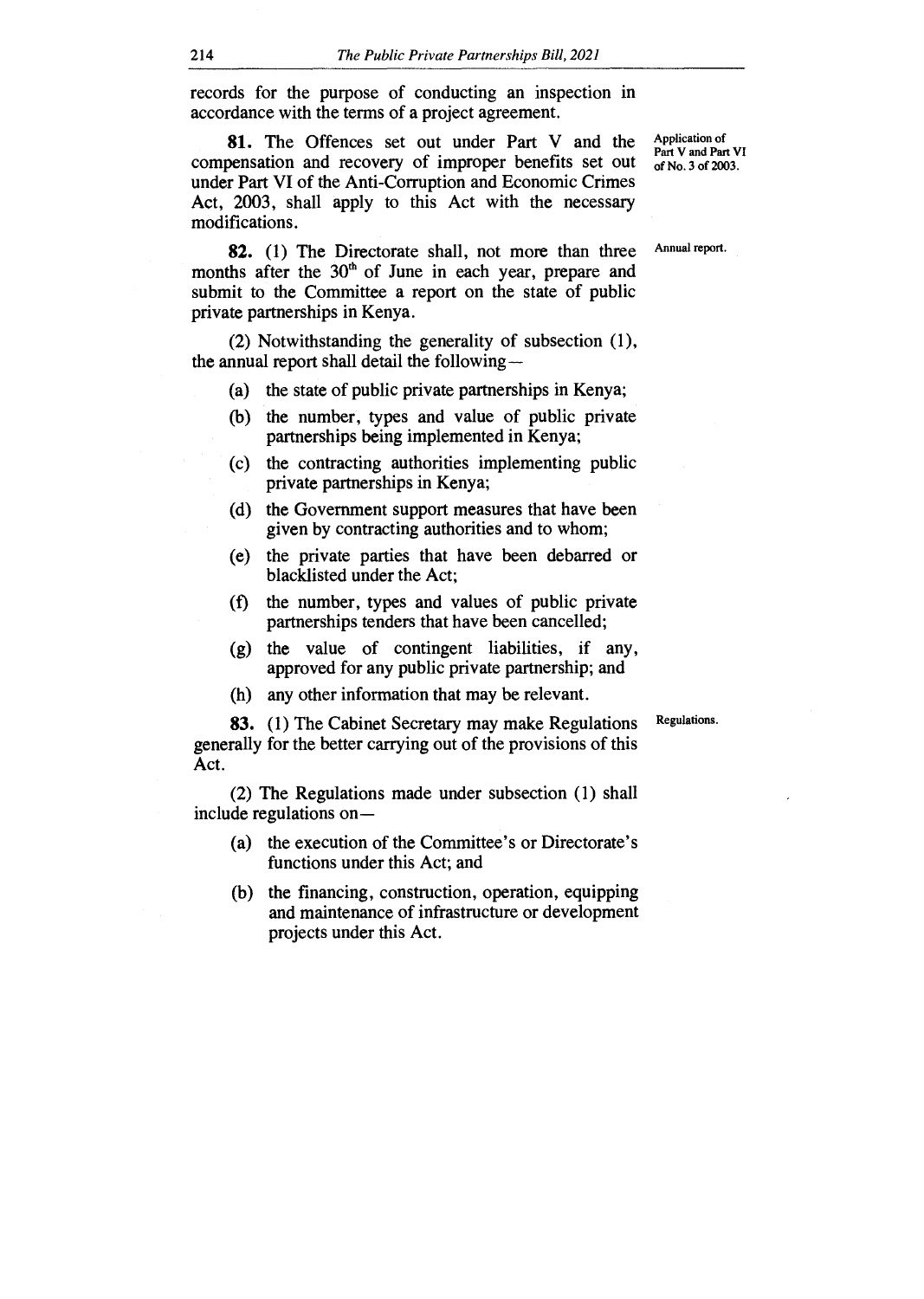records for the purpose of conducting an inspection in accordance with the terms of a project agreement.

Application of Part V and Part VI of No. 3 of 2003.

**81.** The Offences set out under Part V and the compensation and recovery of improper benefits set out under Part VI of the Anti-Corruption and Economic Crimes Act, 2003, shall apply to this Act with the necessary modifications.

Annual report.

**82.** (1) The Directorate shall, not more than three months after the 30th of June in each year, prepare and submit to the Committee a report on the state of public private partnerships in Kenya.

(2) Notwithstanding the generality of subsection (1), the annual report shall detail the following—

(a) the state of public private partnerships in Kenya;

(b) the number, types and value of public private partnerships being implemented in Kenya;

(c) the contracting authorities implementing public private partnerships in Kenya;

(d) the Government support measures that have been given by contracting authorities and to whom;

(e) the private parties that have been debarred or blacklisted under the Act;

(f) the number, types and values of public private partnerships tenders that have been cancelled;

(g) the value of contingent liabilities, if any, approved for any public private partnership; and

(h) any other information that may be relevant.

Regulations.

**83.** (1) The Cabinet Secretary may make Regulations generally for the better carrying out of the provisions of this Act.

(2) The Regulations made under subsection (1) shall include regulations on—

(a) the execution of the Committee's or Directorate's functions under this Act; and

(b) the financing, construction, operation, equipping and maintenance of infrastructure or development projects under this Act.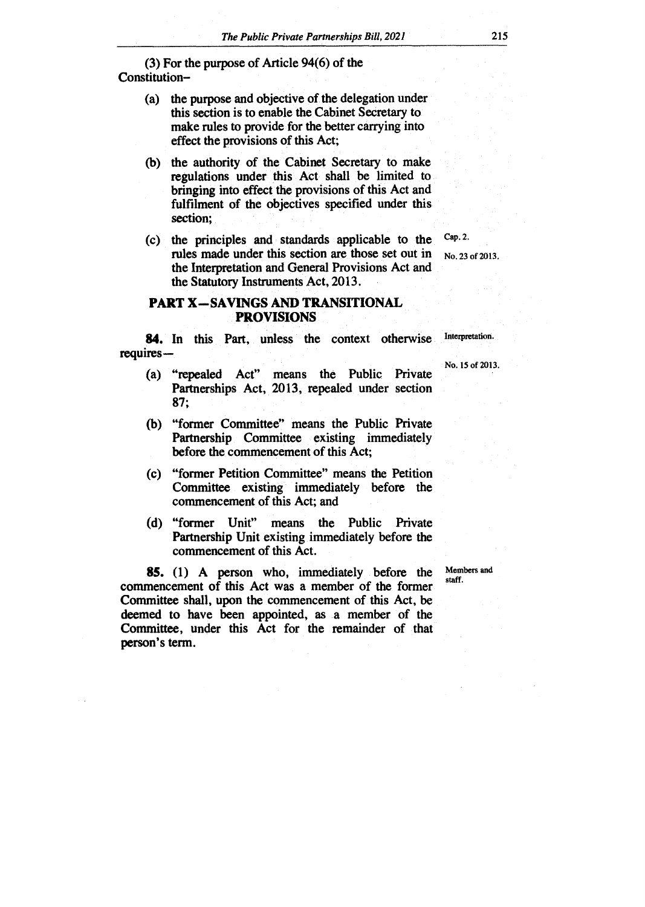(3) For the purpose of Article 94(6) of the Constitution–

(a) the purpose and objective of the delegation under this section is to enable the Cabinet Secretary to make rules to provide for the better carrying into effect the provisions of this Act;

(b) the authority of the Cabinet Secretary to make regulations under this Act shall be limited to bringing into effect the provisions of this Act and fulfilment of the objectives specified under this section;

(c) the principles and standards applicable to the rules made under this section are those set out in the Interpretation and General Provisions Act and the Statutory Instruments Act, 2013.

Cap. 2.

No. 23 of 2013.

## PART X—SAVINGS AND TRANSITIONAL PROVISIONS

Interpretation.

**84.** In this Part, unless the context otherwise requires—

No. 15 of 2013.

(a) "repealed Act" means the Public Private Partnerships Act, 2013, repealed under section 87;

(b) "former Committee" means the Public Private Partnership Committee existing immediately before the commencement of this Act;

(c) "former Petition Committee" means the Petition Committee existing immediately before the commencement of this Act; and

(d) "former Unit" means the Public Private Partnership Unit existing immediately before the commencement of this Act.

Members and staff.

**85.** (1) A person who, immediately before the commencement of this Act was a member of the former Committee shall, upon the commencement of this Act, be deemed to have been appointed, as a member of the Committee, under this Act for the remainder of that person's term.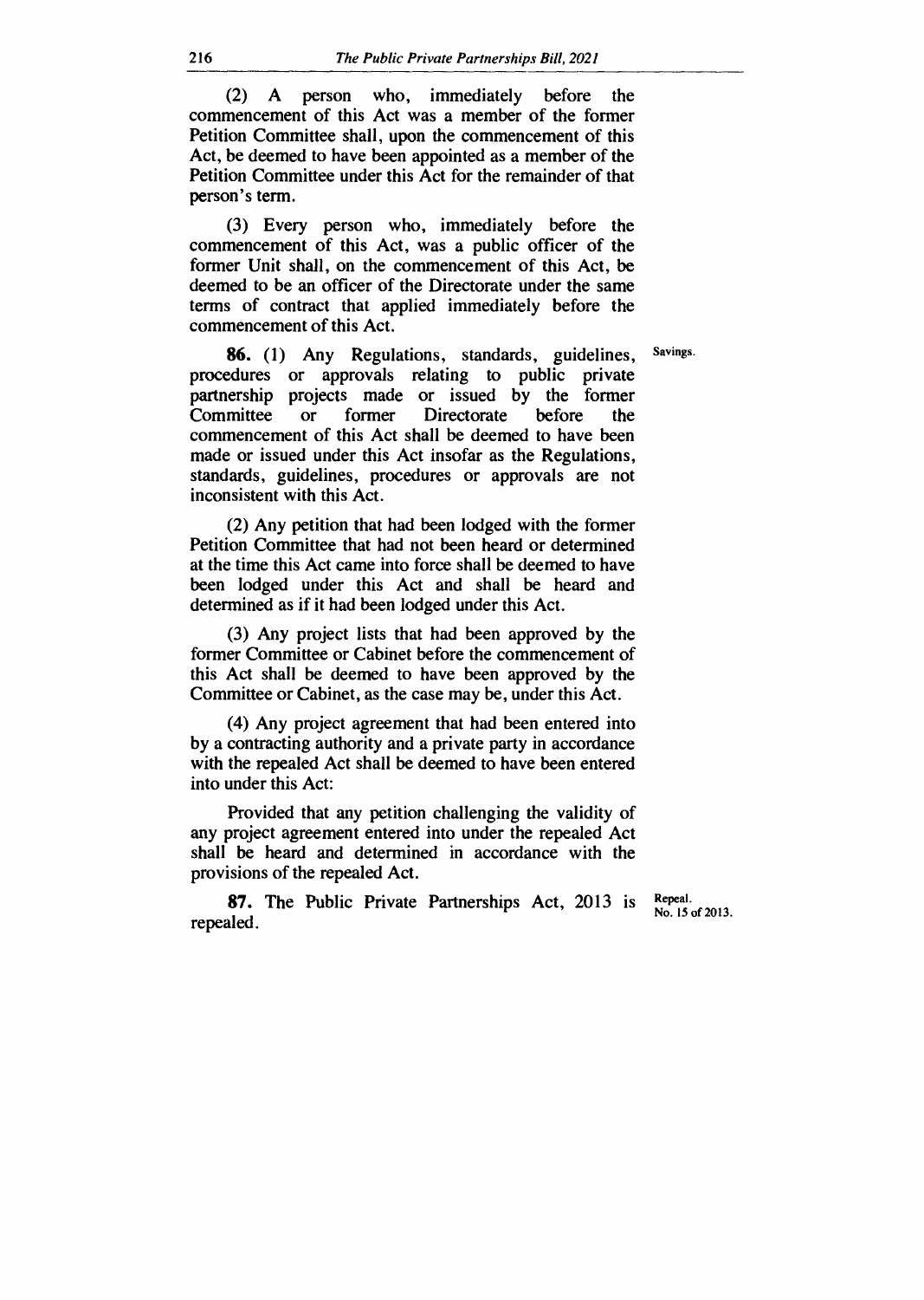(2) A person who, immediately before the commencement of this Act was a member of the former Petition Committee shall, upon the commencement of this Act, be deemed to have been appointed as a member of the Petition Committee under this Act for the remainder of that person's term.

(3) Every person who, immediately before the commencement of this Act, was a public officer of the former Unit shall, on the commencement of this Act, be deemed to be an officer of the Directorate under the same terms of contract that applied immediately before the commencement of this Act.

Savings.

**86.** (1) Any Regulations, standards, guidelines, procedures or approvals relating to public private partnership projects made or issued by the former Committee or former Directorate before the commencement of this Act shall be deemed to have been made or issued under this Act insofar as the Regulations, standards, guidelines, procedures or approvals are not inconsistent with this Act.

(2) Any petition that had been lodged with the former Petition Committee that had not been heard or determined at the time this Act came into force shall be deemed to have been lodged under this Act and shall be heard and determined as if it had been lodged under this Act.

(3) Any project lists that had been approved by the former Committee or Cabinet before the commencement of this Act shall be deemed to have been approved by the Committee or Cabinet, as the case may be, under this Act.

(4) Any project agreement that had been entered into by a contracting authority and a private party in accordance with the repealed Act shall be deemed to have been entered into under this Act:

Provided that any petition challenging the validity of any project agreement entered into under the repealed Act shall be heard and determined in accordance with the provisions of the repealed Act.

Repeal. No. 15 of 2013.

**87.** The Public Private Partnerships Act, 2013 is repealed.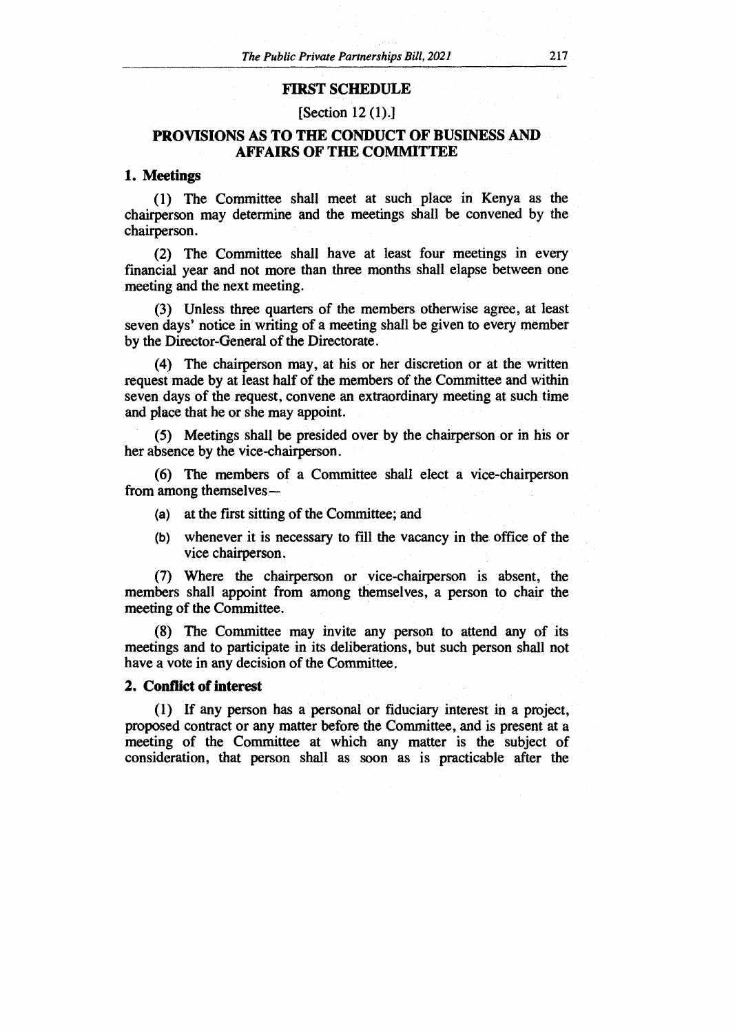## FIRST SCHEDULE

[Section 12 (1).]

## PROVISIONS AS TO THE CONDUCT OF BUSINESS AND AFFAIRS OF THE COMMITTEE

### 1. Meetings

(1) The Committee shall meet at such place in Kenya as the chairperson may determine and the meetings shall be convened by the chairperson.

(2) The Committee shall have at least four meetings in every financial year and not more than three months shall elapse between one meeting and the next meeting.

(3) Unless three quarters of the members otherwise agree, at least seven days' notice in writing of a meeting shall be given to every member by the Director-General of the Directorate.

(4) The chairperson may, at his or her discretion or at the written request made by at least half of the members of the Committee and within seven days of the request, convene an extraordinary meeting at such time and place that he or she may appoint.

(5) Meetings shall be presided over by the chairperson or in his or her absence by the vice-chairperson.

(6) The members of a Committee shall elect a vice-chairperson from among themselves—

(a) at the first sitting of the Committee; and

(b) whenever it is necessary to fill the vacancy in the office of the vice chairperson.

(7) Where the chairperson or vice-chairperson is absent, the members shall appoint from among themselves, a person to chair the meeting of the Committee.

(8) The Committee may invite any person to attend any of its meetings and to participate in its deliberations, but such person shall not have a vote in any decision of the Committee.

### 2. Conflict of interest

(1) If any person has a personal or fiduciary interest in a project, proposed contract or any matter before the Committee, and is present at a meeting of the Committee at which any matter is the subject of consideration, that person shall as soon as is practicable after the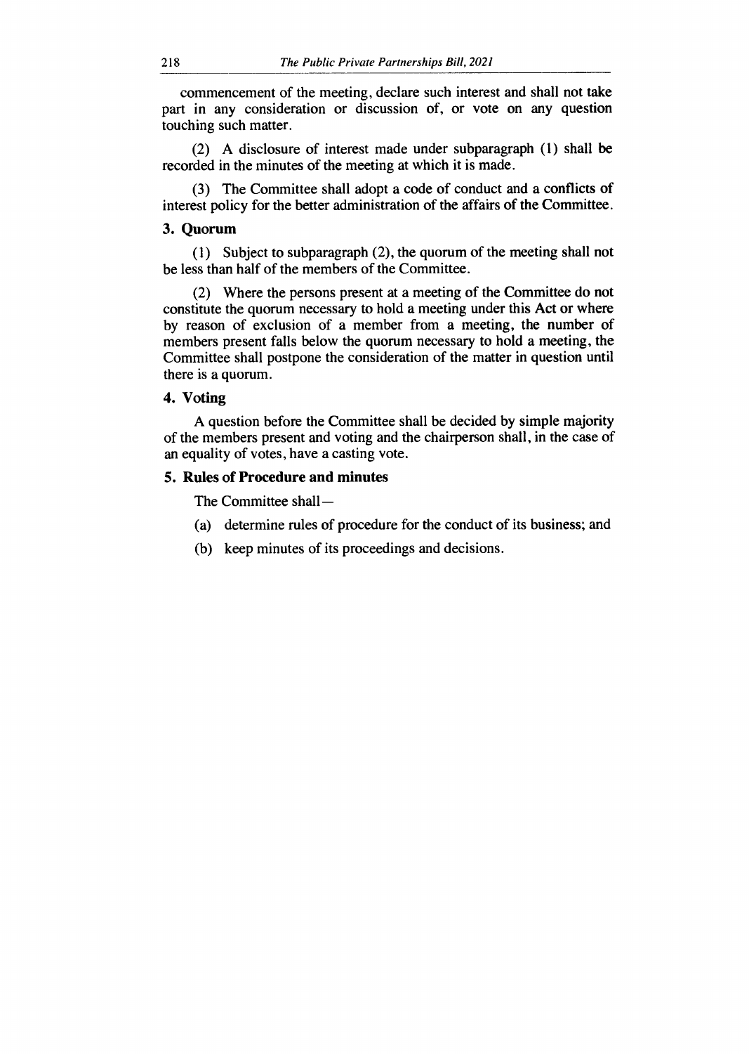commencement of the meeting, declare such interest and shall not take part in any consideration or discussion of, or vote on any question touching such matter.

(2) A disclosure of interest made under subparagraph (1) shall be recorded in the minutes of the meeting at which it is made.

(3) The Committee shall adopt a code of conduct and a conflicts of interest policy for the better administration of the affairs of the Committee.

### 3. Quorum

(1) Subject to subparagraph (2), the quorum of the meeting shall not be less than half of the members of the Committee.

(2) Where the persons present at a meeting of the Committee do not constitute the quorum necessary to hold a meeting under this Act or where by reason of exclusion of a member from a meeting, the number of members present falls below the quorum necessary to hold a meeting, the Committee shall postpone the consideration of the matter in question until there is a quorum.

### 4. Voting

A question before the Committee shall be decided by simple majority of the members present and voting and the chairperson shall, in the case of an equality of votes, have a casting vote.

### 5. Rules of Procedure and minutes

The Committee shall—

(a) determine rules of procedure for the conduct of its business; and

(b) keep minutes of its proceedings and decisions.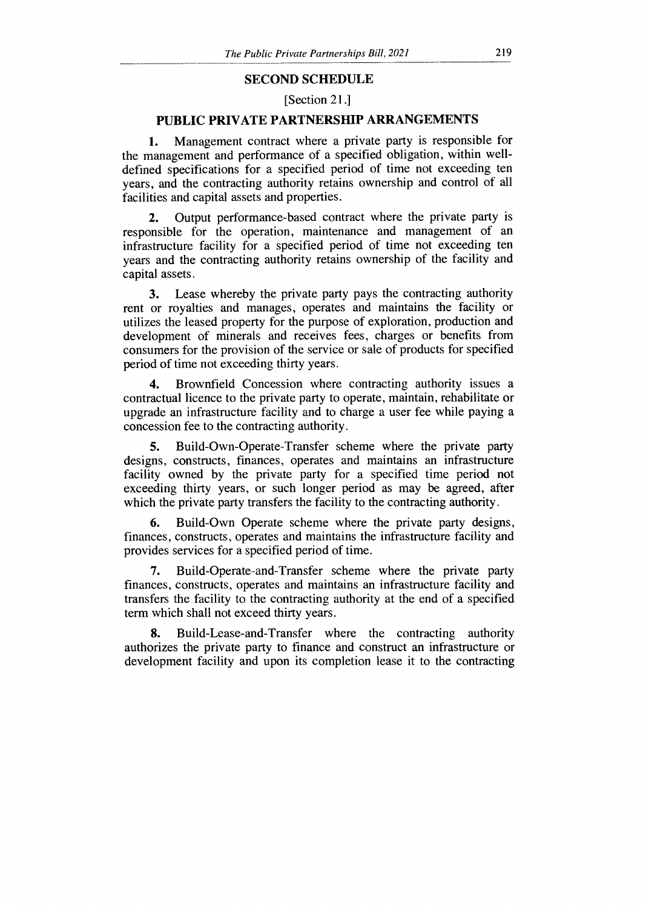## SECOND SCHEDULE

[Section 21.]

## PUBLIC PRIVATE PARTNERSHIP ARRANGEMENTS

**1.** Management contract where a private party is responsible for the management and performance of a specified obligation, within well-defined specifications for a specified period of time not exceeding ten years, and the contracting authority retains ownership and control of all facilities and capital assets and properties.

**2.** Output performance-based contract where the private party is responsible for the operation, maintenance and management of an infrastructure facility for a specified period of time not exceeding ten years and the contracting authority retains ownership of the facility and capital assets.

**3.** Lease whereby the private party pays the contracting authority rent or royalties and manages, operates and maintains the facility or utilizes the leased property for the purpose of exploration, production and development of minerals and receives fees, charges or benefits from consumers for the provision of the service or sale of products for specified period of time not exceeding thirty years.

**4.** Brownfield Concession where contracting authority issues a contractual licence to the private party to operate, maintain, rehabilitate or upgrade an infrastructure facility and to charge a user fee while paying a concession fee to the contracting authority.

**5.** Build-Own-Operate-Transfer scheme where the private party designs, constructs, finances, operates and maintains an infrastructure facility owned by the private party for a specified time period not exceeding thirty years, or such longer period as may be agreed, after which the private party transfers the facility to the contracting authority.

**6.** Build-Own Operate scheme where the private party designs, finances, constructs, operates and maintains the infrastructure facility and provides services for a specified period of time.

**7.** Build-Operate-and-Transfer scheme where the private party finances, constructs, operates and maintains an infrastructure facility and transfers the facility to the contracting authority at the end of a specified term which shall not exceed thirty years.

**8.** Build-Lease-and-Transfer where the contracting authority authorizes the private party to finance and construct an infrastructure or development facility and upon its completion lease it to the contracting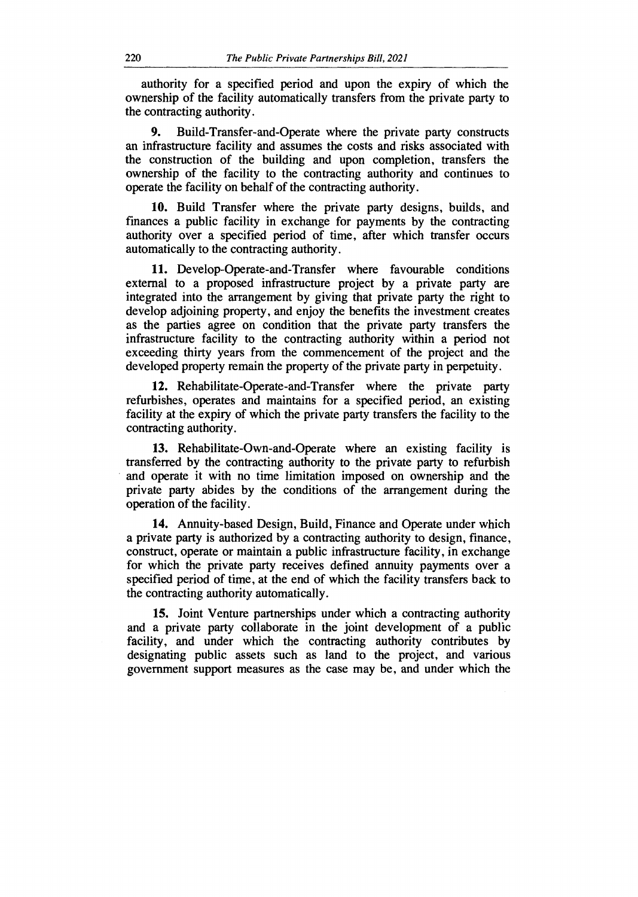authority for a specified period and upon the expiry of which the ownership of the facility automatically transfers from the private party to the contracting authority.

**9.** Build-Transfer-and-Operate where the private party constructs an infrastructure facility and assumes the costs and risks associated with the construction of the building and upon completion, transfers the ownership of the facility to the contracting authority and continues to operate the facility on behalf of the contracting authority.

**10.** Build Transfer where the private party designs, builds, and finances a public facility in exchange for payments by the contracting authority over a specified period of time, after which transfer occurs automatically to the contracting authority.

**11.** Develop-Operate-and-Transfer where favourable conditions external to a proposed infrastructure project by a private party are integrated into the arrangement by giving that private party the right to develop adjoining property, and enjoy the benefits the investment creates as the parties agree on condition that the private party transfers the infrastructure facility to the contracting authority within a period not exceeding thirty years from the commencement of the project and the developed property remain the property of the private party in perpetuity.

**12.** Rehabilitate-Operate-and-Transfer where the private party refurbishes, operates and maintains for a specified period, an existing facility at the expiry of which the private party transfers the facility to the contracting authority.

**13.** Rehabilitate-Own-and-Operate where an existing facility is transferred by the contracting authority to the private party to refurbish and operate it with no time limitation imposed on ownership and the private party abides by the conditions of the arrangement during the operation of the facility.

**14.** Annuity-based Design, Build, Finance and Operate under which a private party is authorized by a contracting authority to design, finance, construct, operate or maintain a public infrastructure facility, in exchange for which the private party receives defined annuity payments over a specified period of time, at the end of which the facility transfers back to the contracting authority automatically.

**15.** Joint Venture partnerships under which a contracting authority and a private party collaborate in the joint development of a public facility, and under which the contracting authority contributes by designating public assets such as land to the project, and various government support measures as the case may be, and under which the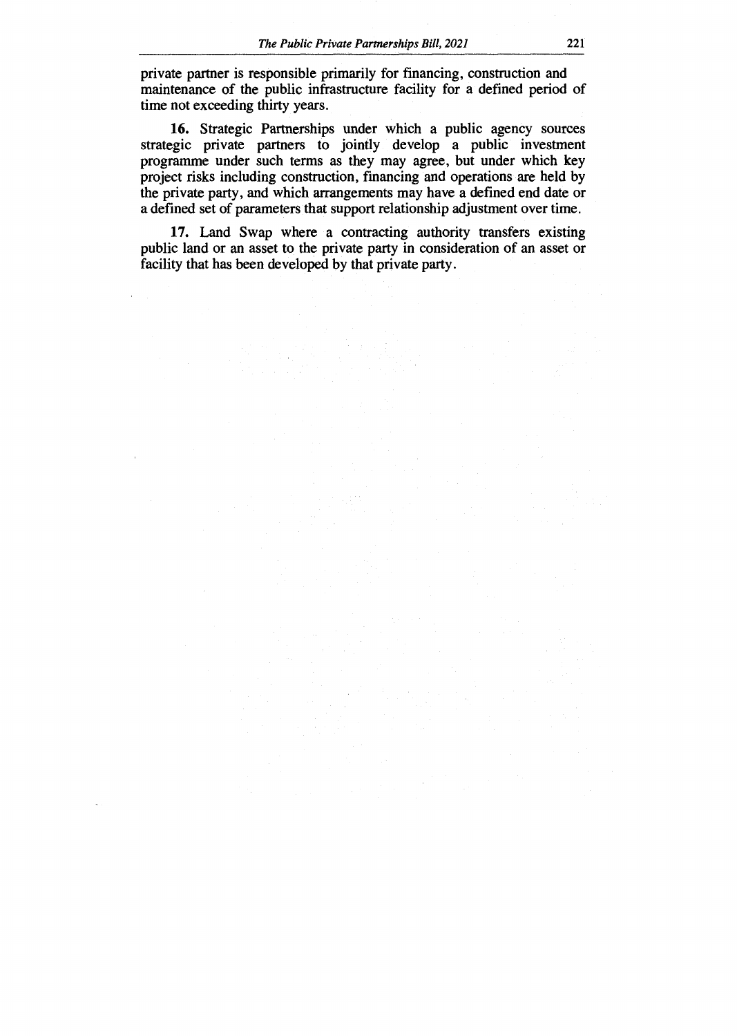private partner is responsible primarily for financing, construction and maintenance of the public infrastructure facility for a defined period of time not exceeding thirty years.

**16.** Strategic Partnerships under which a public agency sources strategic private partners to jointly develop a public investment programme under such terms as they may agree, but under which key project risks including construction, financing and operations are held by the private party, and which arrangements may have a defined end date or a defined set of parameters that support relationship adjustment over time.

**17.** Land Swap where a contracting authority transfers existing public land or an asset to the private party in consideration of an asset or facility that has been developed by that private party.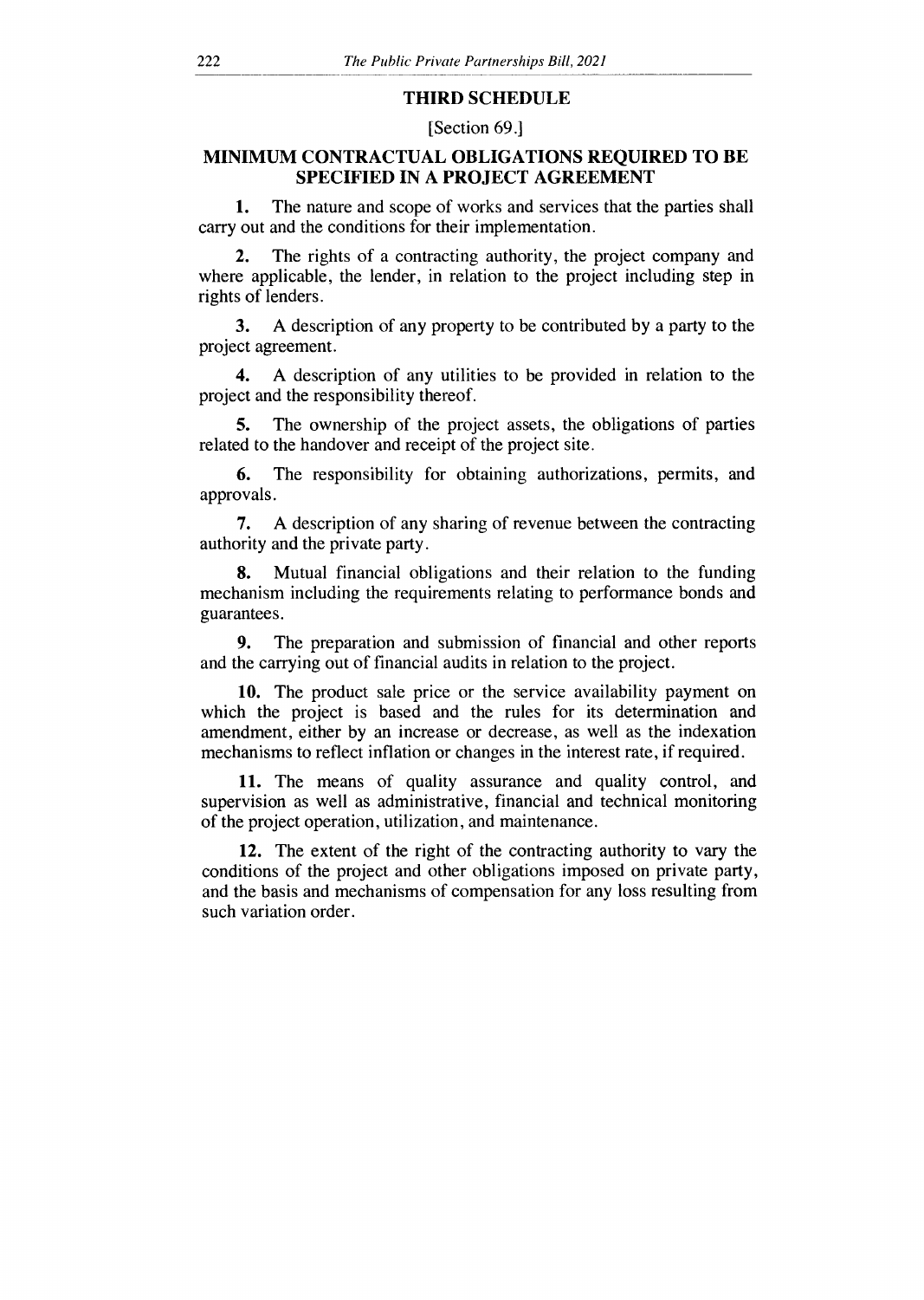## THIRD SCHEDULE

[Section 69.]

## MINIMUM CONTRACTUAL OBLIGATIONS REQUIRED TO BE SPECIFIED IN A PROJECT AGREEMENT

**1.** The nature and scope of works and services that the parties shall carry out and the conditions for their implementation.

**2.** The rights of a contracting authority, the project company and where applicable, the lender, in relation to the project including step in rights of lenders.

**3.** A description of any property to be contributed by a party to the project agreement.

**4.** A description of any utilities to be provided in relation to the project and the responsibility thereof.

**5.** The ownership of the project assets, the obligations of parties related to the handover and receipt of the project site.

**6.** The responsibility for obtaining authorizations, permits, and approvals.

**7.** A description of any sharing of revenue between the contracting authority and the private party.

**8.** Mutual financial obligations and their relation to the funding mechanism including the requirements relating to performance bonds and guarantees.

**9.** The preparation and submission of financial and other reports and the carrying out of financial audits in relation to the project.

**10.** The product sale price or the service availability payment on which the project is based and the rules for its determination and amendment, either by an increase or decrease, as well as the indexation mechanisms to reflect inflation or changes in the interest rate, if required.

**11.** The means of quality assurance and quality control, and supervision as well as administrative, financial and technical monitoring of the project operation, utilization, and maintenance.

**12.** The extent of the right of the contracting authority to vary the conditions of the project and other obligations imposed on private party, and the basis and mechanisms of compensation for any loss resulting from such variation order.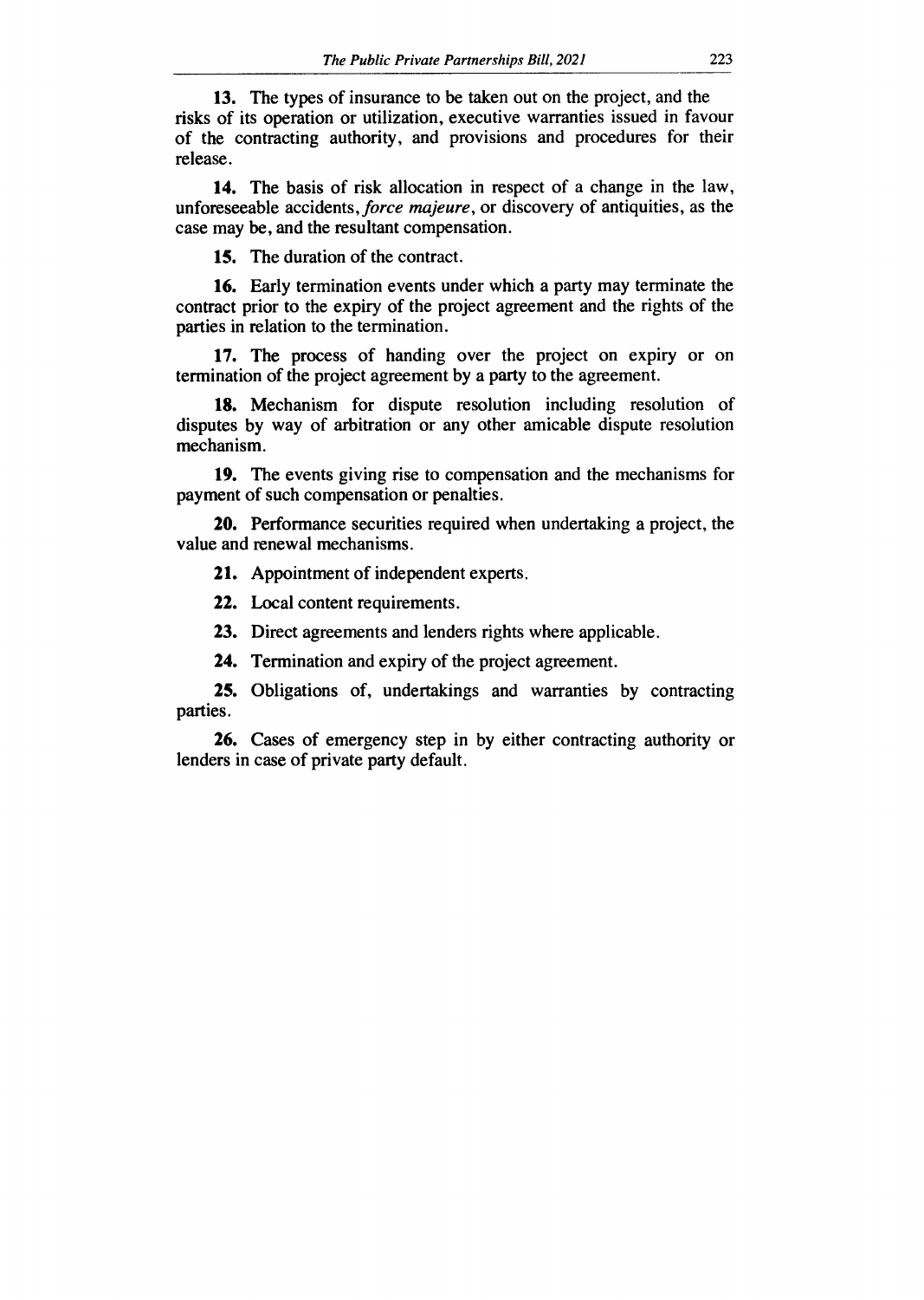**13.** The types of insurance to be taken out on the project, and the risks of its operation or utilization, executive warranties issued in favour of the contracting authority, and provisions and procedures for their release.

**14.** The basis of risk allocation in respect of a change in the law, unforeseeable accidents, *force majeure*, or discovery of antiquities, as the case may be, and the resultant compensation.

**15.** The duration of the contract.

**16.** Early termination events under which a party may terminate the contract prior to the expiry of the project agreement and the rights of the parties in relation to the termination.

**17.** The process of handing over the project on expiry or on termination of the project agreement by a party to the agreement.

**18.** Mechanism for dispute resolution including resolution of disputes by way of arbitration or any other amicable dispute resolution mechanism.

**19.** The events giving rise to compensation and the mechanisms for payment of such compensation or penalties.

**20.** Performance securities required when undertaking a project, the value and renewal mechanisms.

**21.** Appointment of independent experts.

**22.** Local content requirements.

**23.** Direct agreements and lenders rights where applicable.

**24.** Termination and expiry of the project agreement.

**25.** Obligations of, undertakings and warranties by contracting parties.

**26.** Cases of emergency step in by either contracting authority or lenders in case of private party default.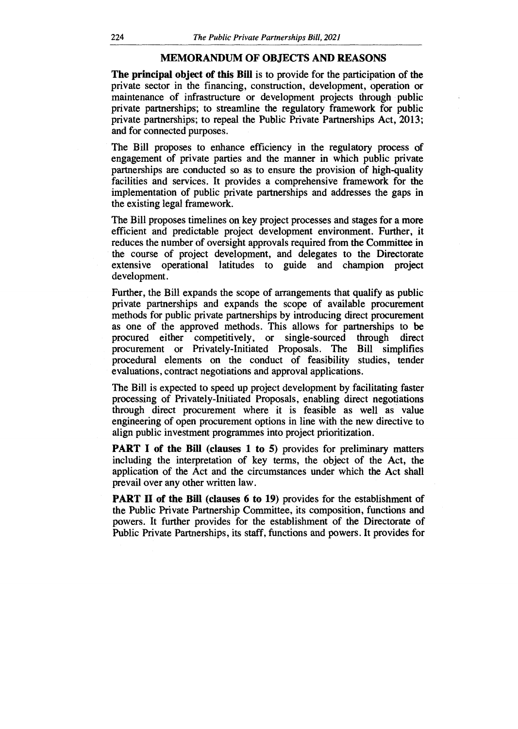## MEMORANDUM OF OBJECTS AND REASONS

**The principal object of this Bill** is to provide for the participation of the private sector in the financing, construction, development, operation or maintenance of infrastructure or development projects through public private partnerships; to streamline the regulatory framework for public private partnerships; to repeal the Public Private Partnerships Act, 2013; and for connected purposes.

The Bill proposes to enhance efficiency in the regulatory process of engagement of private parties and the manner in which public private partnerships are conducted so as to ensure the provision of high-quality facilities and services. It provides a comprehensive framework for the implementation of public private partnerships and addresses the gaps in the existing legal framework.

The Bill proposes timelines on key project processes and stages for a more efficient and predictable project development environment. Further, it reduces the number of oversight approvals required from the Committee in the course of project development, and delegates to the Directorate extensive operational latitudes to guide and champion project development.

Further, the Bill expands the scope of arrangements that qualify as public private partnerships and expands the scope of available procurement methods for public private partnerships by introducing direct procurement as one of the approved methods. This allows for partnerships to be procured either competitively, or single-sourced through direct procurement or Privately-Initiated Proposals. The Bill simplifies procedural elements on the conduct of feasibility studies, tender evaluations, contract negotiations and approval applications.

The Bill is expected to speed up project development by facilitating faster processing of Privately-Initiated Proposals, enabling direct negotiations through direct procurement where it is feasible as well as value engineering of open procurement options in line with the new directive to align public investment programmes into project prioritization.

**PART I of the Bill (clauses 1 to 5)** provides for preliminary matters including the interpretation of key terms, the object of the Act, the application of the Act and the circumstances under which the Act shall prevail over any other written law.

**PART II of the Bill (clauses 6 to 19)** provides for the establishment of the Public Private Partnership Committee, its composition, functions and powers. It further provides for the establishment of the Directorate of Public Private Partnerships, its staff, functions and powers. It provides for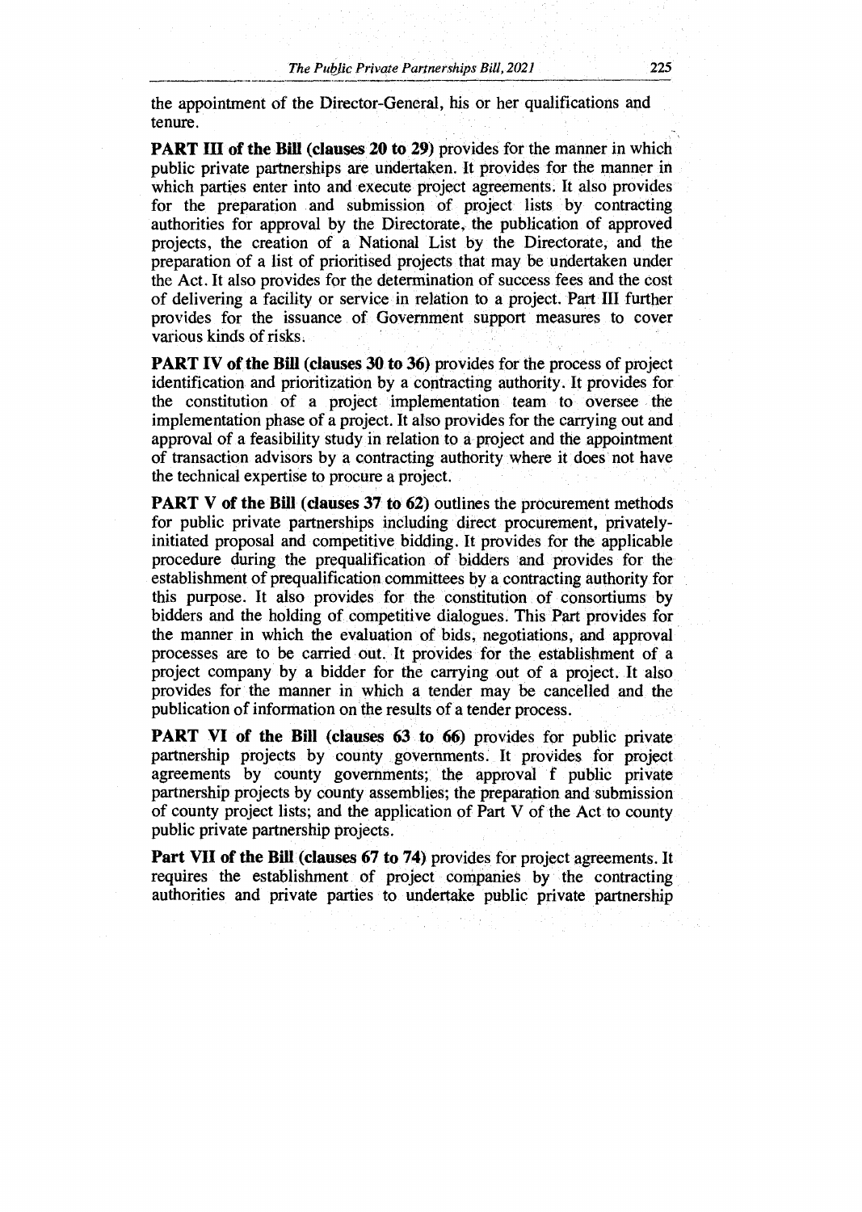the appointment of the Director-General, his or her qualifications and tenure.

**PART III of the Bill (clauses 20 to 29)** provides for the manner in which public private partnerships are undertaken. It provides for the manner in which parties enter into and execute project agreements. It also provides for the preparation and submission of project lists by contracting authorities for approval by the Directorate, the publication of approved projects, the creation of a National List by the Directorate, and the preparation of a list of prioritised projects that may be undertaken under the Act. It also provides for the determination of success fees and the cost of delivering a facility or service in relation to a project. Part III further provides for the issuance of Government support measures to cover various kinds of risks.

**PART IV of the Bill (clauses 30 to 36)** provides for the process of project identification and prioritization by a contracting authority. It provides for the constitution of a project implementation team to oversee the implementation phase of a project. It also provides for the carrying out and approval of a feasibility study in relation to a project and the appointment of transaction advisors by a contracting authority where it does not have the technical expertise to procure a project.

**PART V of the Bill (clauses 37 to 62)** outlines the procurement methods for public private partnerships including direct procurement, privately-initiated proposal and competitive bidding. It provides for the applicable procedure during the prequalification of bidders and provides for the establishment of prequalification committees by a contracting authority for this purpose. It also provides for the constitution of consortiums by bidders and the holding of competitive dialogues. This Part provides for the manner in which the evaluation of bids, negotiations, and approval processes are to be carried out. It provides for the establishment of a project company by a bidder for the carrying out of a project. It also provides for the manner in which a tender may be cancelled and the publication of information on the results of a tender process.

**PART VI of the Bill (clauses 63 to 66)** provides for public private partnership projects by county governments. It provides for project agreements by county governments; the approval f public private partnership projects by county assemblies; the preparation and submission of county project lists; and the application of Part V of the Act to county public private partnership projects.

**Part VII of the Bill (clauses 67 to 74)** provides for project agreements. It requires the establishment of project companies by the contracting authorities and private parties to undertake public private partnership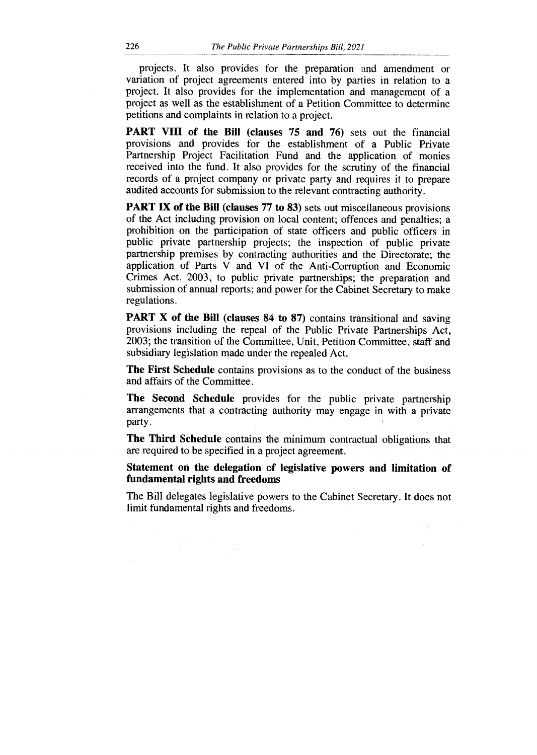projects. It also provides for the preparation and amendment or variation of project agreements entered into by parties in relation to a project. It also provides for the implementation and management of a project as well as the establishment of a Petition Committee to determine petitions and complaints in relation to a project.

**PART VIII of the Bill (clauses 75 and 76)** sets out the financial provisions and provides for the establishment of a Public Private Partnership Project Facilitation Fund and the application of monies received into the fund. It also provides for the scrutiny of the financial records of a project company or private party and requires it to prepare audited accounts for submission to the relevant contracting authority.

**PART IX of the Bill (clauses 77 to 83)** sets out miscellaneous provisions of the Act including provision on local content; offences and penalties; a prohibition on the participation of state officers and public officers in public private partnership projects; the inspection of public private partnership premises by contracting authorities and the Directorate; the application of Parts V and VI of the Anti-Corruption and Economic Crimes Act, 2003, to public private partnerships; the preparation and submission of annual reports; and power for the Cabinet Secretary to make regulations.

**PART X of the Bill (clauses 84 to 87)** contains transitional and saving provisions including the repeal of the Public Private Partnerships Act, 2003; the transition of the Committee, Unit, Petition Committee, staff and subsidiary legislation made under the repealed Act.

**The First Schedule** contains provisions as to the conduct of the business and affairs of the Committee.

**The Second Schedule** provides for the public private partnership arrangements that a contracting authority may engage in with a private party.

**The Third Schedule** contains the minimum contractual obligations that are required to be specified in a project agreement.

**Statement on the delegation of legislative powers and limitation of fundamental rights and freedoms**

The Bill delegates legislative powers to the Cabinet Secretary. It does not limit fundamental rights and freedoms.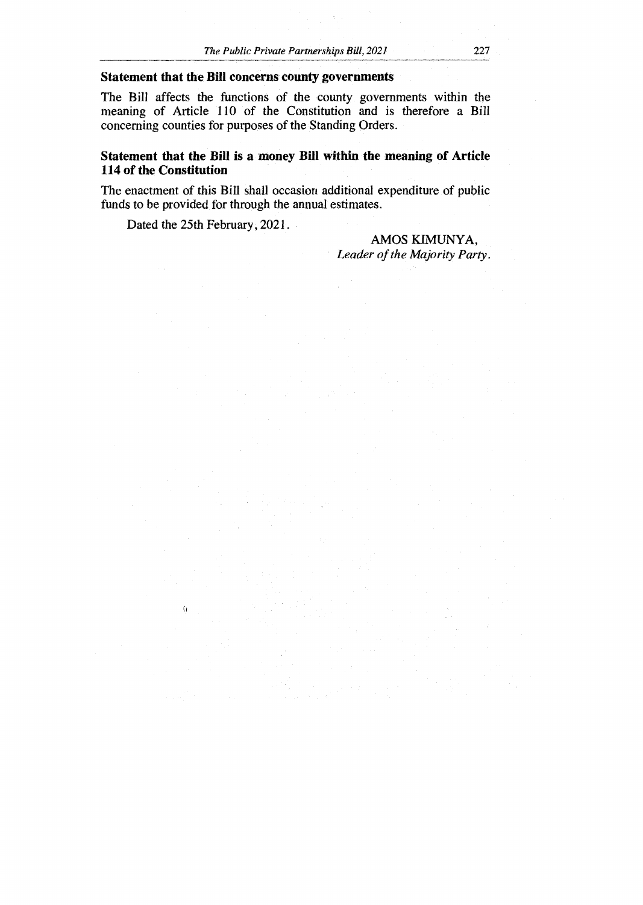**Statement that the Bill concerns county governments**

The Bill affects the functions of the county governments within the meaning of Article 110 of the Constitution and is therefore a Bill concerning counties for purposes of the Standing Orders.

**Statement that the Bill is a money Bill within the meaning of Article 114 of the Constitution**

The enactment of this Bill shall occasion additional expenditure of public funds to be provided for through the annual estimates.

Dated the 25th February, 2021.

AMOS KIMUNYA,
*Leader of the Majority Party.*